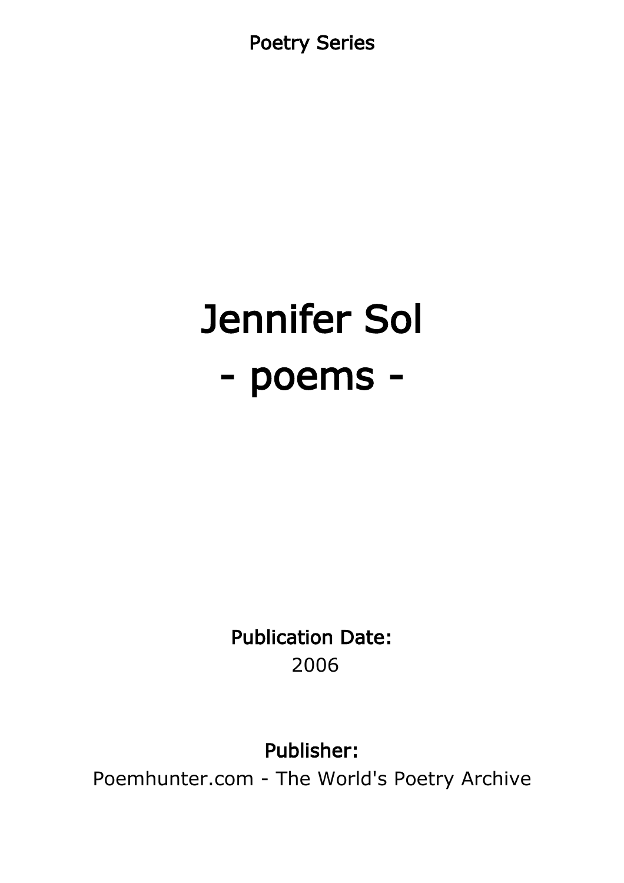Poetry Series

# Jennifer Sol
# - poems -

**Publication Date:**
2006

**Publisher:**
Poemhunter.com - The World's Poetry Archive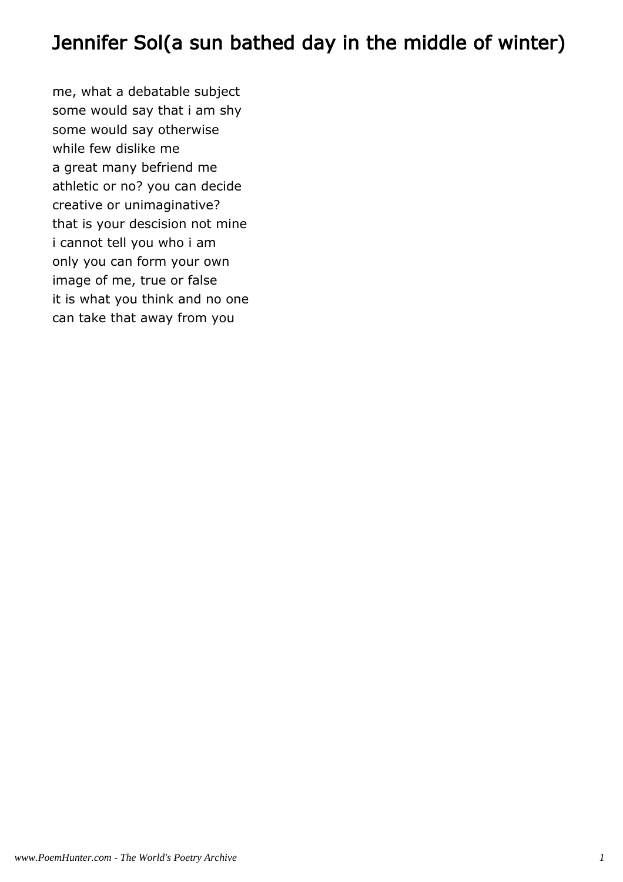# Jennifer Sol(a sun bathed day in the middle of winter)

me, what a debatable subject
some would say that i am shy
some would say otherwise
while few dislike me
a great many befriend me
athletic or no? you can decide
creative or unimaginative?
that is your descision not mine
i cannot tell you who i am
only you can form your own
image of me, true or false
it is what you think and no one
can take that away from you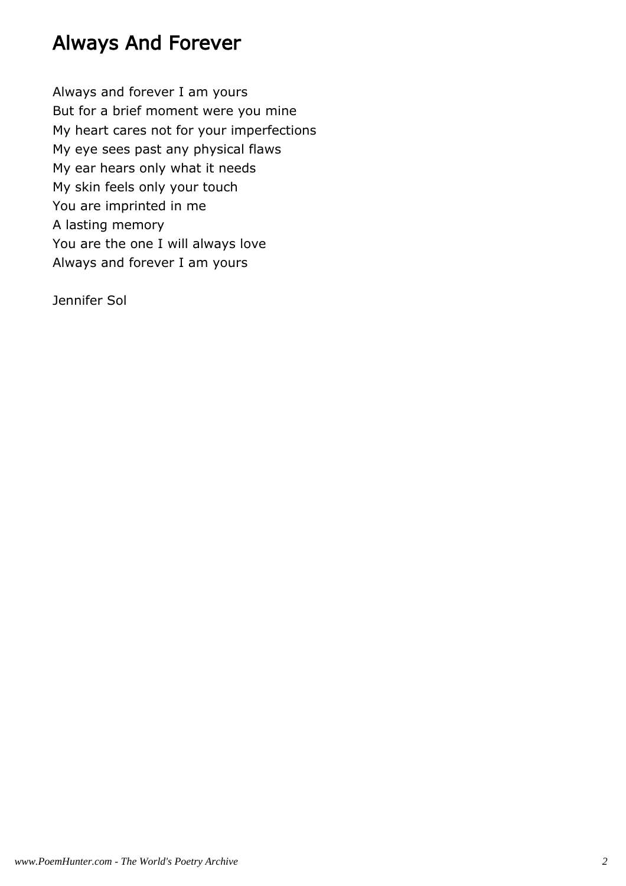# Always And Forever

Always and forever I am yours  
But for a brief moment were you mine  
My heart cares not for your imperfections  
My eye sees past any physical flaws  
My ear hears only what it needs  
My skin feels only your touch  
You are imprinted in me  
A lasting memory  
You are the one I will always love  
Always and forever I am yours

Jennifer Sol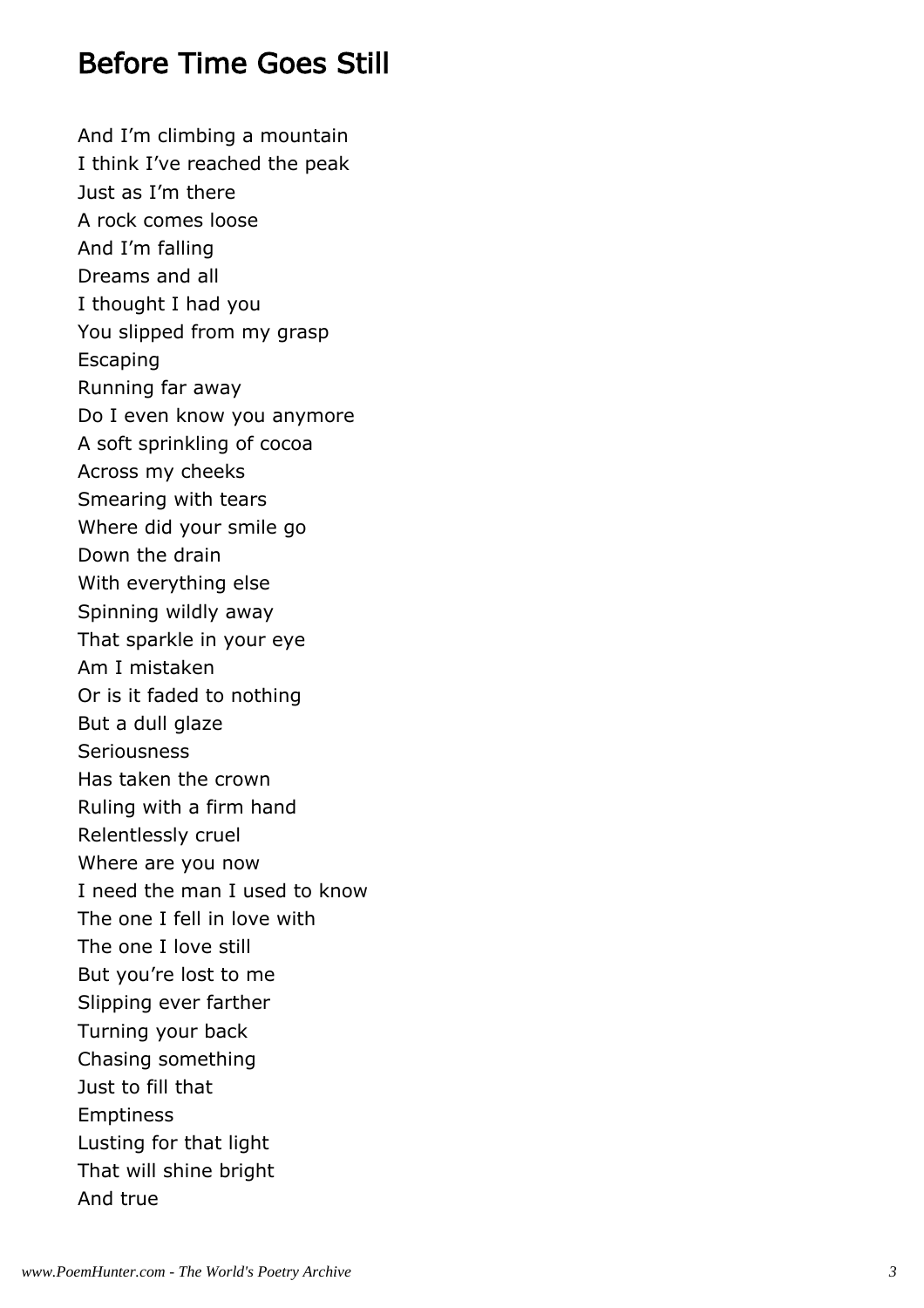# Before Time Goes Still

And I'm climbing a mountain
I think I've reached the peak
Just as I'm there
A rock comes loose
And I'm falling
Dreams and all
I thought I had you
You slipped from my grasp
Escaping
Running far away
Do I even know you anymore
A soft sprinkling of cocoa
Across my cheeks
Smearing with tears
Where did your smile go
Down the drain
With everything else
Spinning wildly away
That sparkle in your eye
Am I mistaken
Or is it faded to nothing
But a dull glaze
Seriousness
Has taken the crown
Ruling with a firm hand
Relentlessly cruel
Where are you now
I need the man I used to know
The one I fell in love with
The one I love still
But you're lost to me
Slipping ever farther
Turning your back
Chasing something
Just to fill that
Emptiness
Lusting for that light
That will shine bright
And true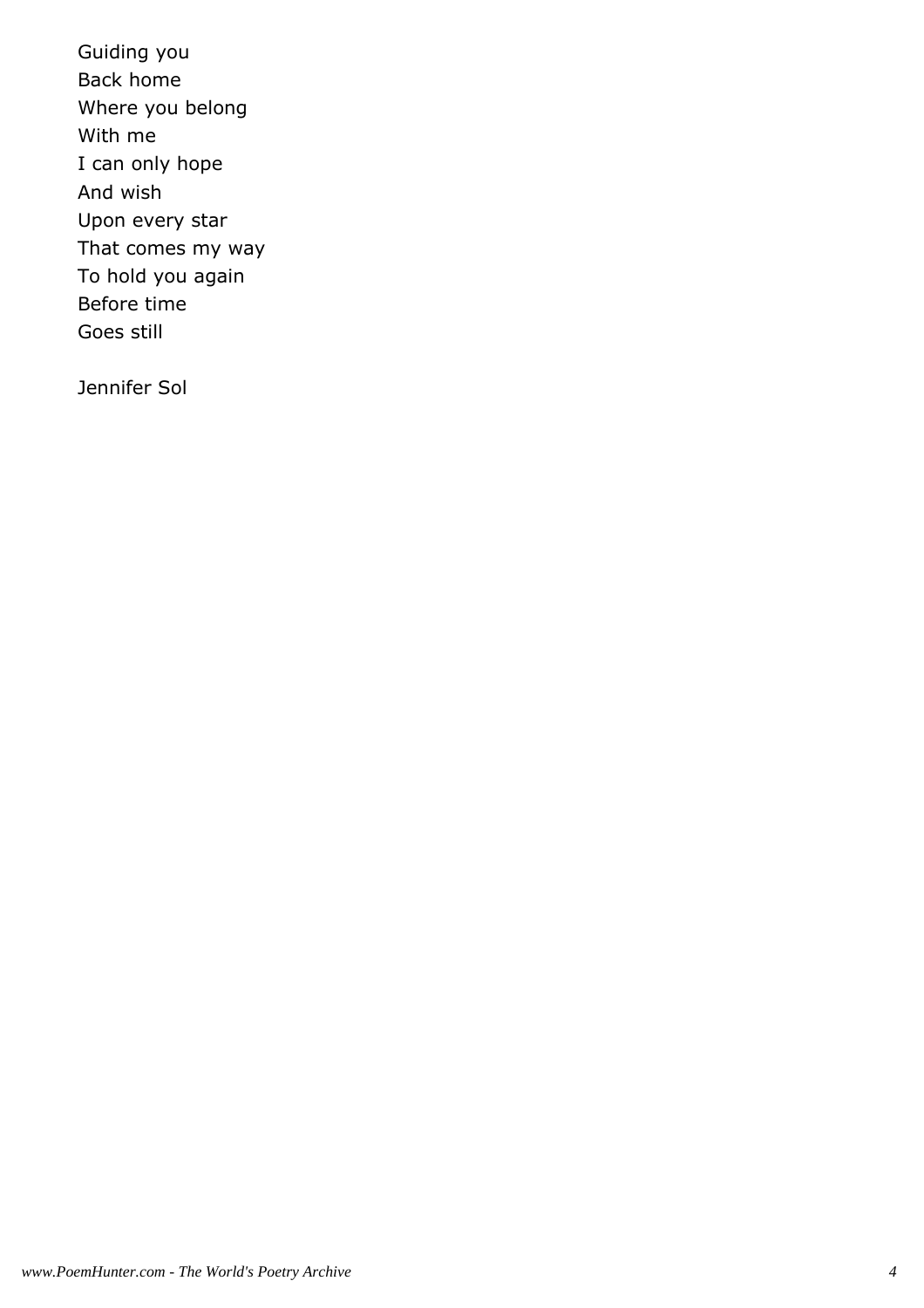Guiding you  
Back home  
Where you belong  
With me  
I can only hope  
And wish  
Upon every star  
That comes my way  
To hold you again  
Before time  
Goes still

Jennifer Sol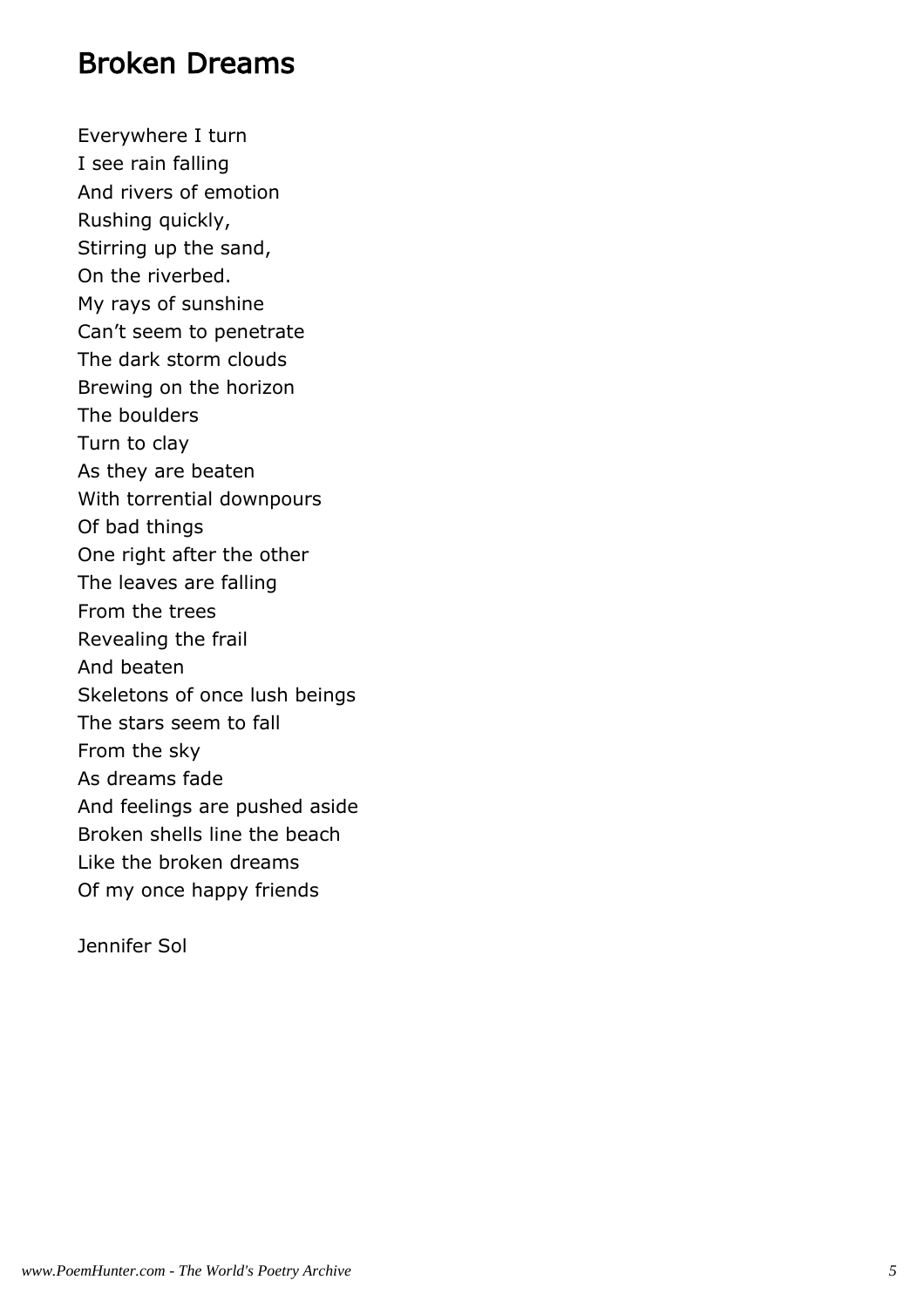# Broken Dreams

Everywhere I turn  
I see rain falling  
And rivers of emotion  
Rushing quickly,  
Stirring up the sand,  
On the riverbed.  
My rays of sunshine  
Can't seem to penetrate  
The dark storm clouds  
Brewing on the horizon  
The boulders  
Turn to clay  
As they are beaten  
With torrential downpours  
Of bad things  
One right after the other  
The leaves are falling  
From the trees  
Revealing the frail  
And beaten  
Skeletons of once lush beings  
The stars seem to fall  
From the sky  
As dreams fade  
And feelings are pushed aside  
Broken shells line the beach  
Like the broken dreams  
Of my once happy friends

Jennifer Sol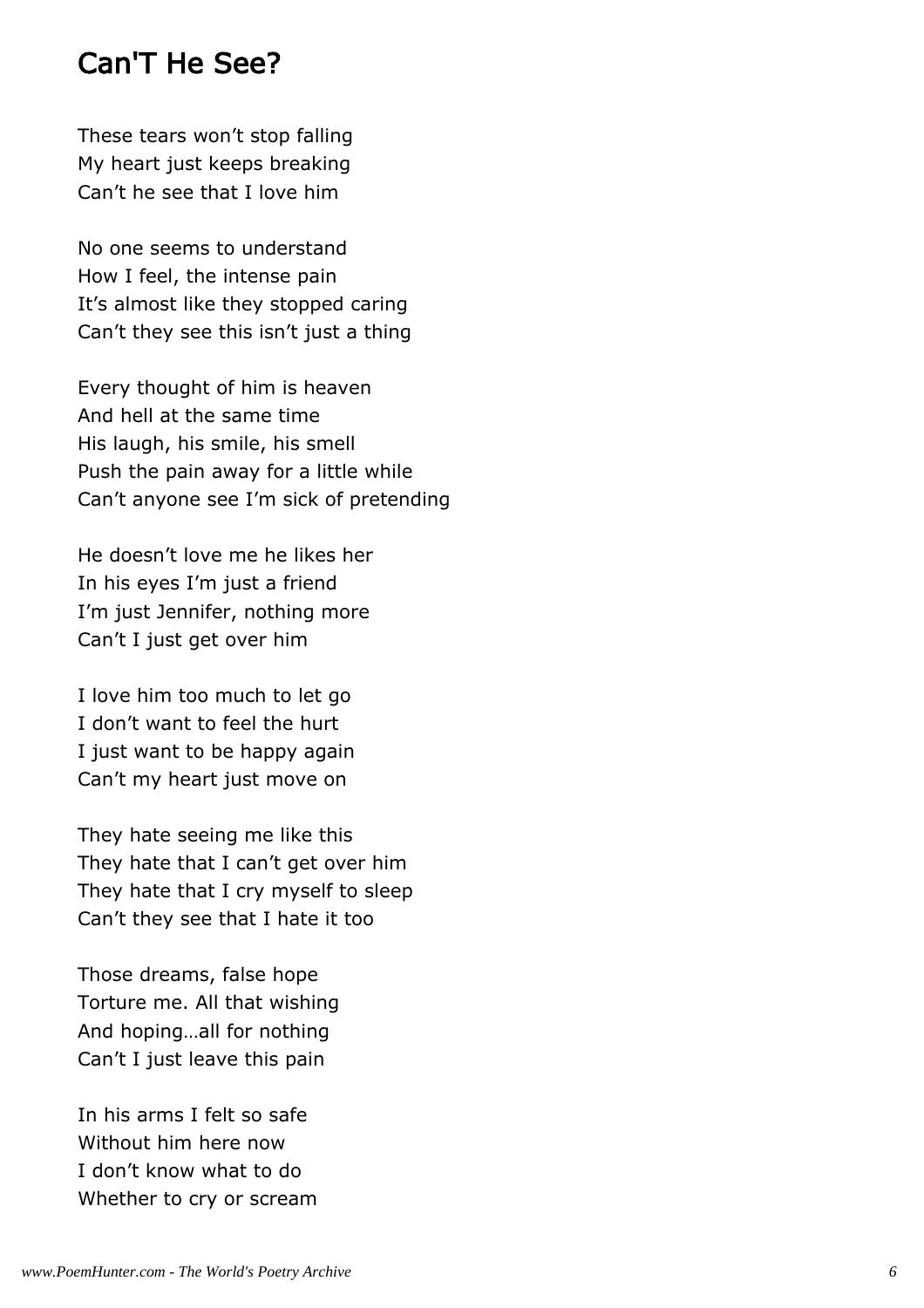# Can'T He See?

These tears won't stop falling  
My heart just keeps breaking  
Can't he see that I love him

No one seems to understand  
How I feel, the intense pain  
It's almost like they stopped caring  
Can't they see this isn't just a thing

Every thought of him is heaven  
And hell at the same time  
His laugh, his smile, his smell  
Push the pain away for a little while  
Can't anyone see I'm sick of pretending

He doesn't love me he likes her  
In his eyes I'm just a friend  
I'm just Jennifer, nothing more  
Can't I just get over him

I love him too much to let go  
I don't want to feel the hurt  
I just want to be happy again  
Can't my heart just move on

They hate seeing me like this  
They hate that I can't get over him  
They hate that I cry myself to sleep  
Can't they see that I hate it too

Those dreams, false hope  
Torture me. All that wishing  
And hoping…all for nothing  
Can't I just leave this pain

In his arms I felt so safe  
Without him here now  
I don't know what to do  
Whether to cry or scream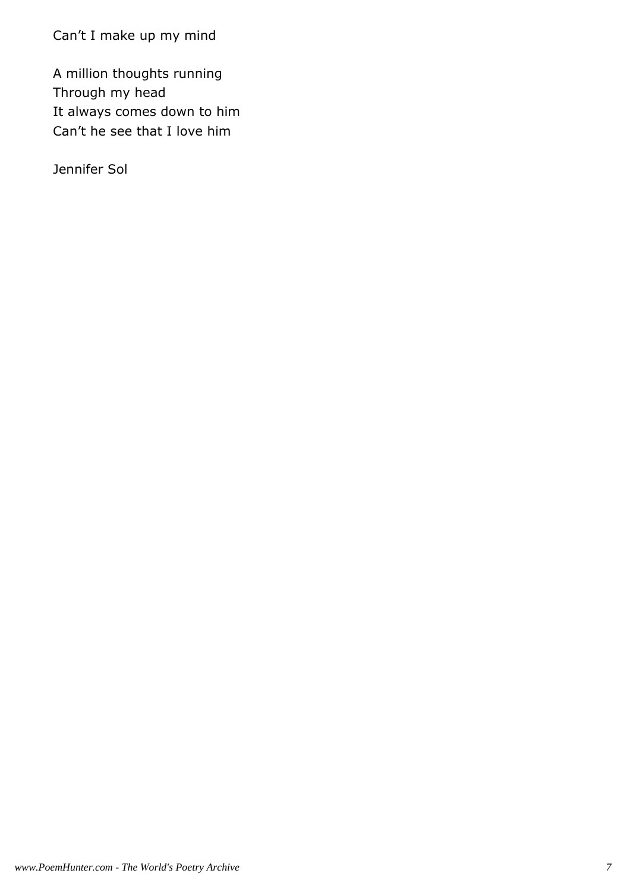Can’t I make up my mind

A million thoughts running
Through my head
It always comes down to him
Can’t he see that I love him

Jennifer Sol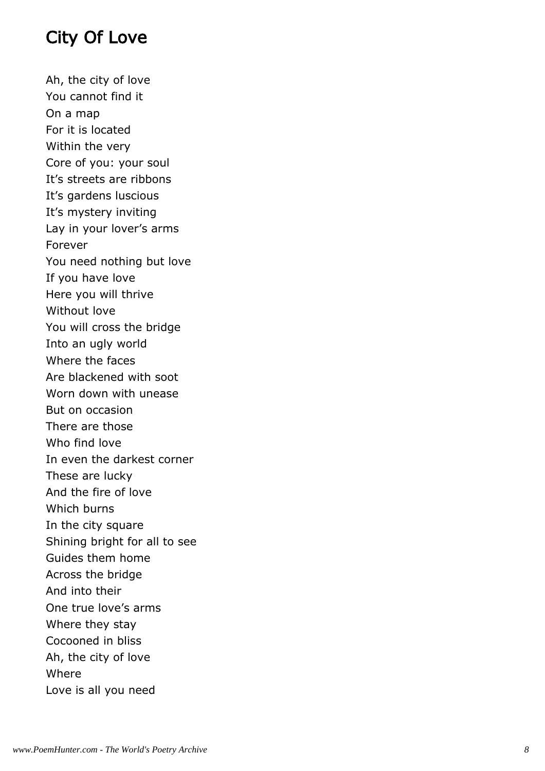## City Of Love

Ah, the city of love
You cannot find it
On a map
For it is located
Within the very
Core of you: your soul
It's streets are ribbons
It's gardens luscious
It's mystery inviting
Lay in your lover's arms
Forever
You need nothing but love
If you have love
Here you will thrive
Without love
You will cross the bridge
Into an ugly world
Where the faces
Are blackened with soot
Worn down with unease
But on occasion
There are those
Who find love
In even the darkest corner
These are lucky
And the fire of love
Which burns
In the city square
Shining bright for all to see
Guides them home
Across the bridge
And into their
One true love's arms
Where they stay
Cocooned in bliss
Ah, the city of love
Where
Love is all you need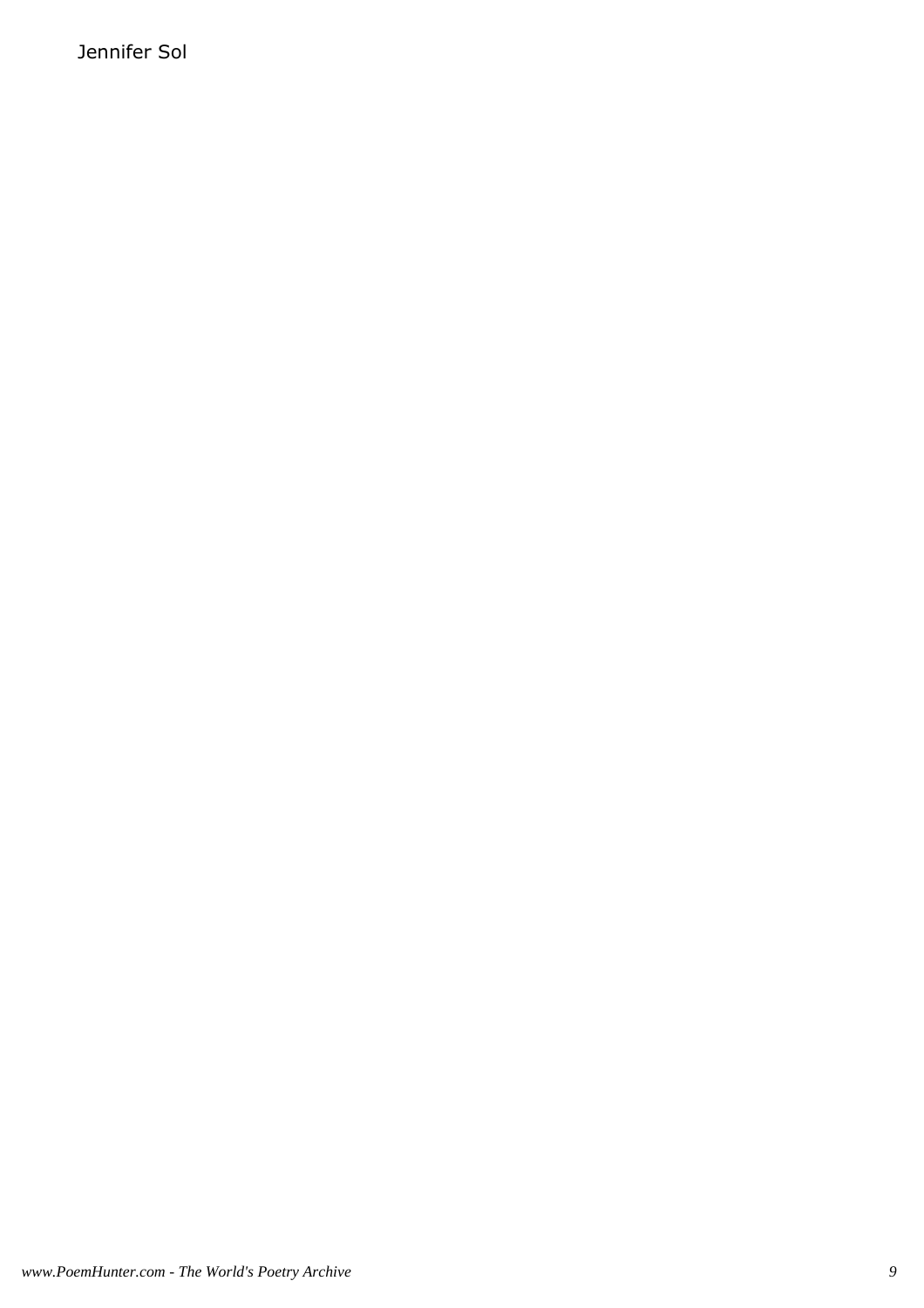Jennifer Sol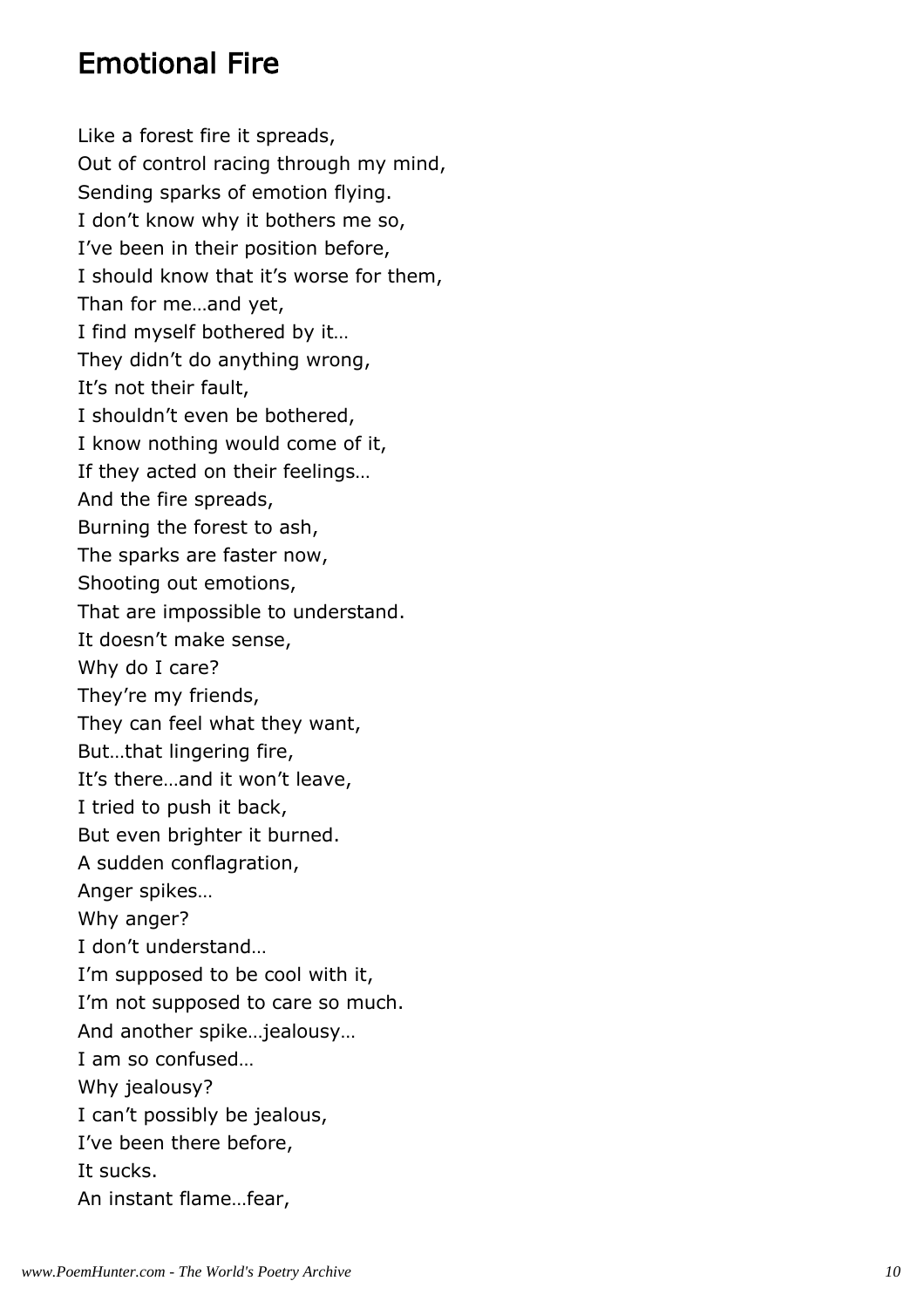## Emotional Fire

Like a forest fire it spreads,
Out of control racing through my mind,
Sending sparks of emotion flying.
I don’t know why it bothers me so,
I’ve been in their position before,
I should know that it’s worse for them,
Than for me…and yet,
I find myself bothered by it…
They didn’t do anything wrong,
It’s not their fault,
I shouldn’t even be bothered,
I know nothing would come of it,
If they acted on their feelings…
And the fire spreads,
Burning the forest to ash,
The sparks are faster now,
Shooting out emotions,
That are impossible to understand.
It doesn’t make sense,
Why do I care?
They’re my friends,
They can feel what they want,
But…that lingering fire,
It’s there…and it won’t leave,
I tried to push it back,
But even brighter it burned.
A sudden conflagration,
Anger spikes…
Why anger?
I don’t understand…
I’m supposed to be cool with it,
I’m not supposed to care so much.
And another spike…jealousy…
I am so confused…
Why jealousy?
I can’t possibly be jealous,
I’ve been there before,
It sucks.
An instant flame…fear,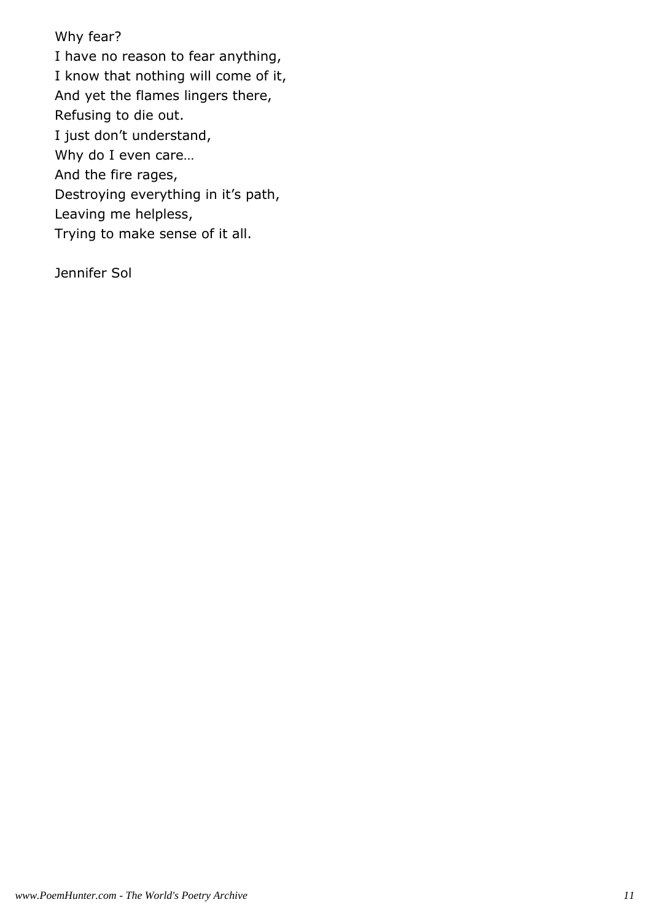Why fear?
I have no reason to fear anything,
I know that nothing will come of it,
And yet the flames lingers there,
Refusing to die out.
I just don't understand,
Why do I even care…
And the fire rages,
Destroying everything in it's path,
Leaving me helpless,
Trying to make sense of it all.

Jennifer Sol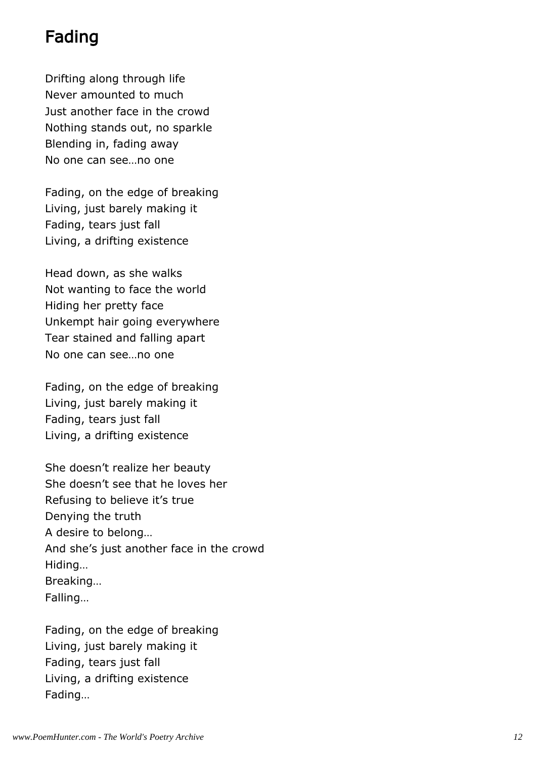# Fading

Drifting along through life  
Never amounted to much  
Just another face in the crowd  
Nothing stands out, no sparkle  
Blending in, fading away  
No one can see…no one

Fading, on the edge of breaking  
Living, just barely making it  
Fading, tears just fall  
Living, a drifting existence

Head down, as she walks  
Not wanting to face the world  
Hiding her pretty face  
Unkempt hair going everywhere  
Tear stained and falling apart  
No one can see…no one

Fading, on the edge of breaking  
Living, just barely making it  
Fading, tears just fall  
Living, a drifting existence

She doesn't realize her beauty  
She doesn't see that he loves her  
Refusing to believe it's true  
Denying the truth  
A desire to belong…  
And she's just another face in the crowd  
Hiding…  
Breaking…  
Falling…

Fading, on the edge of breaking  
Living, just barely making it  
Fading, tears just fall  
Living, a drifting existence  
Fading…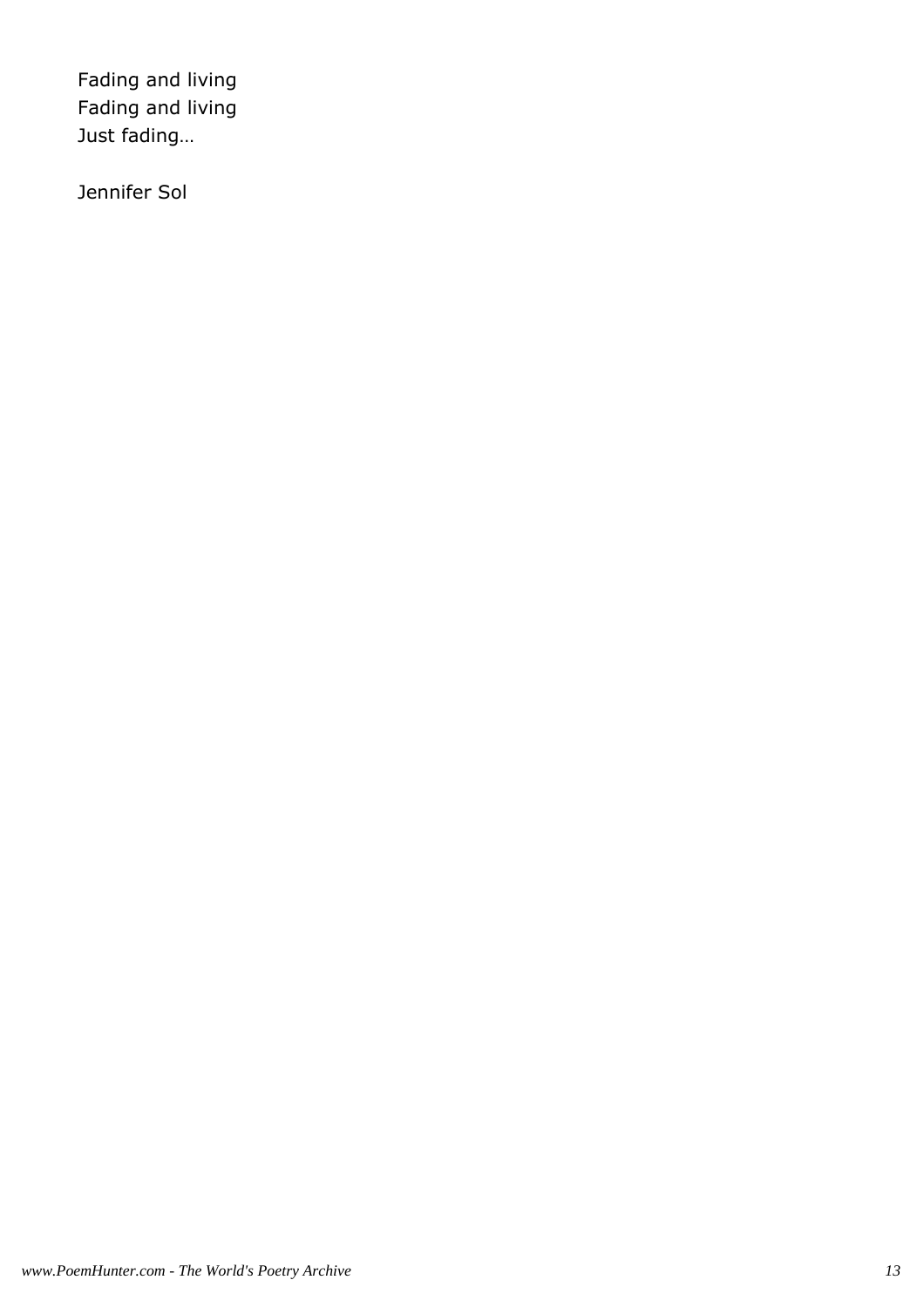Fading and living  
Fading and living  
Just fading…

Jennifer Sol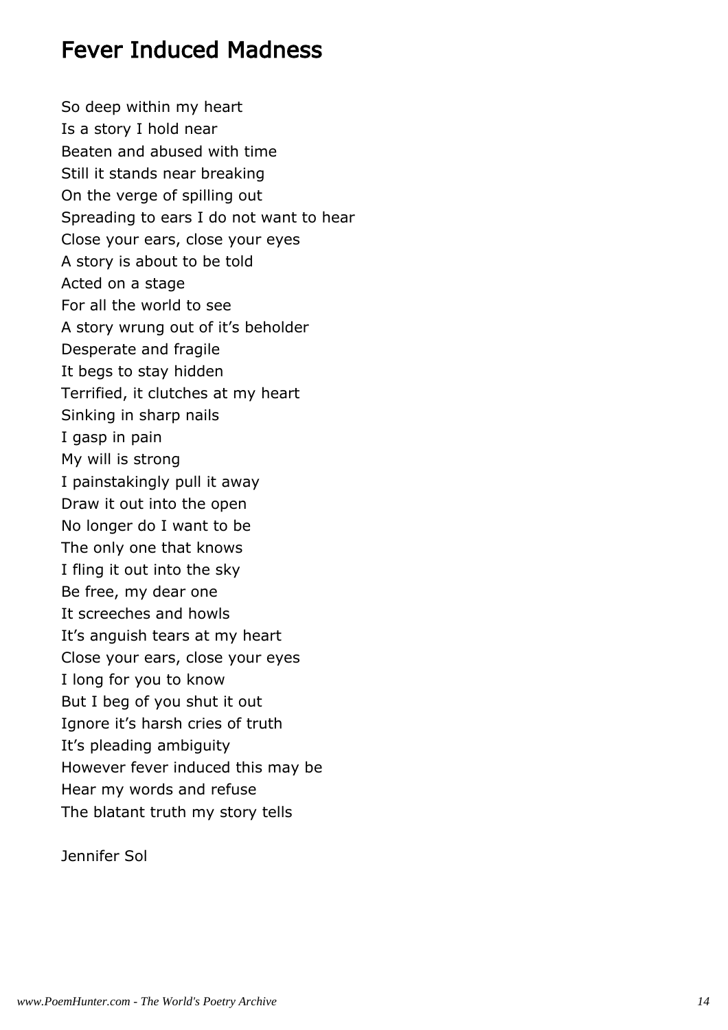# Fever Induced Madness

So deep within my heart  
Is a story I hold near  
Beaten and abused with time  
Still it stands near breaking  
On the verge of spilling out  
Spreading to ears I do not want to hear  
Close your ears, close your eyes  
A story is about to be told  
Acted on a stage  
For all the world to see  
A story wrung out of it's beholder  
Desperate and fragile  
It begs to stay hidden  
Terrified, it clutches at my heart  
Sinking in sharp nails  
I gasp in pain  
My will is strong  
I painstakingly pull it away  
Draw it out into the open  
No longer do I want to be  
The only one that knows  
I fling it out into the sky  
Be free, my dear one  
It screeches and howls  
It's anguish tears at my heart  
Close your ears, close your eyes  
I long for you to know  
But I beg of you shut it out  
Ignore it's harsh cries of truth  
It's pleading ambiguity  
However fever induced this may be  
Hear my words and refuse  
The blatant truth my story tells

Jennifer Sol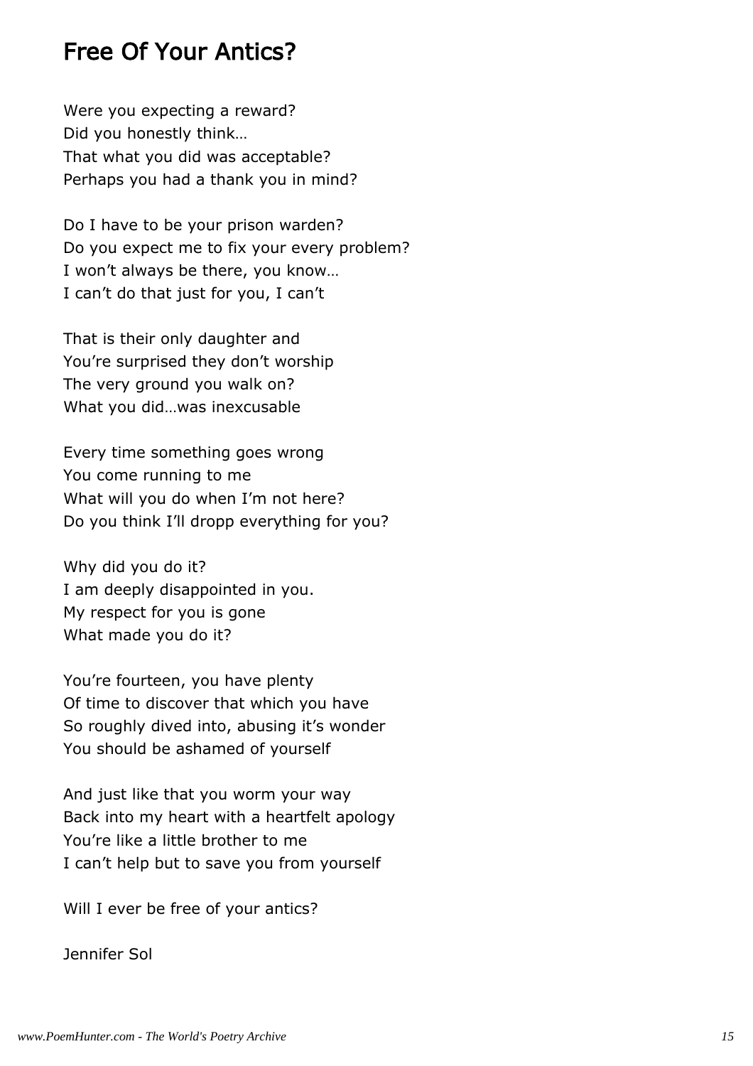## Free Of Your Antics?

Were you expecting a reward?
Did you honestly think…
That what you did was acceptable?
Perhaps you had a thank you in mind?

Do I have to be your prison warden?
Do you expect me to fix your every problem?
I won’t always be there, you know…
I can’t do that just for you, I can’t

That is their only daughter and
You’re surprised they don’t worship
The very ground you walk on?
What you did…was inexcusable

Every time something goes wrong
You come running to me
What will you do when I’m not here?
Do you think I’ll dropp everything for you?

Why did you do it?
I am deeply disappointed in you.
My respect for you is gone
What made you do it?

You’re fourteen, you have plenty
Of time to discover that which you have
So roughly dived into, abusing it’s wonder
You should be ashamed of yourself

And just like that you worm your way
Back into my heart with a heartfelt apology
You’re like a little brother to me
I can’t help but to save you from yourself

Will I ever be free of your antics?

Jennifer Sol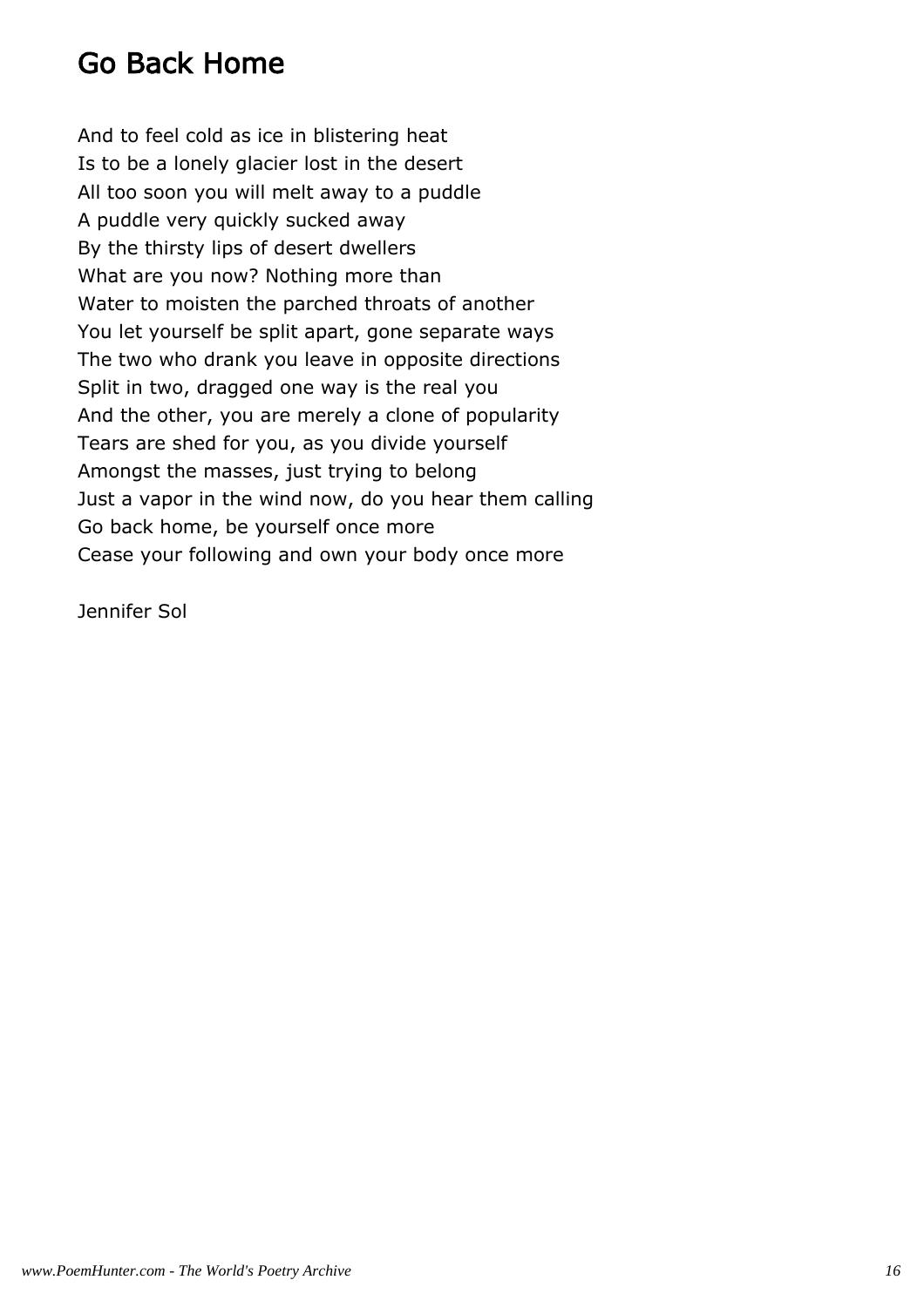## Go Back Home

And to feel cold as ice in blistering heat
Is to be a lonely glacier lost in the desert
All too soon you will melt away to a puddle
A puddle very quickly sucked away
By the thirsty lips of desert dwellers
What are you now? Nothing more than
Water to moisten the parched throats of another
You let yourself be split apart, gone separate ways
The two who drank you leave in opposite directions
Split in two, dragged one way is the real you
And the other, you are merely a clone of popularity
Tears are shed for you, as you divide yourself
Amongst the masses, just trying to belong
Just a vapor in the wind now, do you hear them calling
Go back home, be yourself once more
Cease your following and own your body once more

Jennifer Sol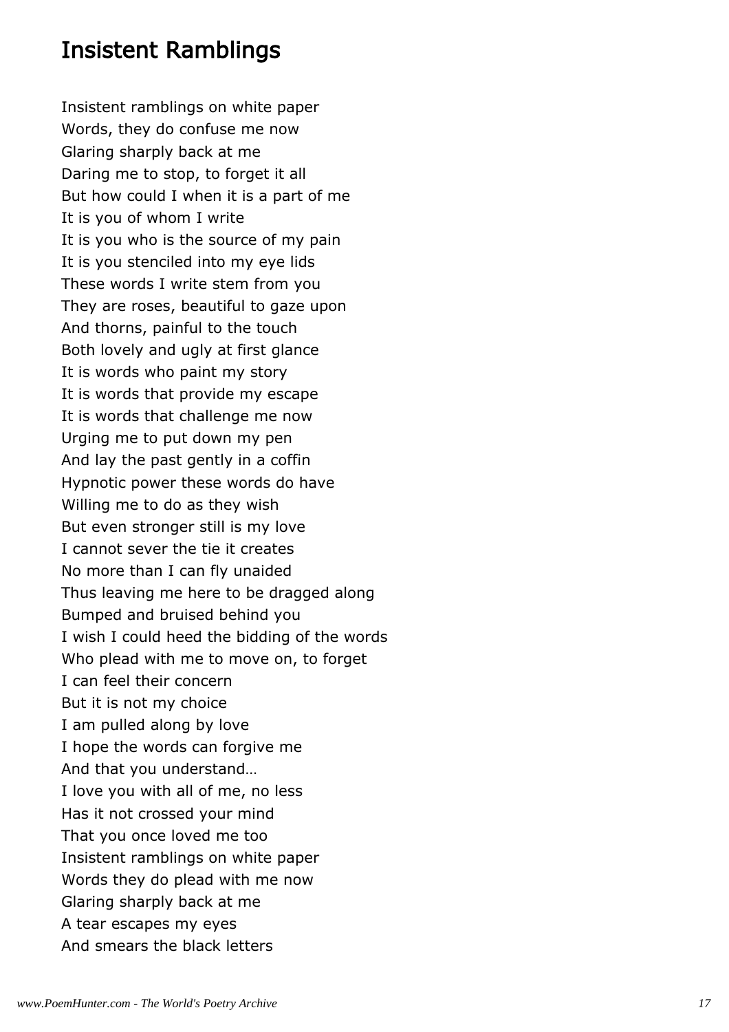# Insistent Ramblings

Insistent ramblings on white paper
Words, they do confuse me now
Glaring sharply back at me
Daring me to stop, to forget it all
But how could I when it is a part of me
It is you of whom I write
It is you who is the source of my pain
It is you stenciled into my eye lids
These words I write stem from you
They are roses, beautiful to gaze upon
And thorns, painful to the touch
Both lovely and ugly at first glance
It is words who paint my story
It is words that provide my escape
It is words that challenge me now
Urging me to put down my pen
And lay the past gently in a coffin
Hypnotic power these words do have
Willing me to do as they wish
But even stronger still is my love
I cannot sever the tie it creates
No more than I can fly unaided
Thus leaving me here to be dragged along
Bumped and bruised behind you
I wish I could heed the bidding of the words
Who plead with me to move on, to forget
I can feel their concern
But it is not my choice
I am pulled along by love
I hope the words can forgive me
And that you understand…
I love you with all of me, no less
Has it not crossed your mind
That you once loved me too
Insistent ramblings on white paper
Words they do plead with me now
Glaring sharply back at me
A tear escapes my eyes
And smears the black letters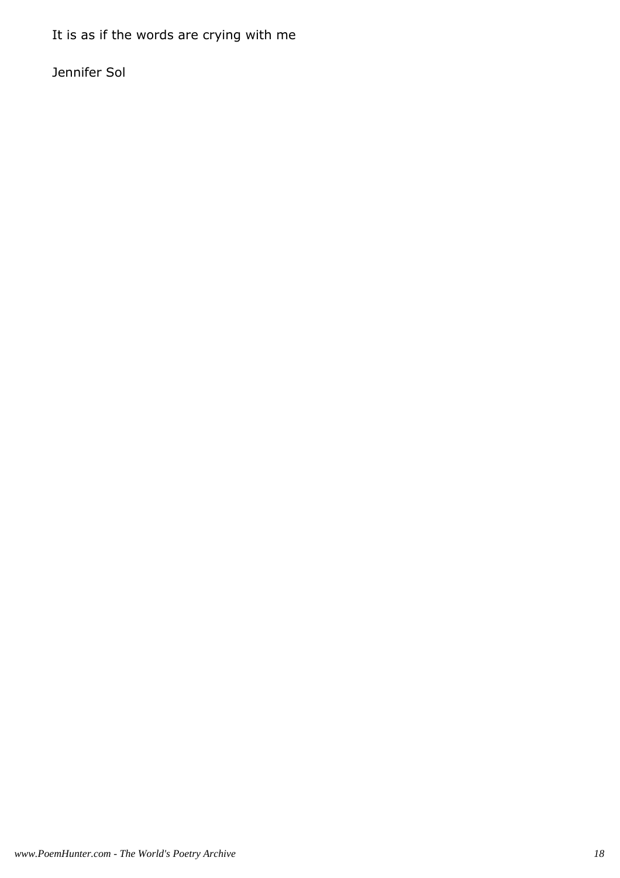It is as if the words are crying with me

Jennifer Sol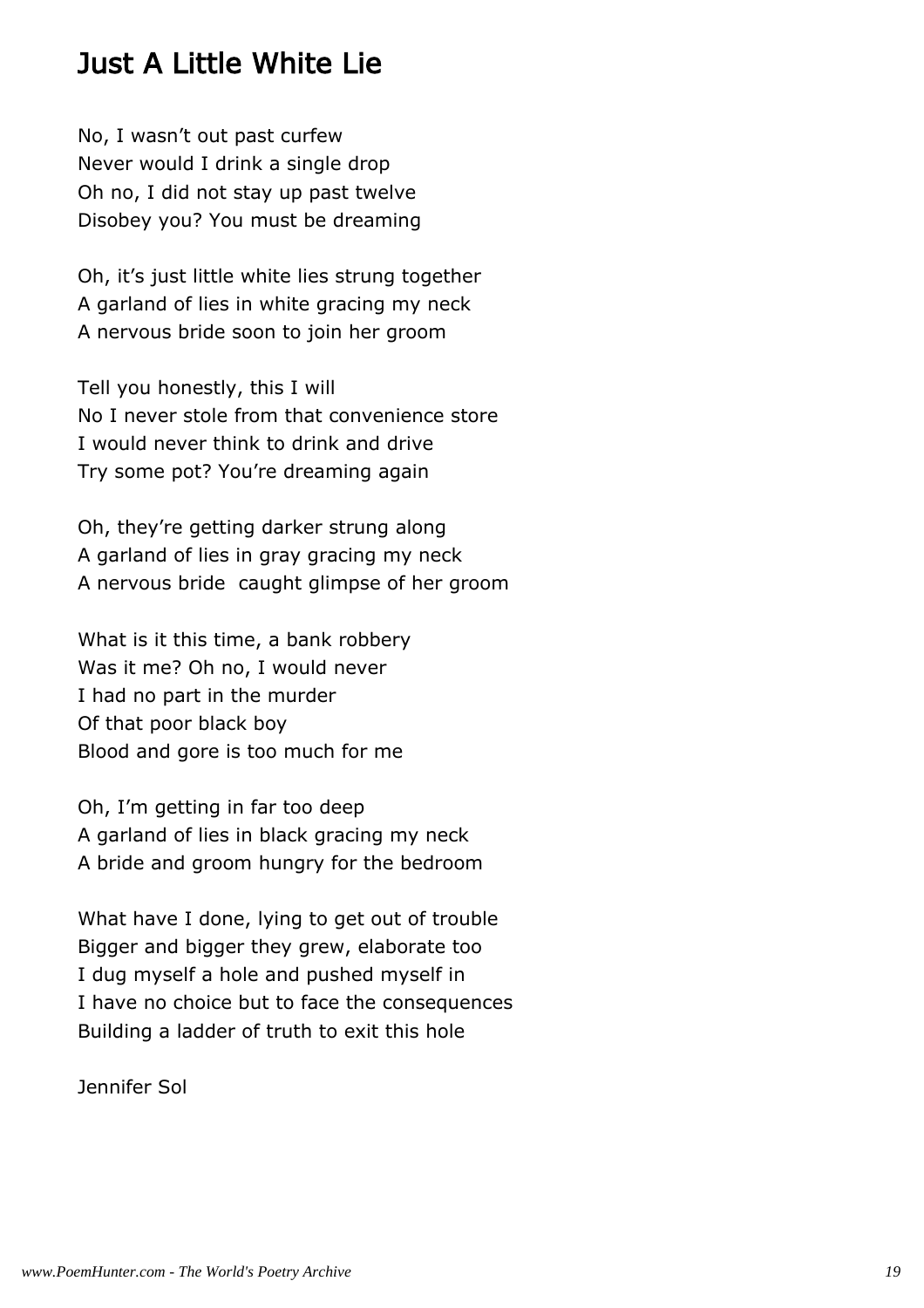# Just A Little White Lie

No, I wasn't out past curfew
Never would I drink a single drop
Oh no, I did not stay up past twelve
Disobey you? You must be dreaming

Oh, it's just little white lies strung together
A garland of lies in white gracing my neck
A nervous bride soon to join her groom

Tell you honestly, this I will
No I never stole from that convenience store
I would never think to drink and drive
Try some pot? You're dreaming again

Oh, they're getting darker strung along
A garland of lies in gray gracing my neck
A nervous bride caught glimpse of her groom

What is it this time, a bank robbery
Was it me? Oh no, I would never
I had no part in the murder
Of that poor black boy
Blood and gore is too much for me

Oh, I'm getting in far too deep
A garland of lies in black gracing my neck
A bride and groom hungry for the bedroom

What have I done, lying to get out of trouble
Bigger and bigger they grew, elaborate too
I dug myself a hole and pushed myself in
I have no choice but to face the consequences
Building a ladder of truth to exit this hole

Jennifer Sol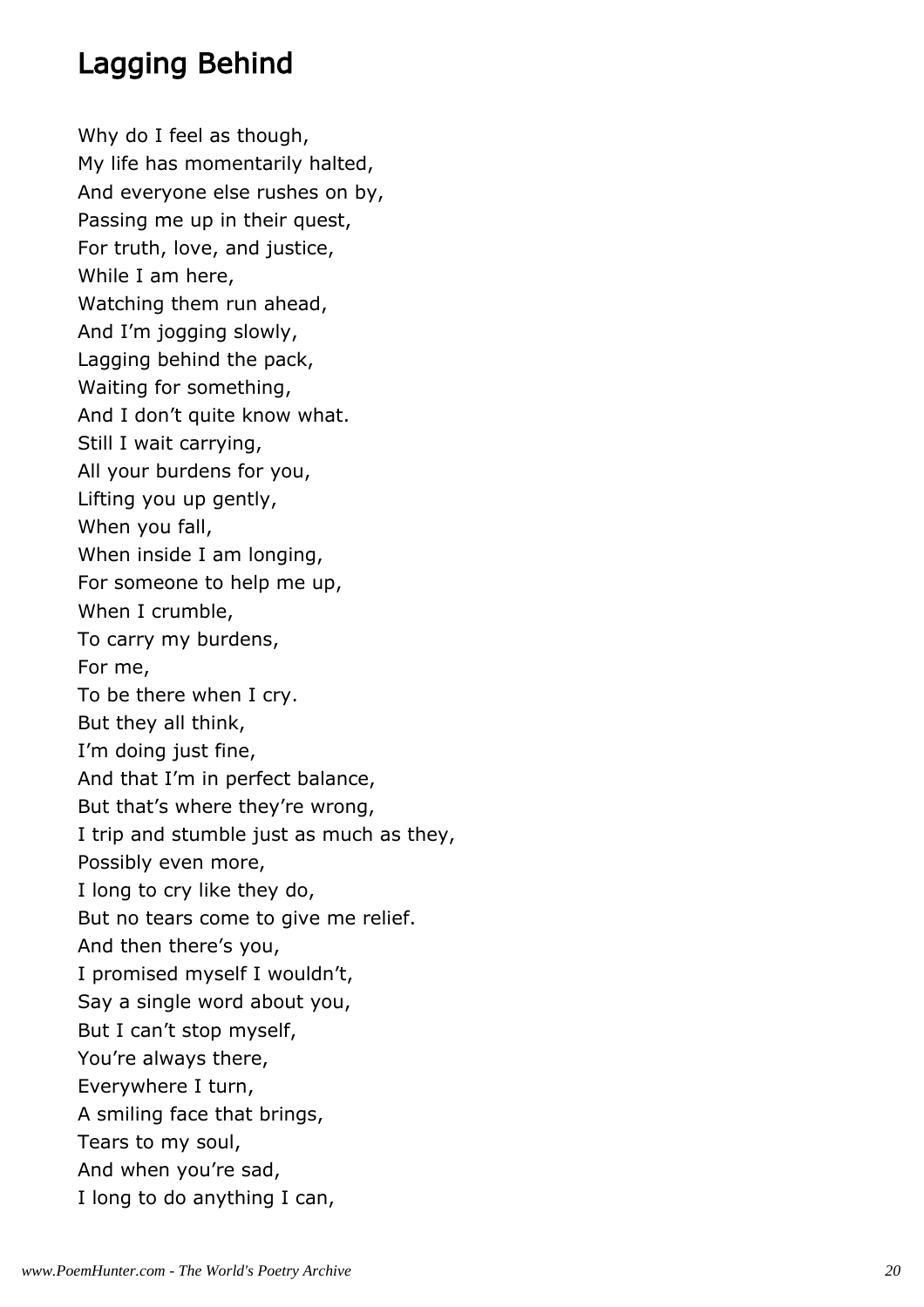## Lagging Behind

Why do I feel as though,
My life has momentarily halted,
And everyone else rushes on by,
Passing me up in their quest,
For truth, love, and justice,
While I am here,
Watching them run ahead,
And I’m jogging slowly,
Lagging behind the pack,
Waiting for something,
And I don’t quite know what.
Still I wait carrying,
All your burdens for you,
Lifting you up gently,
When you fall,
When inside I am longing,
For someone to help me up,
When I crumble,
To carry my burdens,
For me,
To be there when I cry.
But they all think,
I’m doing just fine,
And that I’m in perfect balance,
But that’s where they’re wrong,
I trip and stumble just as much as they,
Possibly even more,
I long to cry like they do,
But no tears come to give me relief.
And then there’s you,
I promised myself I wouldn’t,
Say a single word about you,
But I can’t stop myself,
You’re always there,
Everywhere I turn,
A smiling face that brings,
Tears to my soul,
And when you’re sad,
I long to do anything I can,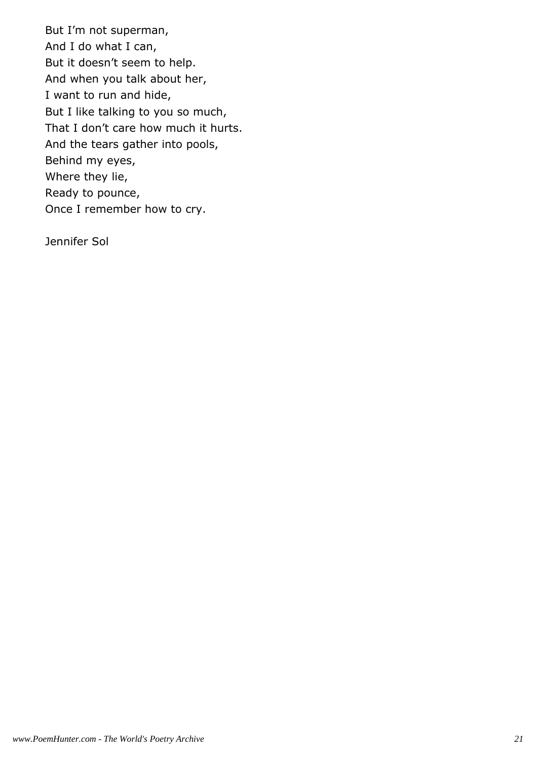But I’m not superman,
And I do what I can,
But it doesn’t seem to help.
And when you talk about her,
I want to run and hide,
But I like talking to you so much,
That I don’t care how much it hurts.
And the tears gather into pools,
Behind my eyes,
Where they lie,
Ready to pounce,
Once I remember how to cry.

Jennifer Sol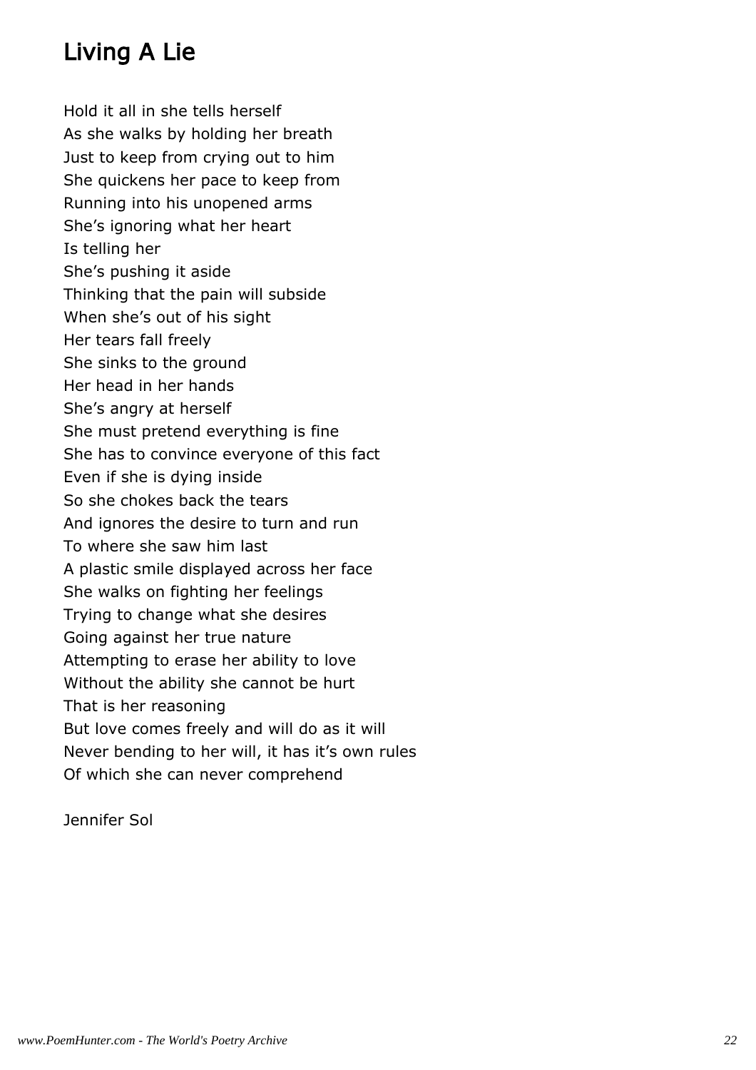## Living A Lie

Hold it all in she tells herself
As she walks by holding her breath
Just to keep from crying out to him
She quickens her pace to keep from
Running into his unopened arms
She's ignoring what her heart
Is telling her
She's pushing it aside
Thinking that the pain will subside
When she's out of his sight
Her tears fall freely
She sinks to the ground
Her head in her hands
She's angry at herself
She must pretend everything is fine
She has to convince everyone of this fact
Even if she is dying inside
So she chokes back the tears
And ignores the desire to turn and run
To where she saw him last
A plastic smile displayed across her face
She walks on fighting her feelings
Trying to change what she desires
Going against her true nature
Attempting to erase her ability to love
Without the ability she cannot be hurt
That is her reasoning
But love comes freely and will do as it will
Never bending to her will, it has it's own rules
Of which she can never comprehend

Jennifer Sol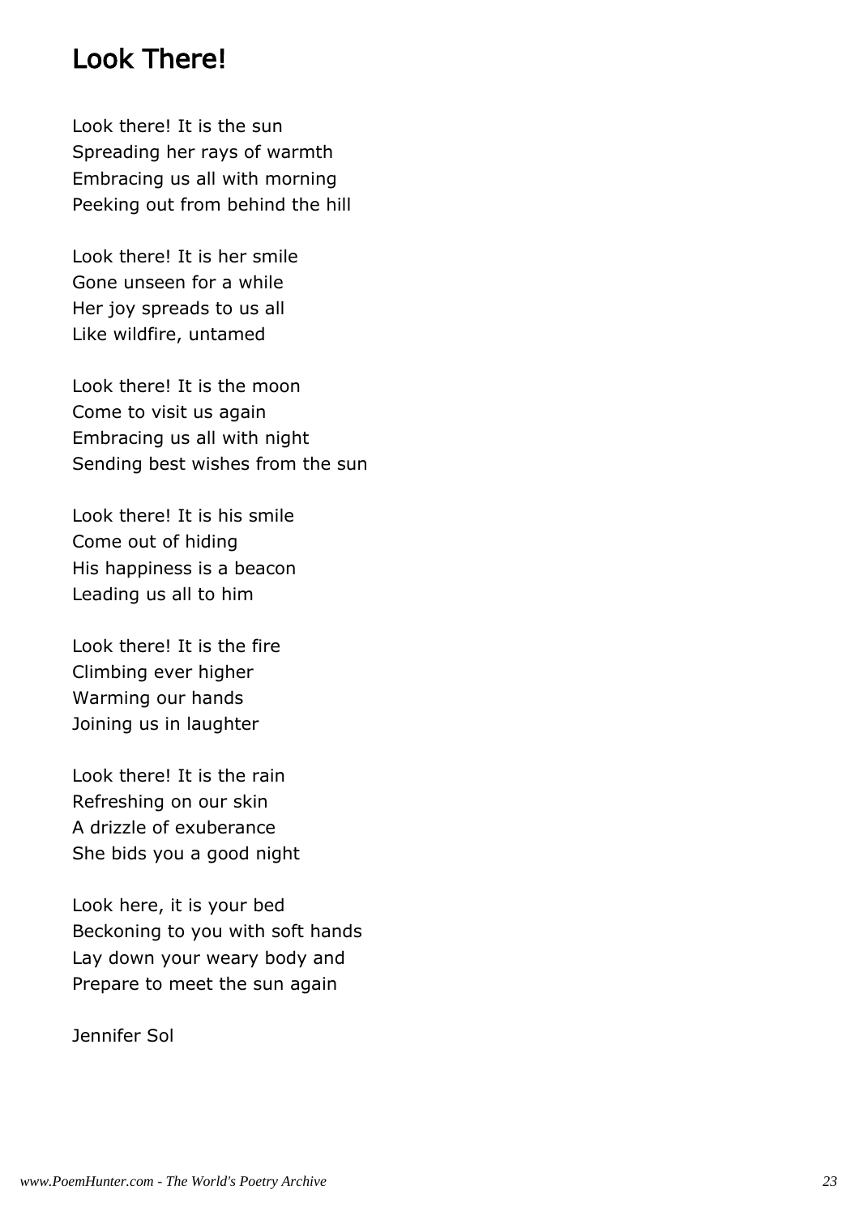## Look There!

Look there! It is the sun
Spreading her rays of warmth
Embracing us all with morning
Peeking out from behind the hill

Look there! It is her smile
Gone unseen for a while
Her joy spreads to us all
Like wildfire, untamed

Look there! It is the moon
Come to visit us again
Embracing us all with night
Sending best wishes from the sun

Look there! It is his smile
Come out of hiding
His happiness is a beacon
Leading us all to him

Look there! It is the fire
Climbing ever higher
Warming our hands
Joining us in laughter

Look there! It is the rain
Refreshing on our skin
A drizzle of exuberance
She bids you a good night

Look here, it is your bed
Beckoning to you with soft hands
Lay down your weary body and
Prepare to meet the sun again

Jennifer Sol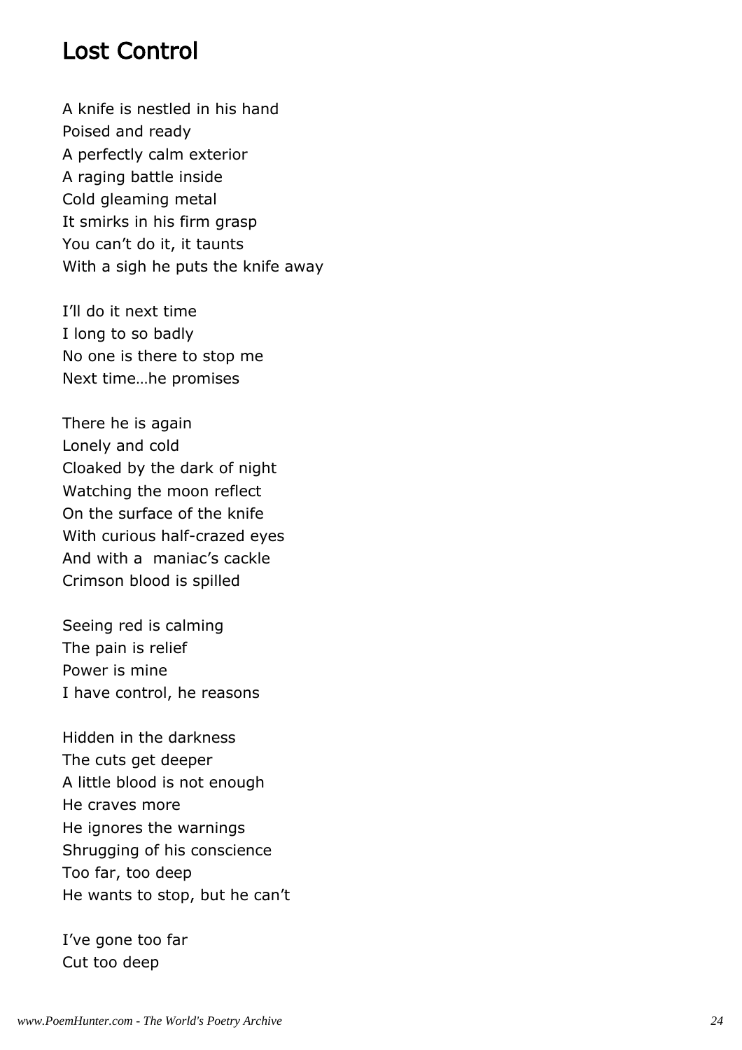## Lost Control

A knife is nestled in his hand  
Poised and ready  
A perfectly calm exterior  
A raging battle inside  
Cold gleaming metal  
It smirks in his firm grasp  
You can’t do it, it taunts  
With a sigh he puts the knife away

I’ll do it next time  
I long to so badly  
No one is there to stop me  
Next time…he promises

There he is again  
Lonely and cold  
Cloaked by the dark of night  
Watching the moon reflect  
On the surface of the knife  
With curious half-crazed eyes  
And with a maniac’s cackle  
Crimson blood is spilled

Seeing red is calming  
The pain is relief  
Power is mine  
I have control, he reasons

Hidden in the darkness  
The cuts get deeper  
A little blood is not enough  
He craves more  
He ignores the warnings  
Shrugging of his conscience  
Too far, too deep  
He wants to stop, but he can’t

I’ve gone too far  
Cut too deep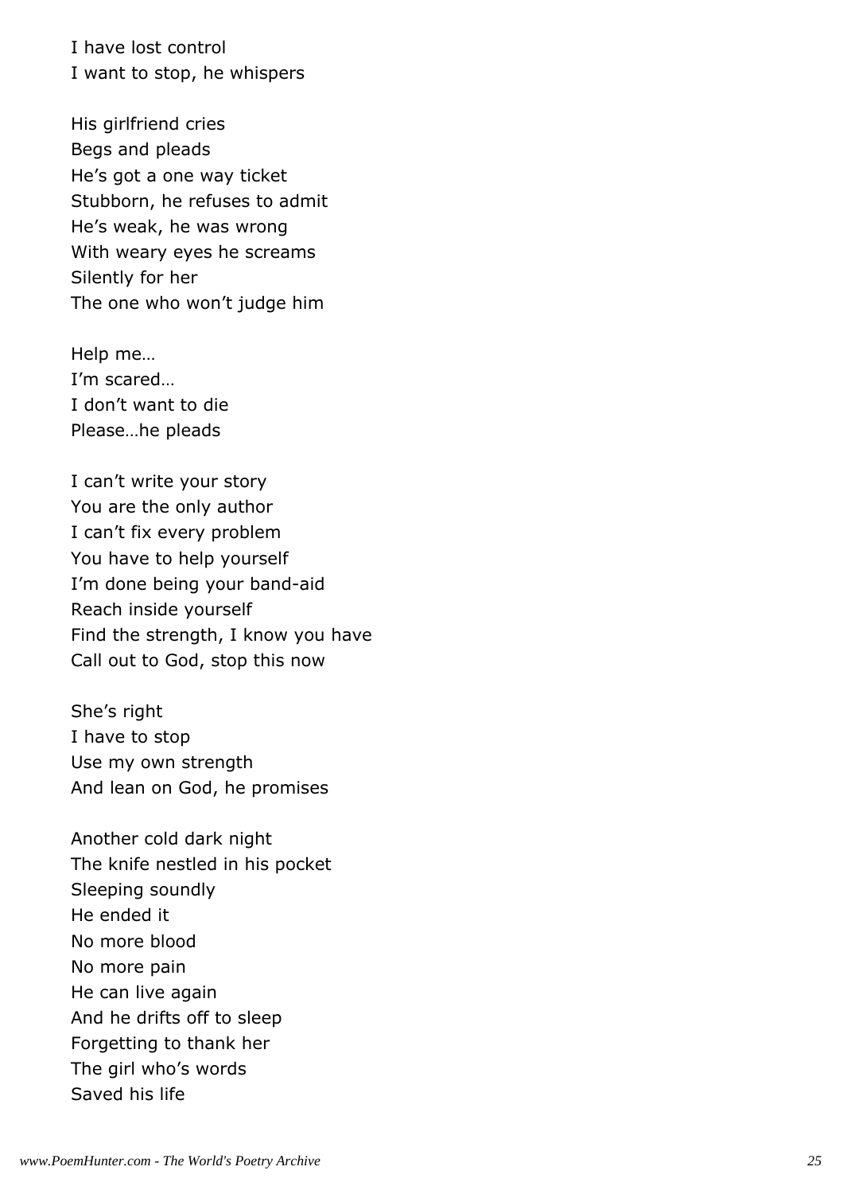I have lost control  
I want to stop, he whispers

His girlfriend cries  
Begs and pleads  
He's got a one way ticket  
Stubborn, he refuses to admit  
He's weak, he was wrong  
With weary eyes he screams  
Silently for her  
The one who won't judge him

Help me…  
I'm scared…  
I don't want to die  
Please…he pleads

I can't write your story  
You are the only author  
I can't fix every problem  
You have to help yourself  
I'm done being your band-aid  
Reach inside yourself  
Find the strength, I know you have  
Call out to God, stop this now

She's right  
I have to stop  
Use my own strength  
And lean on God, he promises

Another cold dark night  
The knife nestled in his pocket  
Sleeping soundly  
He ended it  
No more blood  
No more pain  
He can live again  
And he drifts off to sleep  
Forgetting to thank her  
The girl who's words  
Saved his life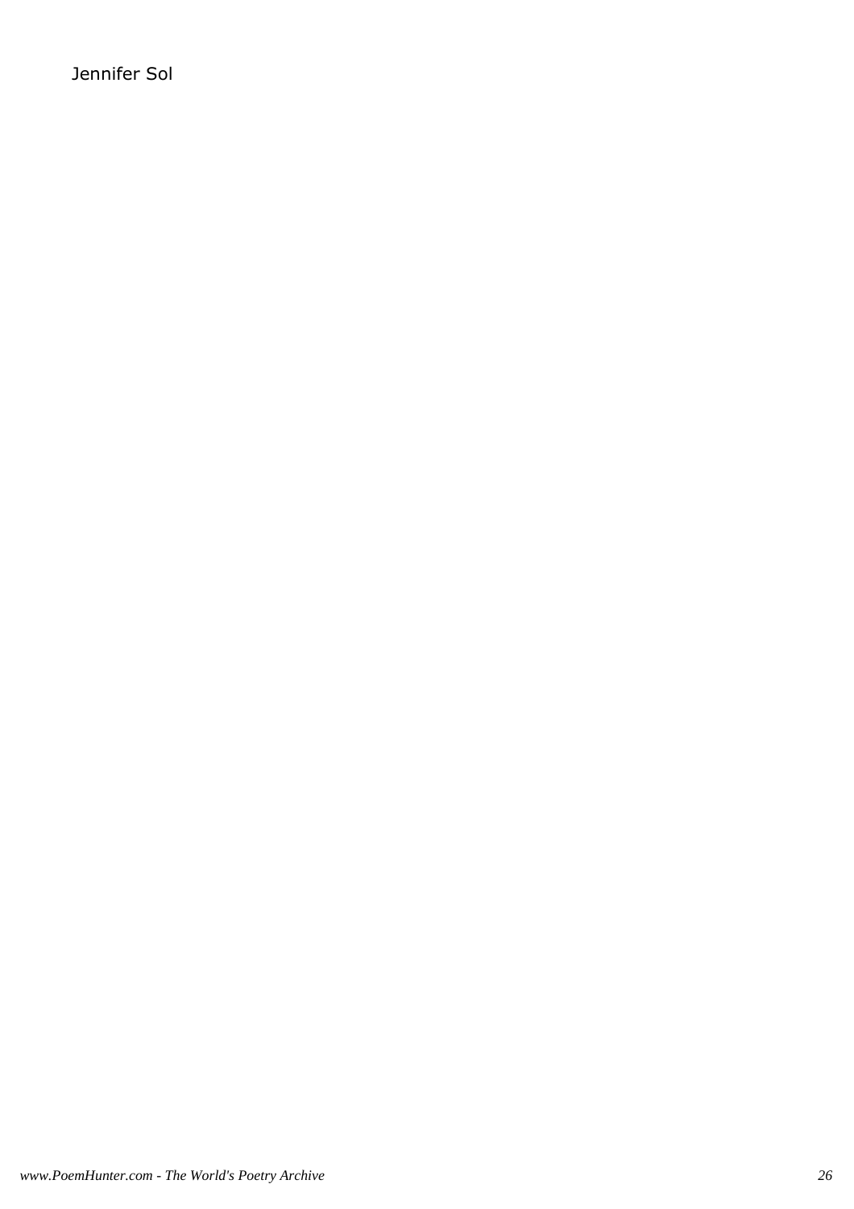Jennifer Sol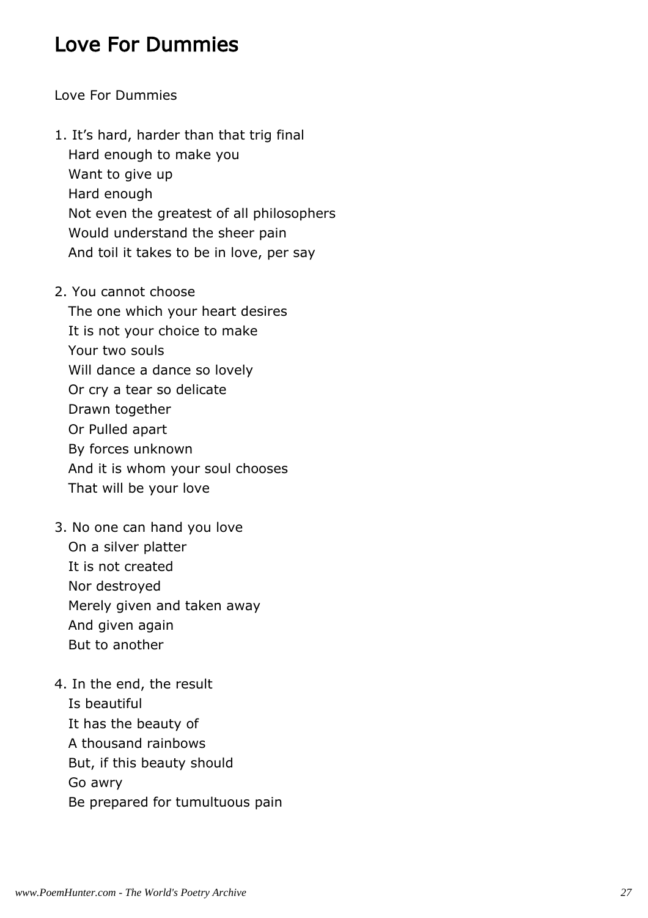# Love For Dummies

Love For Dummies

1. It’s hard, harder than that trig final
   Hard enough to make you
   Want to give up
   Hard enough
   Not even the greatest of all philosophers
   Would understand the sheer pain
   And toil it takes to be in love, per say

2. You cannot choose
   The one which your heart desires
   It is not your choice to make
   Your two souls
   Will dance a dance so lovely
   Or cry a tear so delicate
   Drawn together
   Or Pulled apart
   By forces unknown
   And it is whom your soul chooses
   That will be your love

3. No one can hand you love
   On a silver platter
   It is not created
   Nor destroyed
   Merely given and taken away
   And given again
   But to another

4. In the end, the result
   Is beautiful
   It has the beauty of
   A thousand rainbows
   But, if this beauty should
   Go awry
   Be prepared for tumultuous pain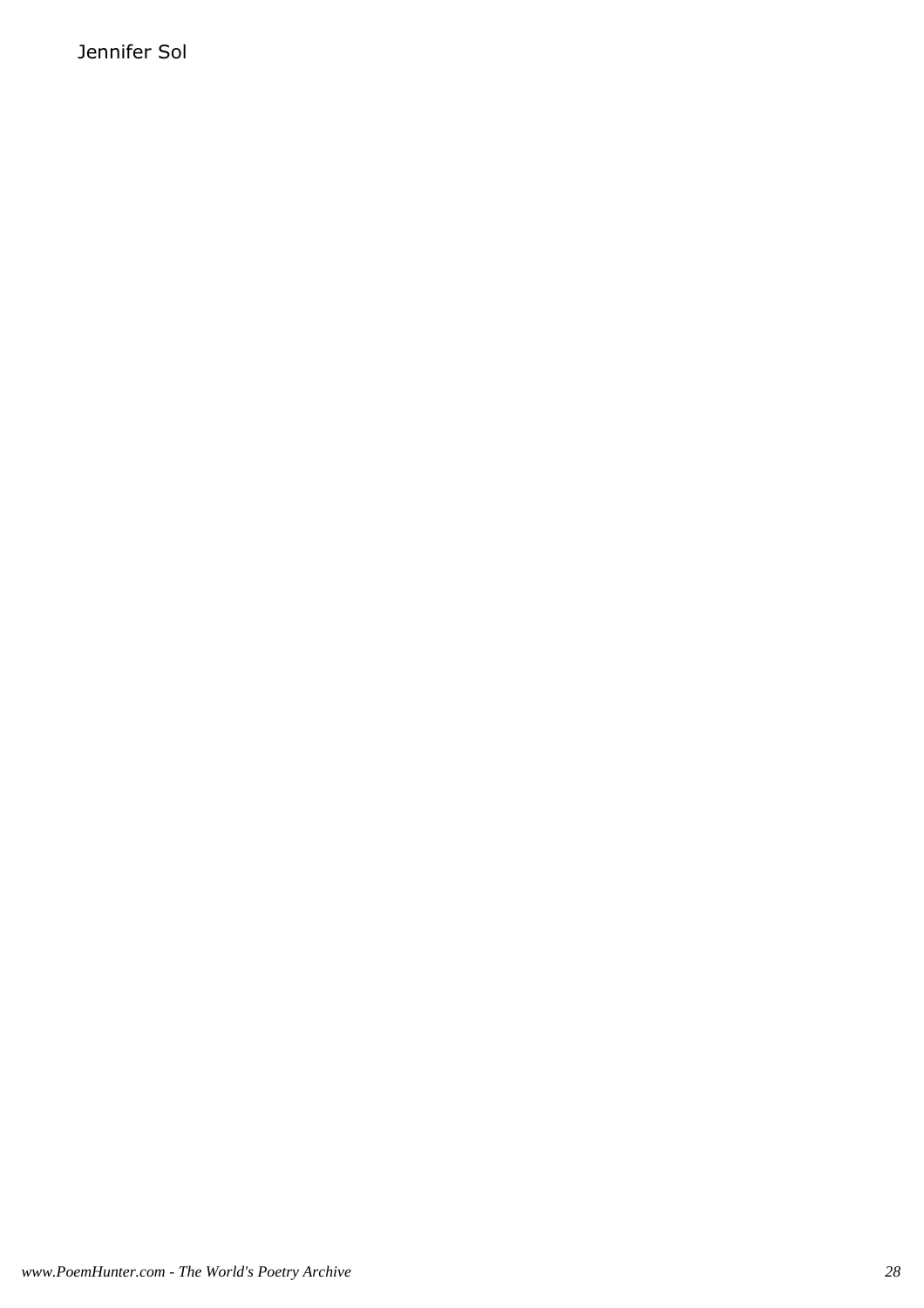Jennifer Sol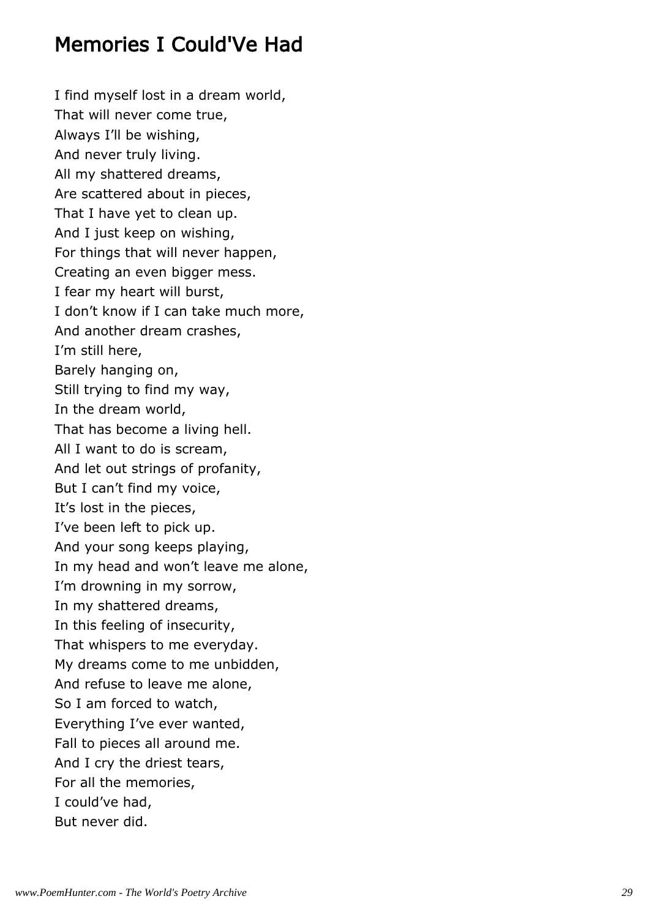# Memories I Could'Ve Had

I find myself lost in a dream world,
That will never come true,
Always I'll be wishing,
And never truly living.
All my shattered dreams,
Are scattered about in pieces,
That I have yet to clean up.
And I just keep on wishing,
For things that will never happen,
Creating an even bigger mess.
I fear my heart will burst,
I don't know if I can take much more,
And another dream crashes,
I'm still here,
Barely hanging on,
Still trying to find my way,
In the dream world,
That has become a living hell.
All I want to do is scream,
And let out strings of profanity,
But I can't find my voice,
It's lost in the pieces,
I've been left to pick up.
And your song keeps playing,
In my head and won't leave me alone,
I'm drowning in my sorrow,
In my shattered dreams,
In this feeling of insecurity,
That whispers to me everyday.
My dreams come to me unbidden,
And refuse to leave me alone,
So I am forced to watch,
Everything I've ever wanted,
Fall to pieces all around me.
And I cry the driest tears,
For all the memories,
I could've had,
But never did.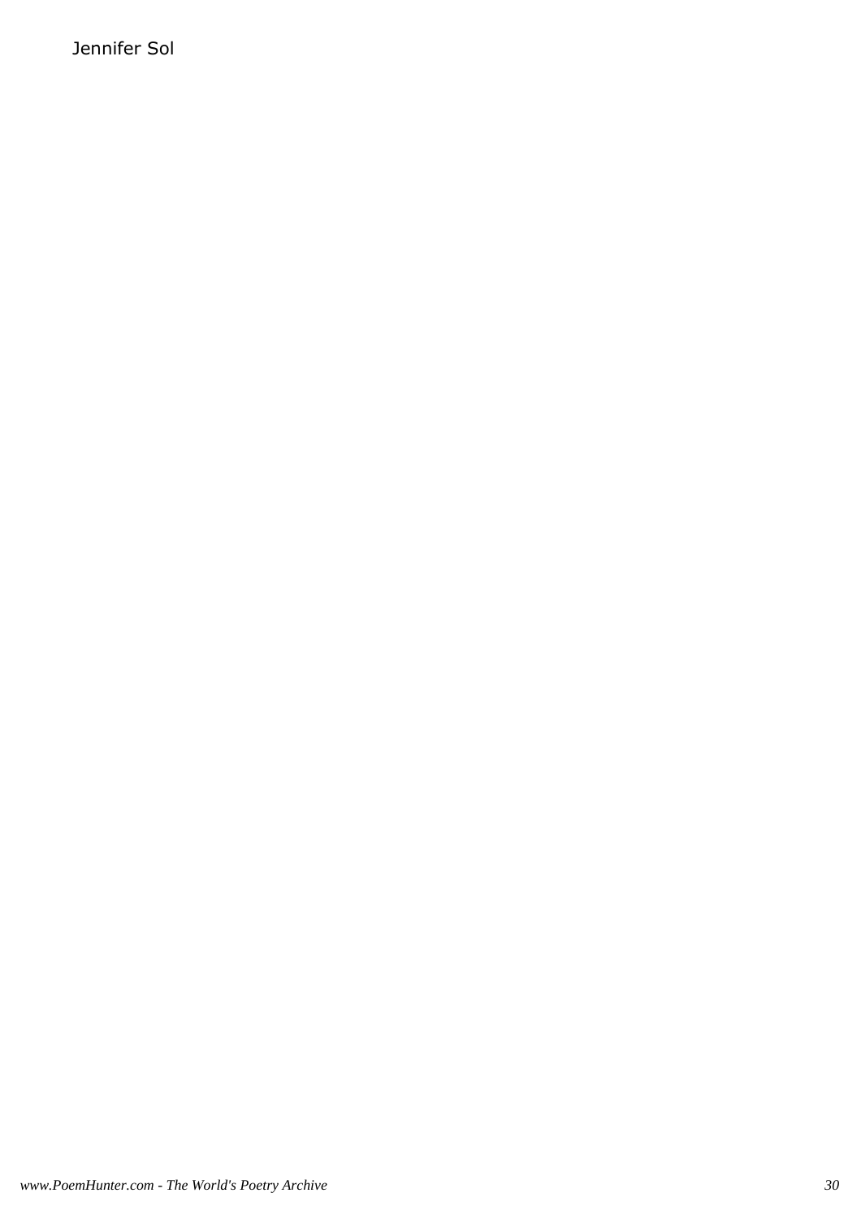Jennifer Sol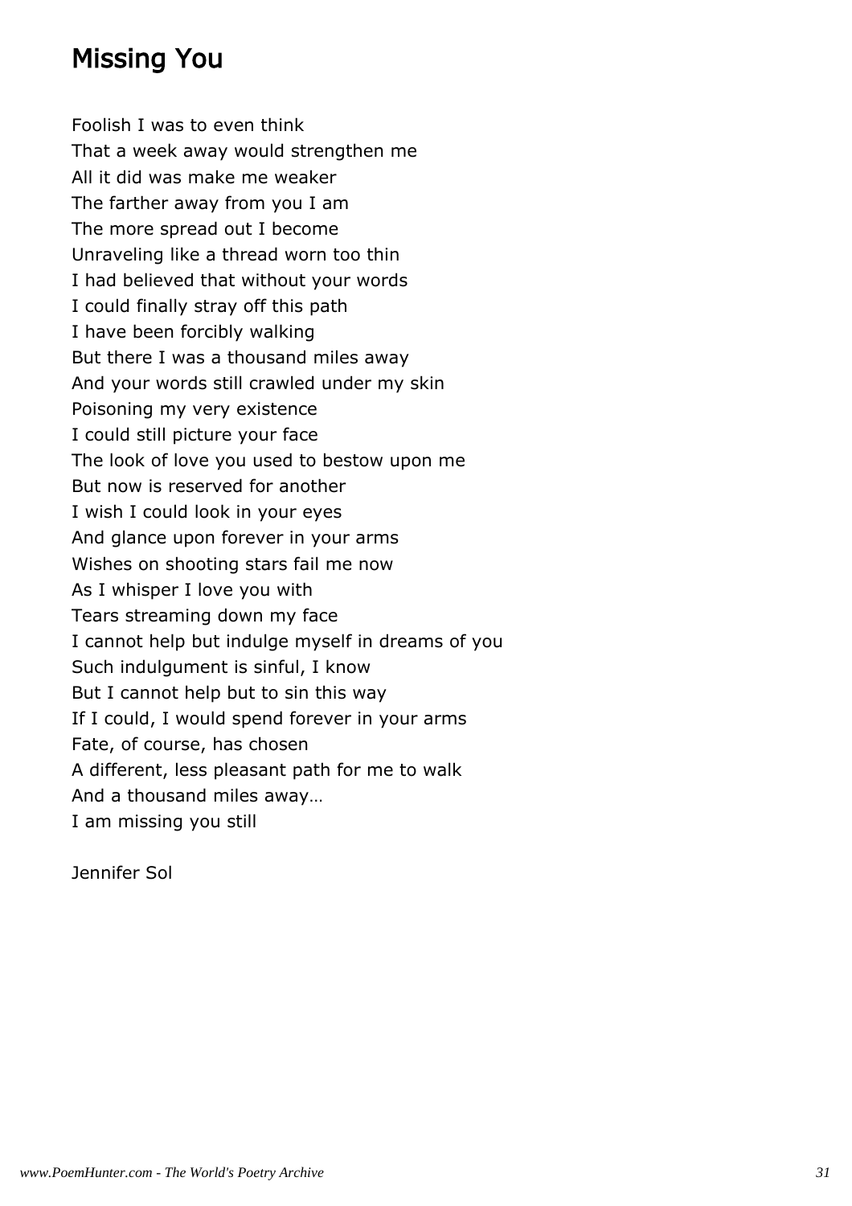## Missing You

Foolish I was to even think  
That a week away would strengthen me  
All it did was make me weaker  
The farther away from you I am  
The more spread out I become  
Unraveling like a thread worn too thin  
I had believed that without your words  
I could finally stray off this path  
I have been forcibly walking  
But there I was a thousand miles away  
And your words still crawled under my skin  
Poisoning my very existence  
I could still picture your face  
The look of love you used to bestow upon me  
But now is reserved for another  
I wish I could look in your eyes  
And glance upon forever in your arms  
Wishes on shooting stars fail me now  
As I whisper I love you with  
Tears streaming down my face  
I cannot help but indulge myself in dreams of you  
Such indulgument is sinful, I know  
But I cannot help but to sin this way  
If I could, I would spend forever in your arms  
Fate, of course, has chosen  
A different, less pleasant path for me to walk  
And a thousand miles away…  
I am missing you still

Jennifer Sol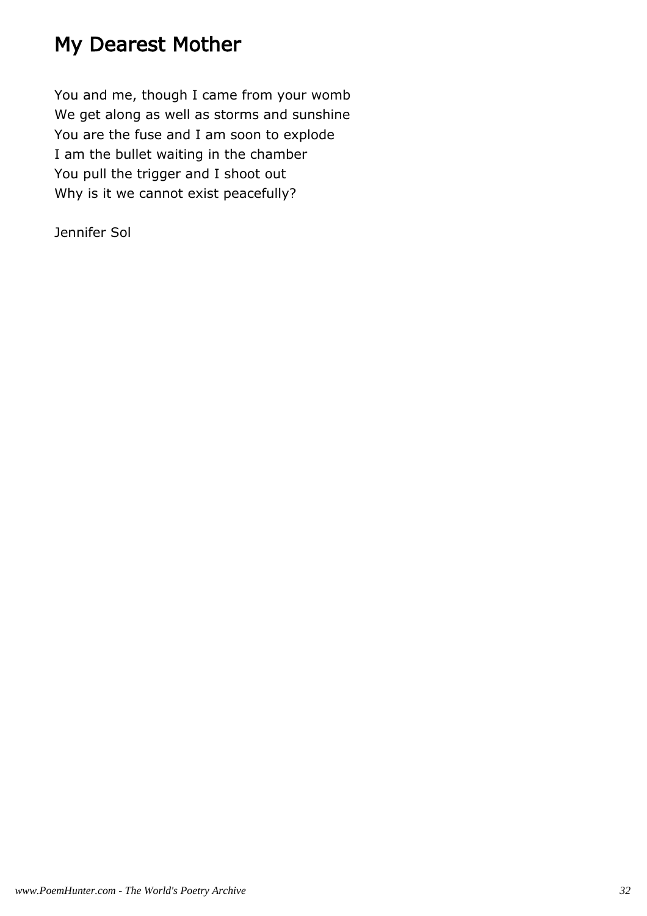# My Dearest Mother

You and me, though I came from your womb
We get along as well as storms and sunshine
You are the fuse and I am soon to explode
I am the bullet waiting in the chamber
You pull the trigger and I shoot out
Why is it we cannot exist peacefully?

Jennifer Sol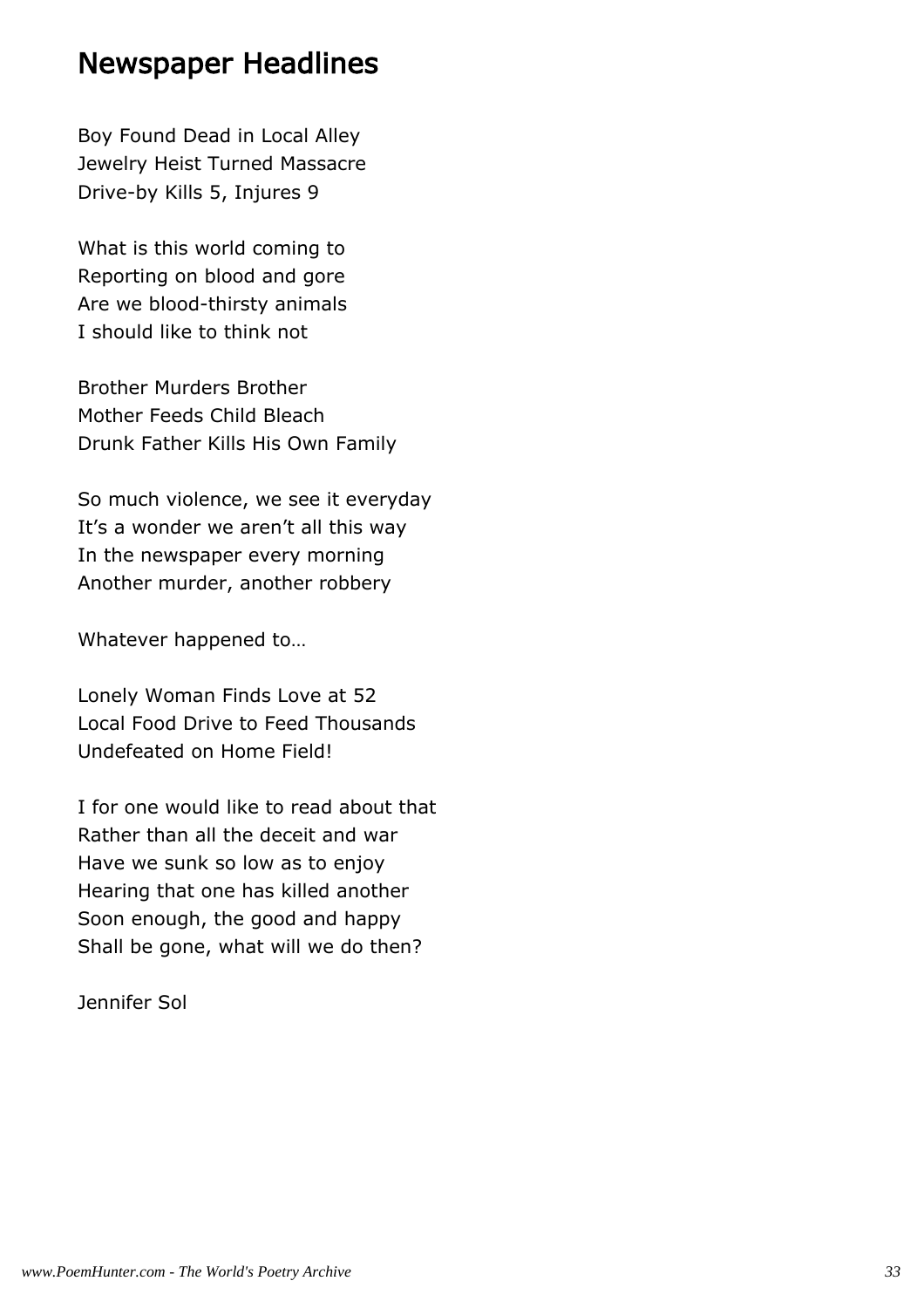# Newspaper Headlines

Boy Found Dead in Local Alley
Jewelry Heist Turned Massacre
Drive-by Kills 5, Injures 9

What is this world coming to
Reporting on blood and gore
Are we blood-thirsty animals
I should like to think not

Brother Murders Brother
Mother Feeds Child Bleach
Drunk Father Kills His Own Family

So much violence, we see it everyday
It's a wonder we aren't all this way
In the newspaper every morning
Another murder, another robbery

Whatever happened to…

Lonely Woman Finds Love at 52
Local Food Drive to Feed Thousands
Undefeated on Home Field!

I for one would like to read about that
Rather than all the deceit and war
Have we sunk so low as to enjoy
Hearing that one has killed another
Soon enough, the good and happy
Shall be gone, what will we do then?

Jennifer Sol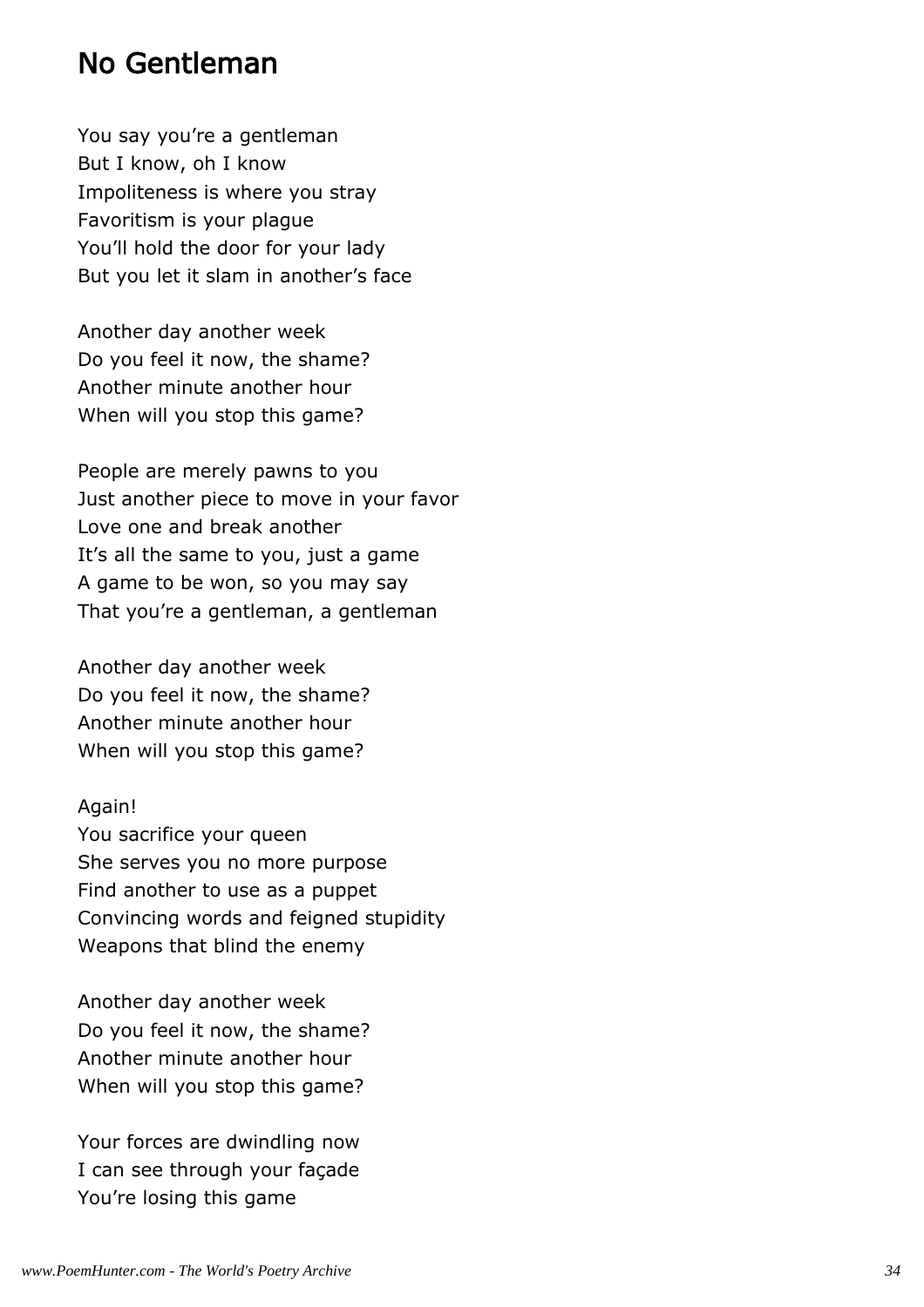# No Gentleman

You say you’re a gentleman  
But I know, oh I know  
Impoliteness is where you stray  
Favoritism is your plague  
You’ll hold the door for your lady  
But you let it slam in another’s face

Another day another week  
Do you feel it now, the shame?  
Another minute another hour  
When will you stop this game?

People are merely pawns to you  
Just another piece to move in your favor  
Love one and break another  
It’s all the same to you, just a game  
A game to be won, so you may say  
That you’re a gentleman, a gentleman

Another day another week  
Do you feel it now, the shame?  
Another minute another hour  
When will you stop this game?

Again!  
You sacrifice your queen  
She serves you no more purpose  
Find another to use as a puppet  
Convincing words and feigned stupidity  
Weapons that blind the enemy

Another day another week  
Do you feel it now, the shame?  
Another minute another hour  
When will you stop this game?

Your forces are dwindling now  
I can see through your façade  
You’re losing this game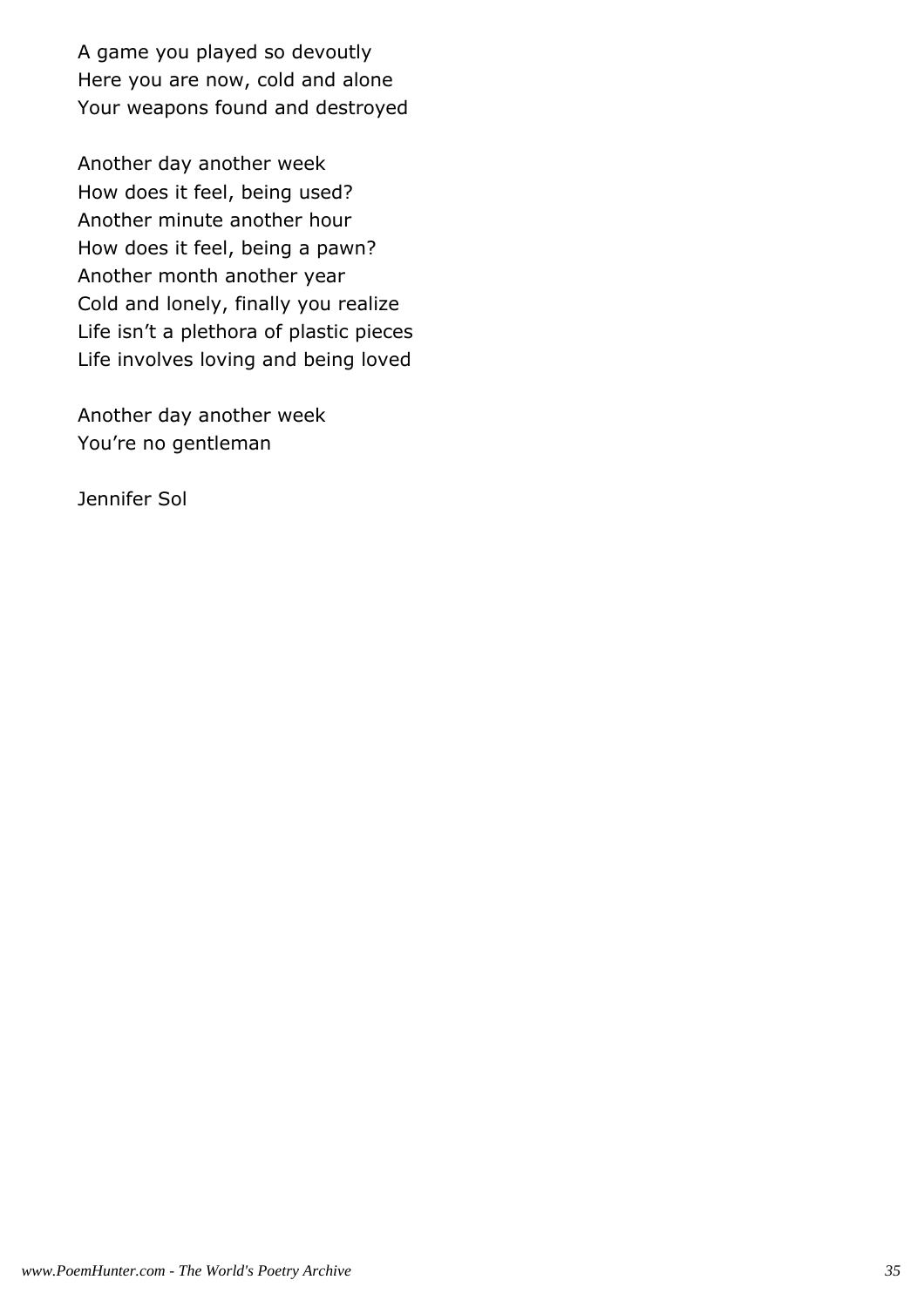A game you played so devoutly
Here you are now, cold and alone
Your weapons found and destroyed

Another day another week
How does it feel, being used?
Another minute another hour
How does it feel, being a pawn?
Another month another year
Cold and lonely, finally you realize
Life isn't a plethora of plastic pieces
Life involves loving and being loved

Another day another week
You're no gentleman

Jennifer Sol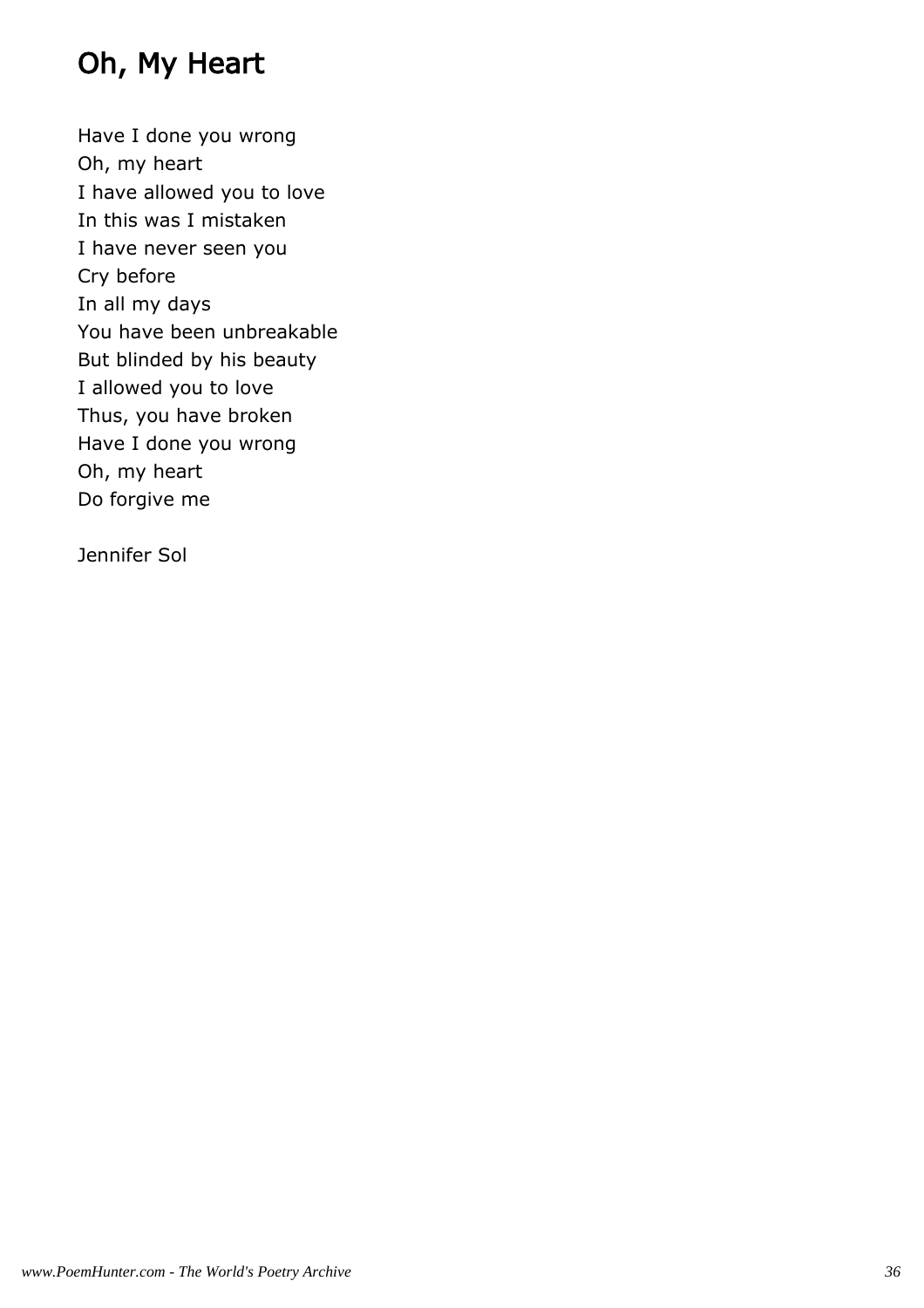# Oh, My Heart

Have I done you wrong  
Oh, my heart  
I have allowed you to love  
In this was I mistaken  
I have never seen you  
Cry before  
In all my days  
You have been unbreakable  
But blinded by his beauty  
I allowed you to love  
Thus, you have broken  
Have I done you wrong  
Oh, my heart  
Do forgive me

Jennifer Sol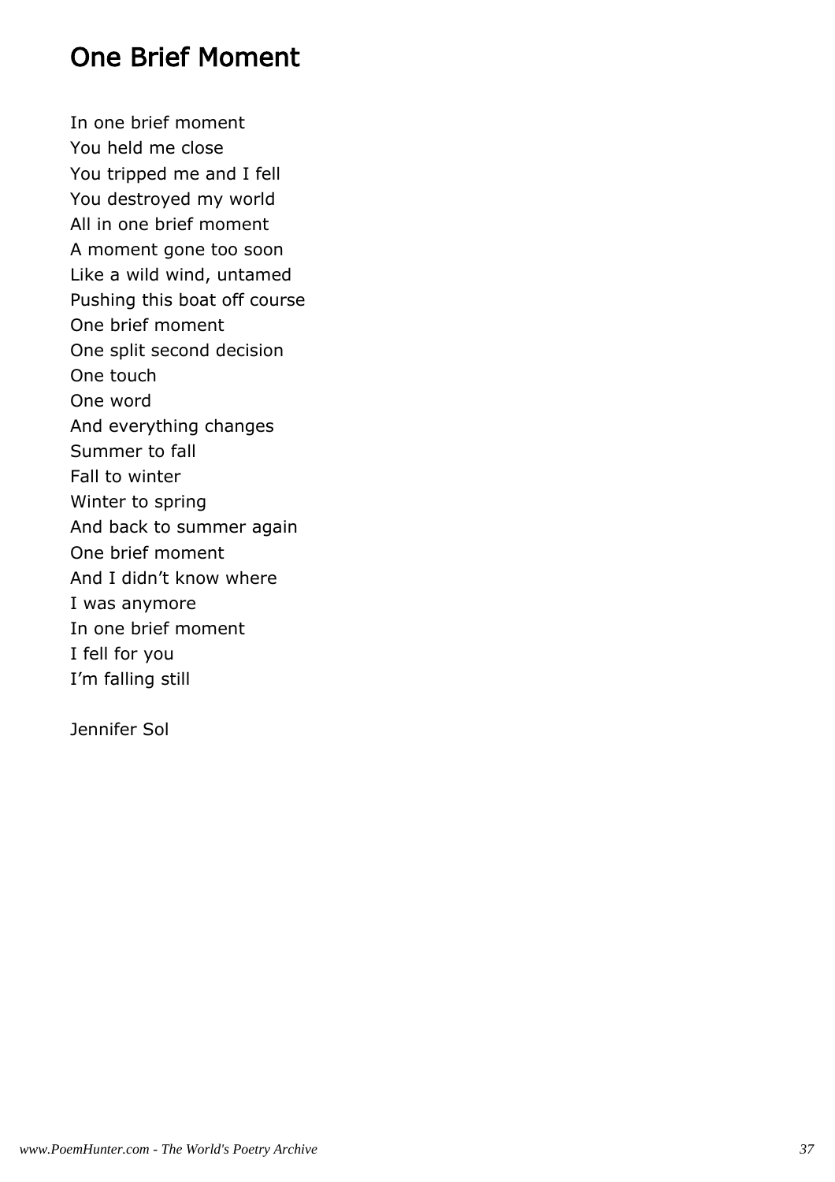# One Brief Moment

In one brief moment  
You held me close  
You tripped me and I fell  
You destroyed my world  
All in one brief moment  
A moment gone too soon  
Like a wild wind, untamed  
Pushing this boat off course  
One brief moment  
One split second decision  
One touch  
One word  
And everything changes  
Summer to fall  
Fall to winter  
Winter to spring  
And back to summer again  
One brief moment  
And I didn’t know where  
I was anymore  
In one brief moment  
I fell for you  
I’m falling still

Jennifer Sol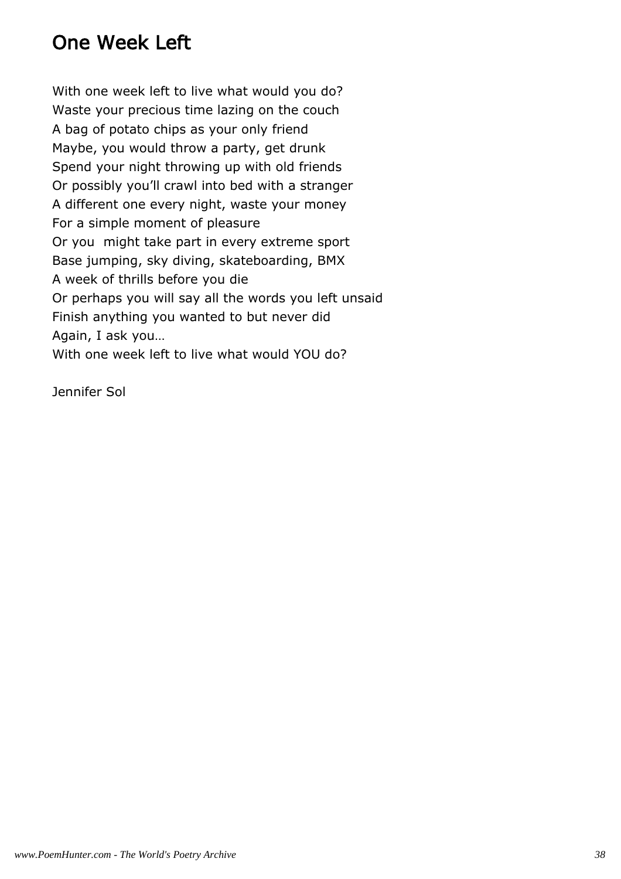# One Week Left

With one week left to live what would you do?
Waste your precious time lazing on the couch
A bag of potato chips as your only friend
Maybe, you would throw a party, get drunk
Spend your night throwing up with old friends
Or possibly you'll crawl into bed with a stranger
A different one every night, waste your money
For a simple moment of pleasure
Or you might take part in every extreme sport
Base jumping, sky diving, skateboarding, BMX
A week of thrills before you die
Or perhaps you will say all the words you left unsaid
Finish anything you wanted to but never did
Again, I ask you…
With one week left to live what would YOU do?

Jennifer Sol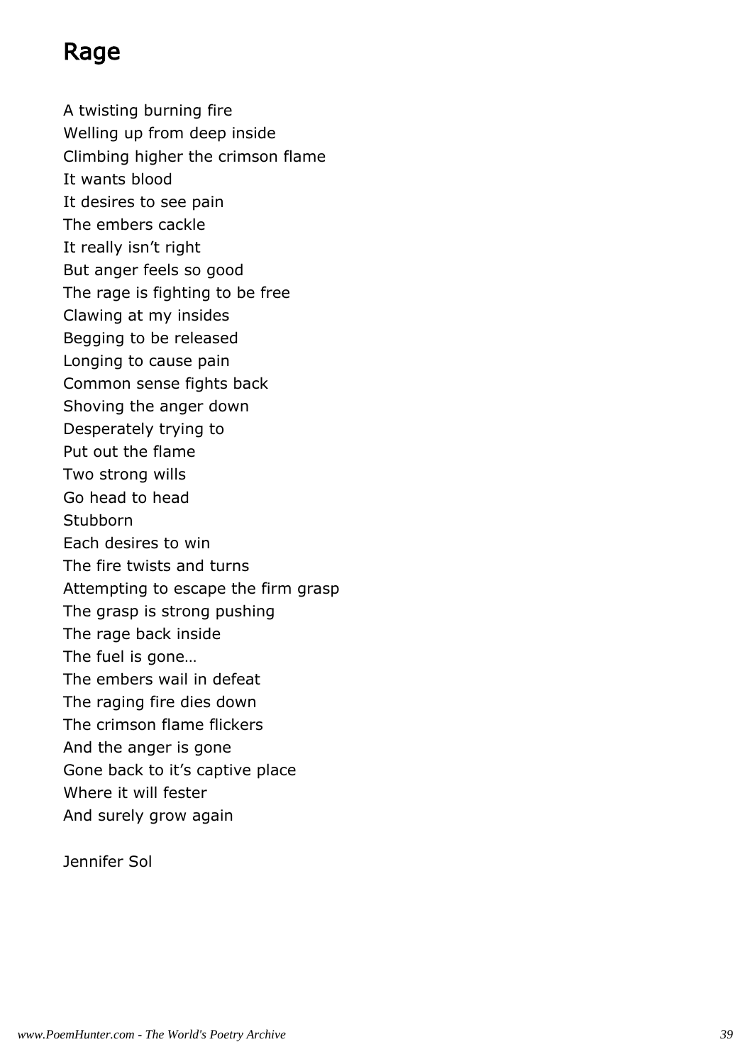# Rage

A twisting burning fire  
Welling up from deep inside  
Climbing higher the crimson flame  
It wants blood  
It desires to see pain  
The embers cackle  
It really isn't right  
But anger feels so good  
The rage is fighting to be free  
Clawing at my insides  
Begging to be released  
Longing to cause pain  
Common sense fights back  
Shoving the anger down  
Desperately trying to  
Put out the flame  
Two strong wills  
Go head to head  
Stubborn  
Each desires to win  
The fire twists and turns  
Attempting to escape the firm grasp  
The grasp is strong pushing  
The rage back inside  
The fuel is gone…  
The embers wail in defeat  
The raging fire dies down  
The crimson flame flickers  
And the anger is gone  
Gone back to it's captive place  
Where it will fester  
And surely grow again

Jennifer Sol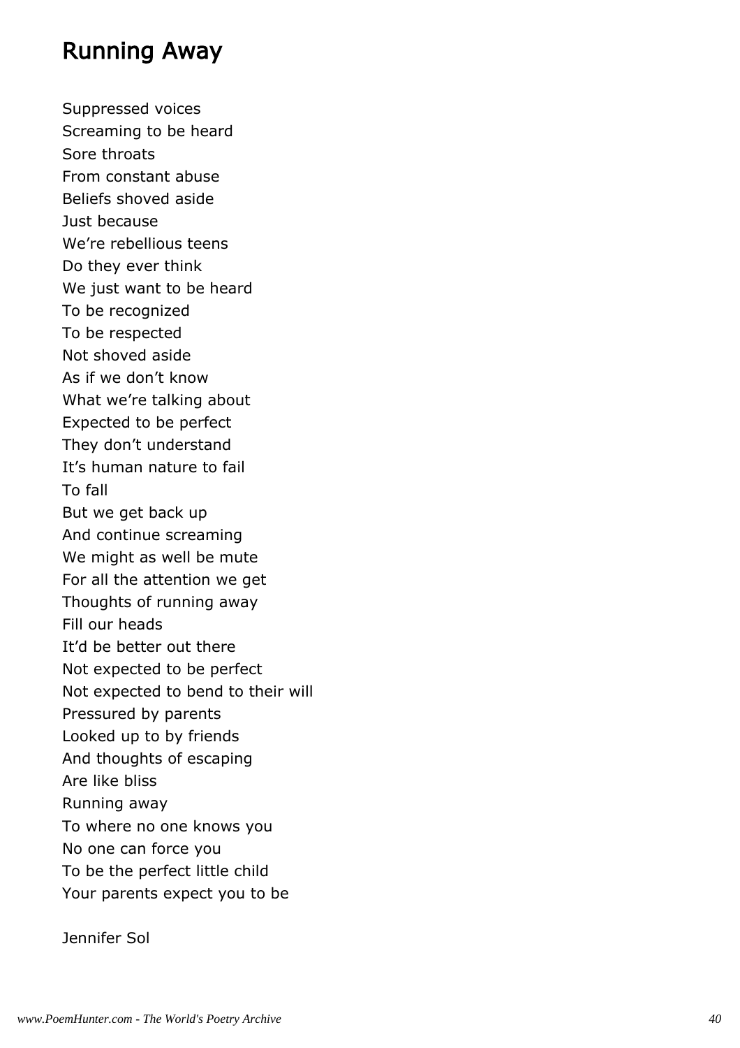## Running Away

Suppressed voices  
Screaming to be heard  
Sore throats  
From constant abuse  
Beliefs shoved aside  
Just because  
We're rebellious teens  
Do they ever think  
We just want to be heard  
To be recognized  
To be respected  
Not shoved aside  
As if we don't know  
What we're talking about  
Expected to be perfect  
They don't understand  
It's human nature to fail  
To fall  
But we get back up  
And continue screaming  
We might as well be mute  
For all the attention we get  
Thoughts of running away  
Fill our heads  
It'd be better out there  
Not expected to be perfect  
Not expected to bend to their will  
Pressured by parents  
Looked up to by friends  
And thoughts of escaping  
Are like bliss  
Running away  
To where no one knows you  
No one can force you  
To be the perfect little child  
Your parents expect you to be

Jennifer Sol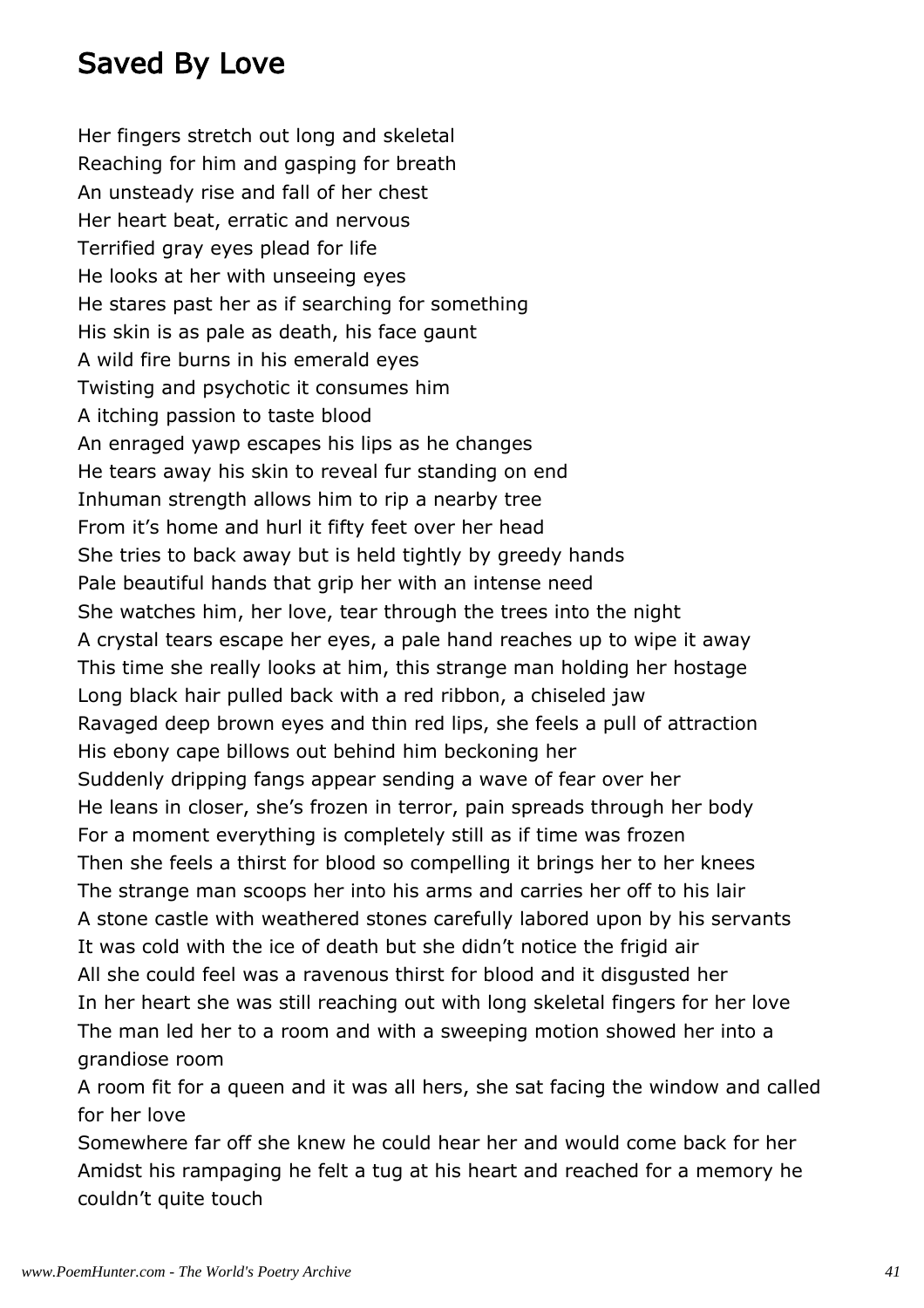## Saved By Love

Her fingers stretch out long and skeletal
Reaching for him and gasping for breath
An unsteady rise and fall of her chest
Her heart beat, erratic and nervous
Terrified gray eyes plead for life
He looks at her with unseeing eyes
He stares past her as if searching for something
His skin is as pale as death, his face gaunt
A wild fire burns in his emerald eyes
Twisting and psychotic it consumes him
A itching passion to taste blood
An enraged yawp escapes his lips as he changes
He tears away his skin to reveal fur standing on end
Inhuman strength allows him to rip a nearby tree
From it's home and hurl it fifty feet over her head
She tries to back away but is held tightly by greedy hands
Pale beautiful hands that grip her with an intense need
She watches him, her love, tear through the trees into the night
A crystal tears escape her eyes, a pale hand reaches up to wipe it away
This time she really looks at him, this strange man holding her hostage
Long black hair pulled back with a red ribbon, a chiseled jaw
Ravaged deep brown eyes and thin red lips, she feels a pull of attraction
His ebony cape billows out behind him beckoning her
Suddenly dripping fangs appear sending a wave of fear over her
He leans in closer, she's frozen in terror, pain spreads through her body
For a moment everything is completely still as if time was frozen
Then she feels a thirst for blood so compelling it brings her to her knees
The strange man scoops her into his arms and carries her off to his lair
A stone castle with weathered stones carefully labored upon by his servants
It was cold with the ice of death but she didn't notice the frigid air
All she could feel was a ravenous thirst for blood and it disgusted her
In her heart she was still reaching out with long skeletal fingers for her love
The man led her to a room and with a sweeping motion showed her into a grandiose room
A room fit for a queen and it was all hers, she sat facing the window and called for her love
Somewhere far off she knew he could hear her and would come back for her
Amidst his rampaging he felt a tug at his heart and reached for a memory he couldn't quite touch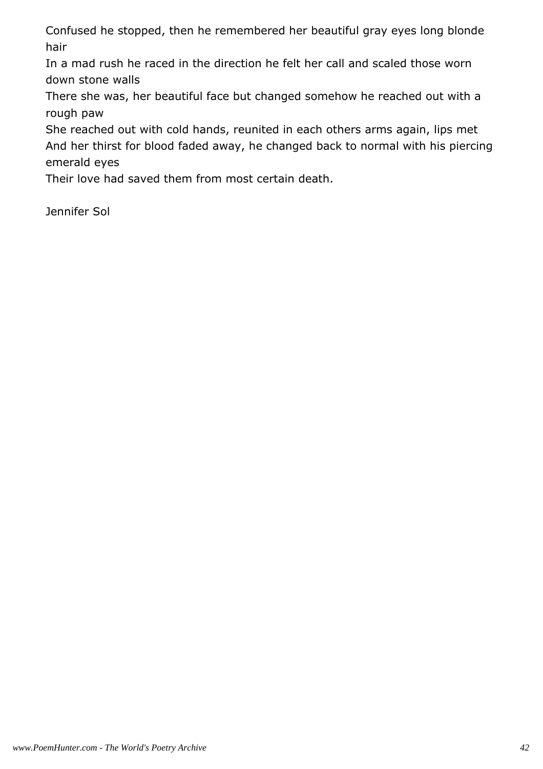Confused he stopped, then he remembered her beautiful gray eyes long blonde hair

In a mad rush he raced in the direction he felt her call and scaled those worn down stone walls

There she was, her beautiful face but changed somehow he reached out with a rough paw

She reached out with cold hands, reunited in each others arms again, lips met

And her thirst for blood faded away, he changed back to normal with his piercing emerald eyes

Their love had saved them from most certain death.

Jennifer Sol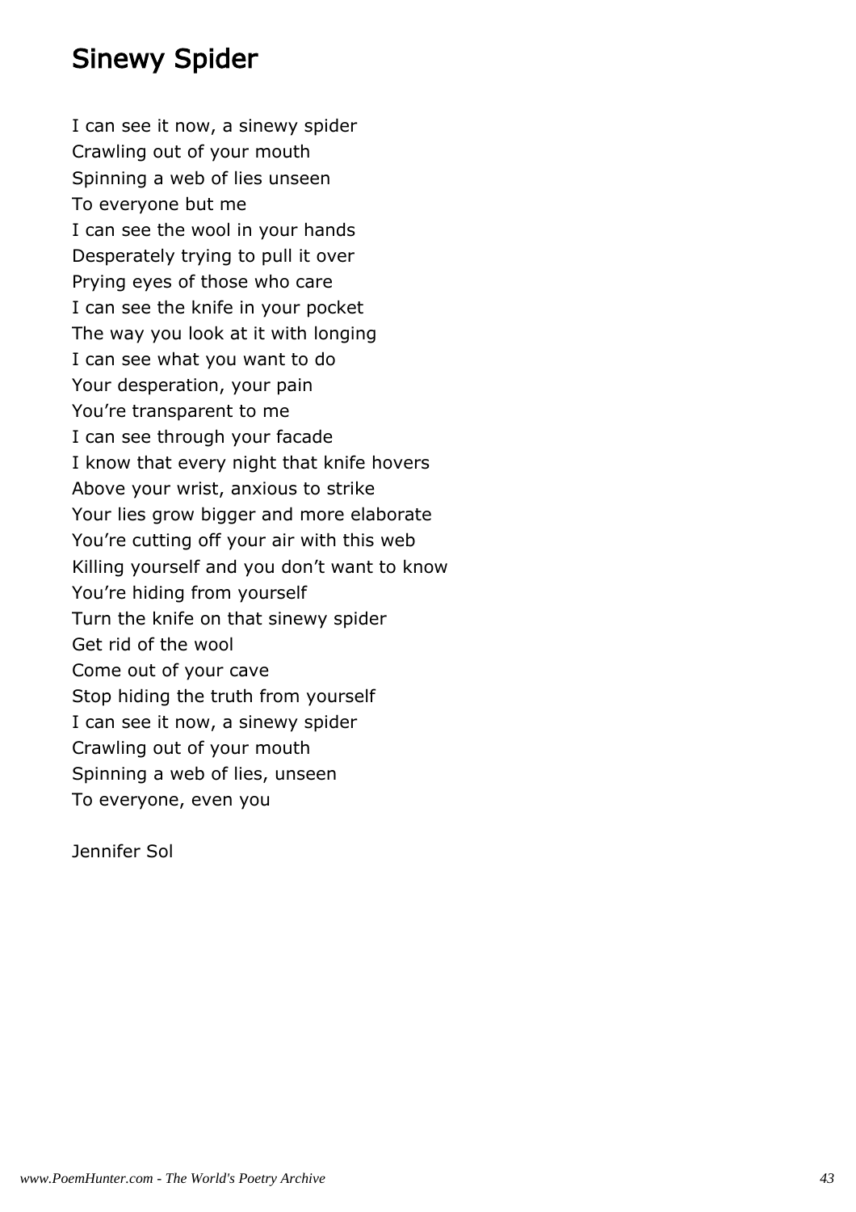# Sinewy Spider

I can see it now, a sinewy spider
Crawling out of your mouth
Spinning a web of lies unseen
To everyone but me
I can see the wool in your hands
Desperately trying to pull it over
Prying eyes of those who care
I can see the knife in your pocket
The way you look at it with longing
I can see what you want to do
Your desperation, your pain
You're transparent to me
I can see through your facade
I know that every night that knife hovers
Above your wrist, anxious to strike
Your lies grow bigger and more elaborate
You're cutting off your air with this web
Killing yourself and you don't want to know
You're hiding from yourself
Turn the knife on that sinewy spider
Get rid of the wool
Come out of your cave
Stop hiding the truth from yourself
I can see it now, a sinewy spider
Crawling out of your mouth
Spinning a web of lies, unseen
To everyone, even you

Jennifer Sol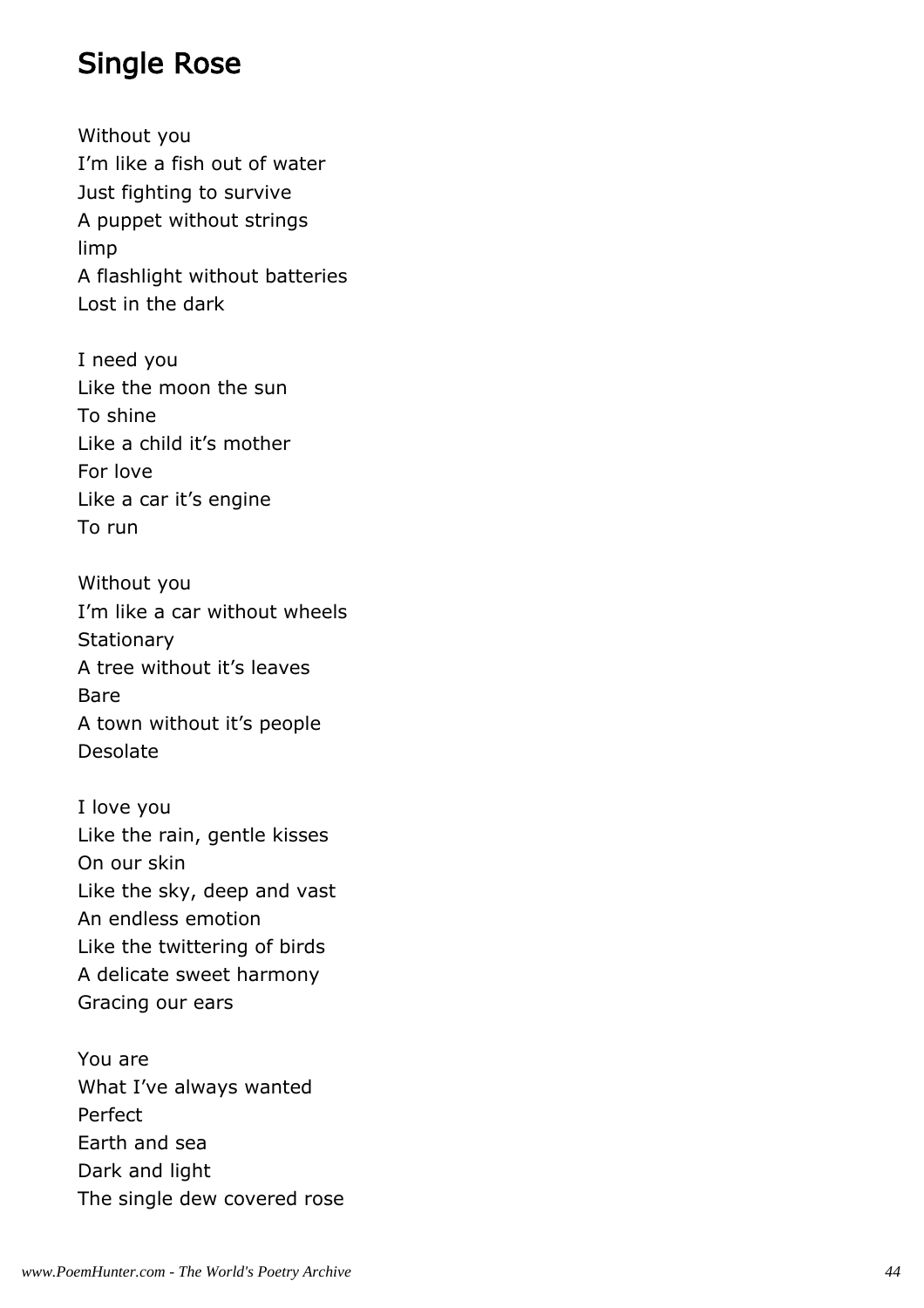## Single Rose

Without you  
I’m like a fish out of water  
Just fighting to survive  
A puppet without strings  
limp  
A flashlight without batteries  
Lost in the dark

I need you  
Like the moon the sun  
To shine  
Like a child it’s mother  
For love  
Like a car it’s engine  
To run

Without you  
I’m like a car without wheels  
Stationary  
A tree without it’s leaves  
Bare  
A town without it’s people  
Desolate

I love you  
Like the rain, gentle kisses  
On our skin  
Like the sky, deep and vast  
An endless emotion  
Like the twittering of birds  
A delicate sweet harmony  
Gracing our ears

You are  
What I’ve always wanted  
Perfect  
Earth and sea  
Dark and light  
The single dew covered rose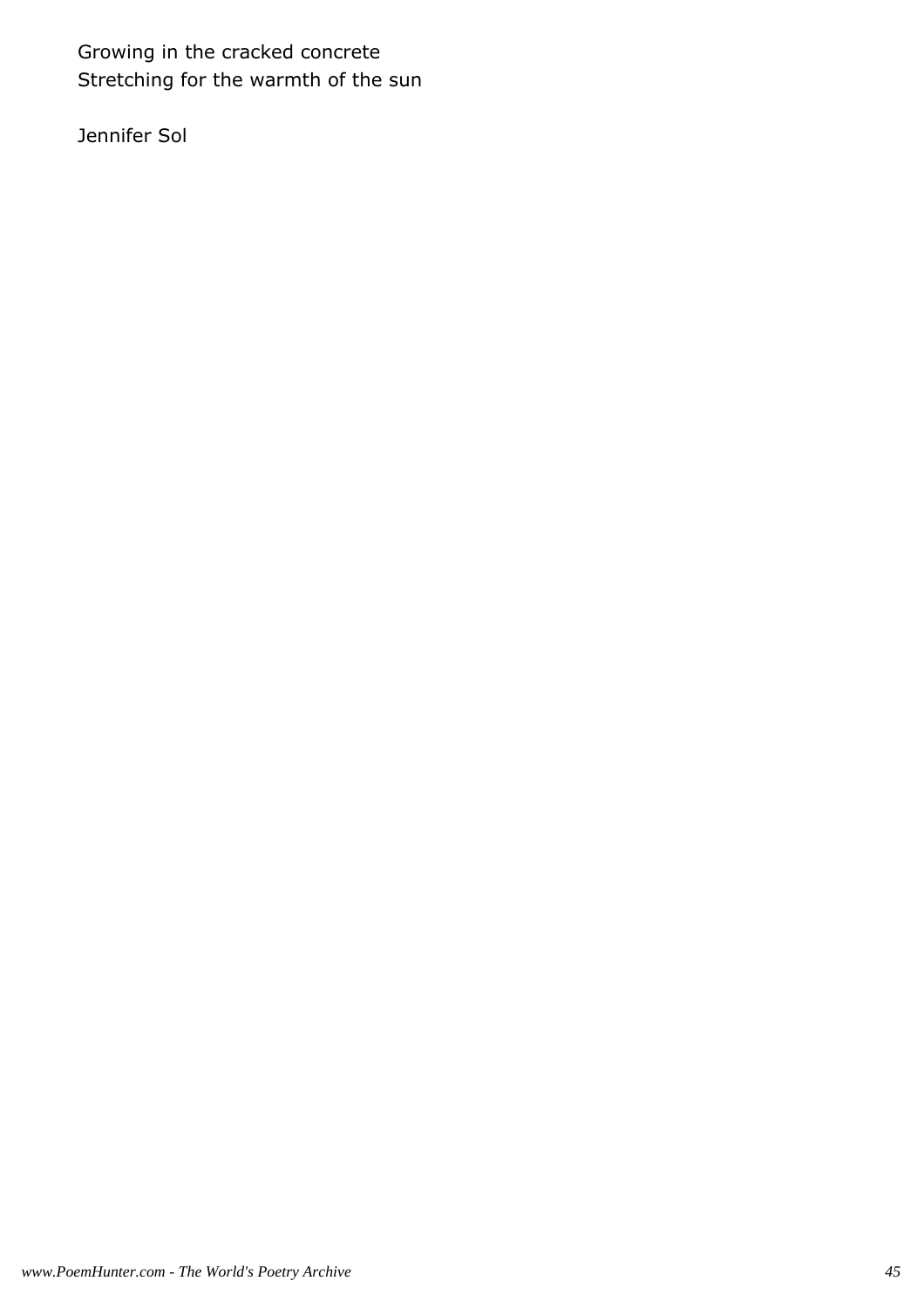Growing in the cracked concrete
Stretching for the warmth of the sun

Jennifer Sol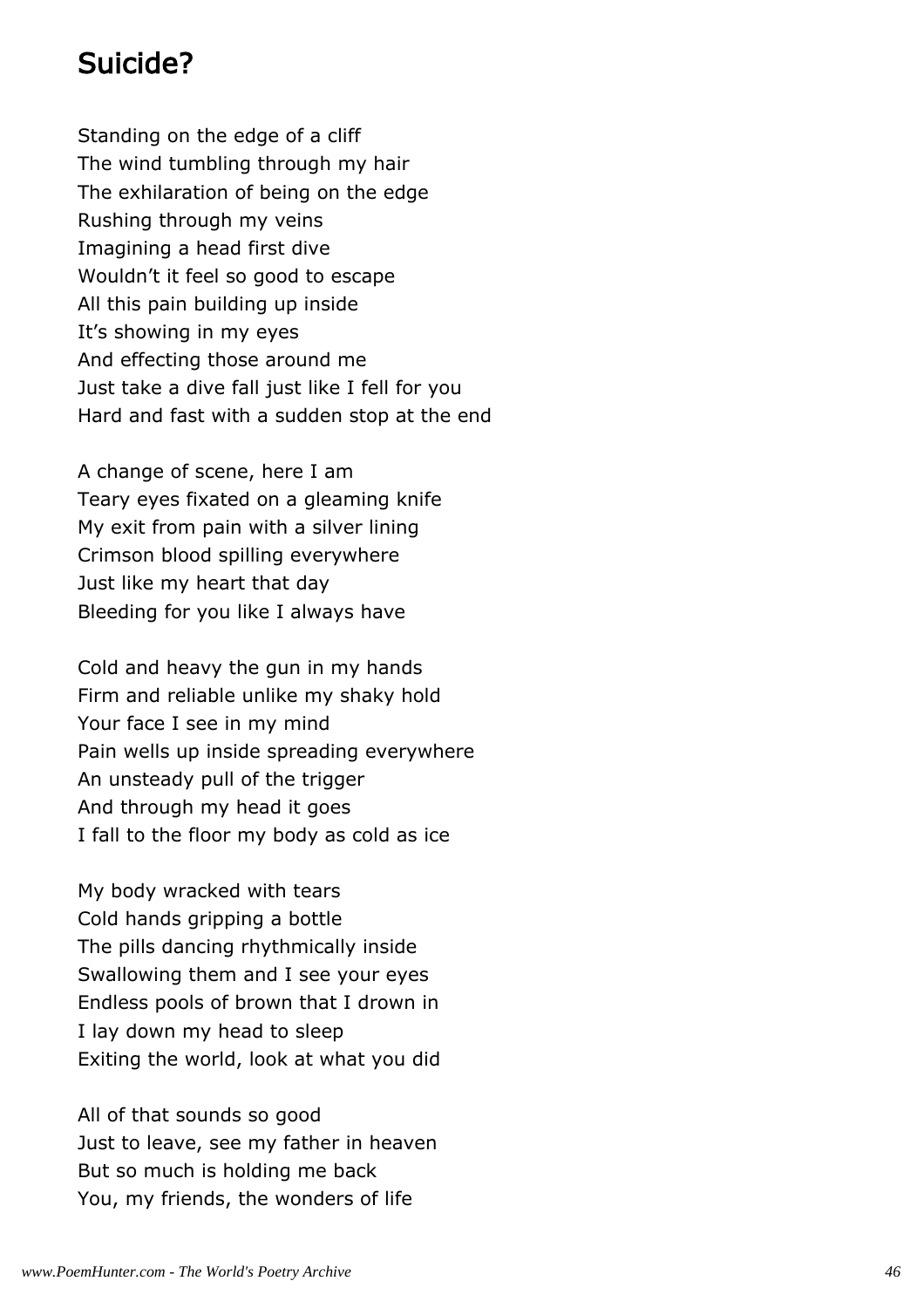## Suicide?

Standing on the edge of a cliff
The wind tumbling through my hair
The exhilaration of being on the edge
Rushing through my veins
Imagining a head first dive
Wouldn't it feel so good to escape
All this pain building up inside
It's showing in my eyes
And effecting those around me
Just take a dive fall just like I fell for you
Hard and fast with a sudden stop at the end

A change of scene, here I am
Teary eyes fixated on a gleaming knife
My exit from pain with a silver lining
Crimson blood spilling everywhere
Just like my heart that day
Bleeding for you like I always have

Cold and heavy the gun in my hands
Firm and reliable unlike my shaky hold
Your face I see in my mind
Pain wells up inside spreading everywhere
An unsteady pull of the trigger
And through my head it goes
I fall to the floor my body as cold as ice

My body wracked with tears
Cold hands gripping a bottle
The pills dancing rhythmically inside
Swallowing them and I see your eyes
Endless pools of brown that I drown in
I lay down my head to sleep
Exiting the world, look at what you did

All of that sounds so good
Just to leave, see my father in heaven
But so much is holding me back
You, my friends, the wonders of life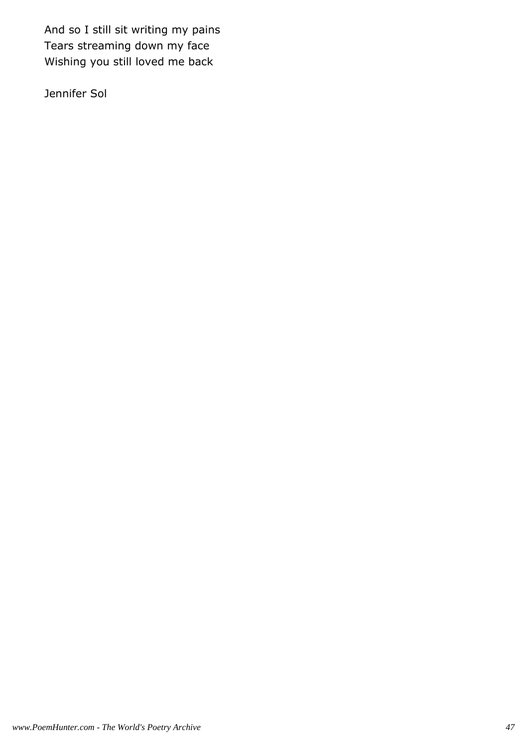And so I still sit writing my pains  
Tears streaming down my face  
Wishing you still loved me back

Jennifer Sol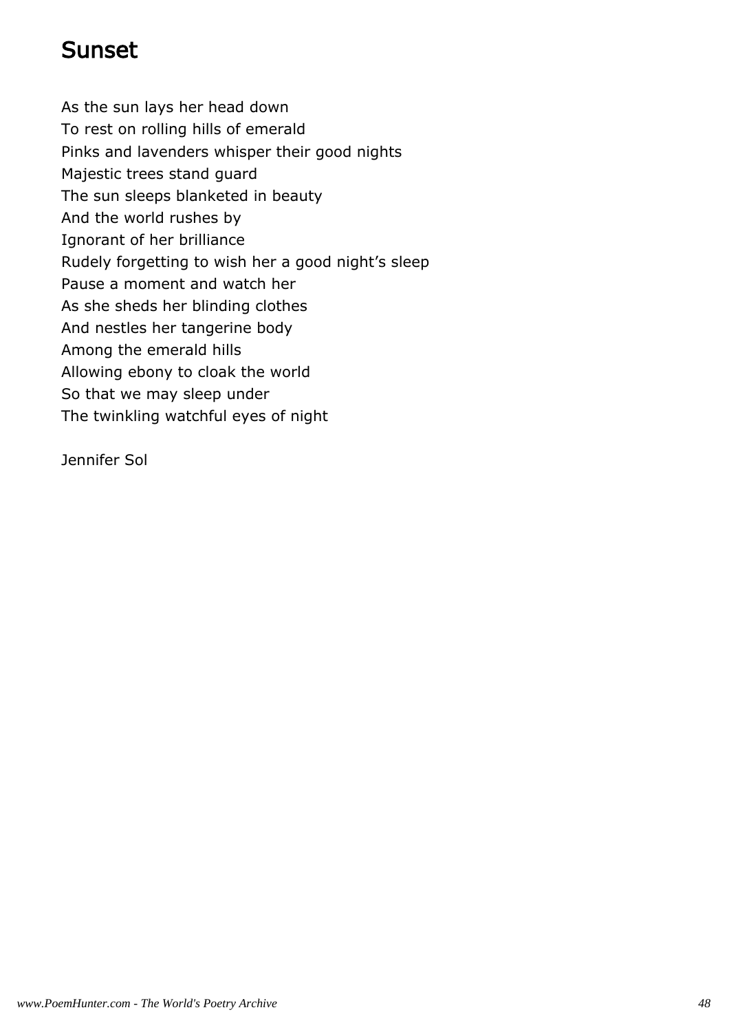# Sunset

As the sun lays her head down
To rest on rolling hills of emerald
Pinks and lavenders whisper their good nights
Majestic trees stand guard
The sun sleeps blanketed in beauty
And the world rushes by
Ignorant of her brilliance
Rudely forgetting to wish her a good night's sleep
Pause a moment and watch her
As she sheds her blinding clothes
And nestles her tangerine body
Among the emerald hills
Allowing ebony to cloak the world
So that we may sleep under
The twinkling watchful eyes of night

Jennifer Sol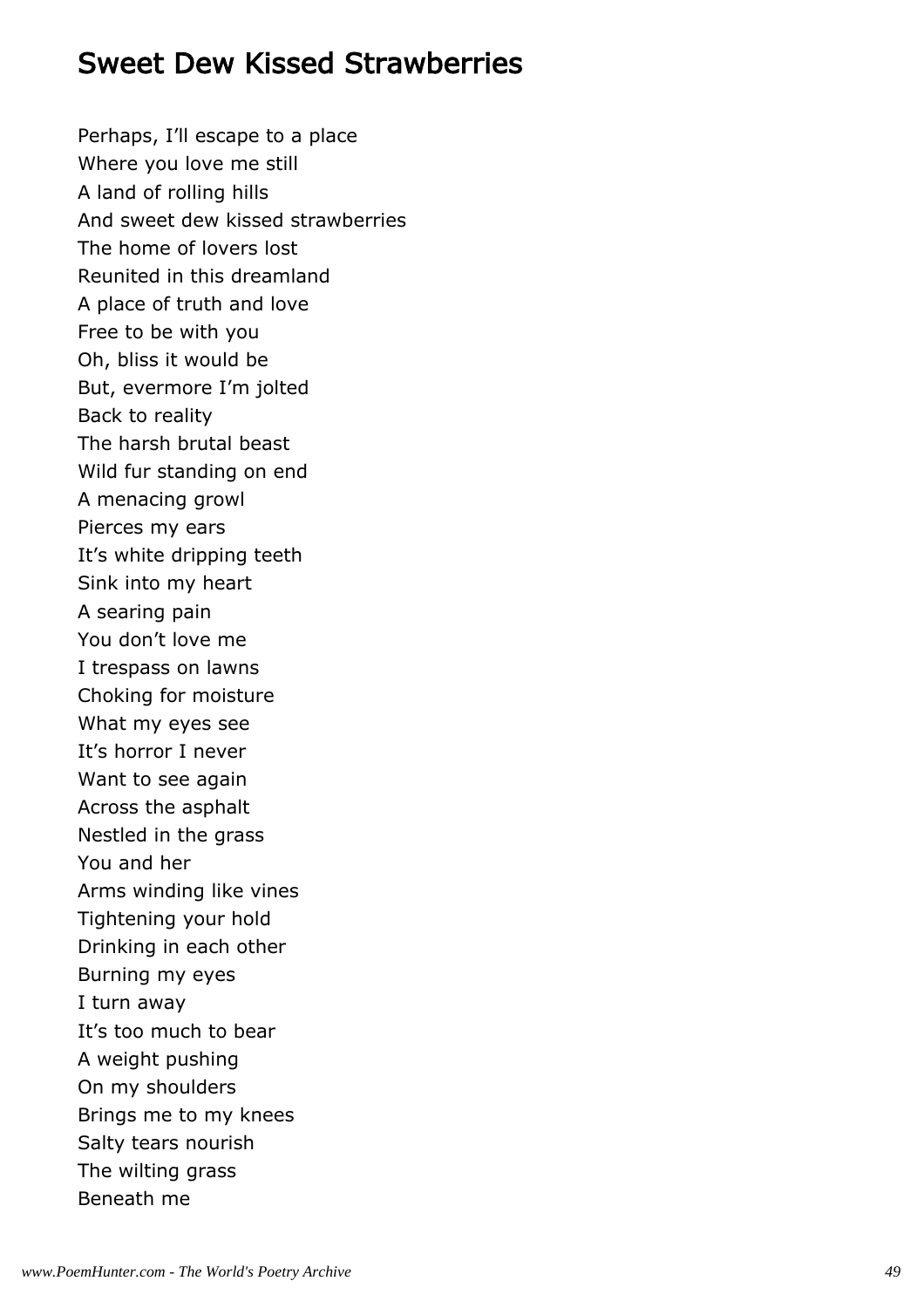## Sweet Dew Kissed Strawberries

Perhaps, I'll escape to a place
Where you love me still
A land of rolling hills
And sweet dew kissed strawberries
The home of lovers lost
Reunited in this dreamland
A place of truth and love
Free to be with you
Oh, bliss it would be
But, evermore I'm jolted
Back to reality
The harsh brutal beast
Wild fur standing on end
A menacing growl
Pierces my ears
It's white dripping teeth
Sink into my heart
A searing pain
You don't love me
I trespass on lawns
Choking for moisture
What my eyes see
It's horror I never
Want to see again
Across the asphalt
Nestled in the grass
You and her
Arms winding like vines
Tightening your hold
Drinking in each other
Burning my eyes
I turn away
It's too much to bear
A weight pushing
On my shoulders
Brings me to my knees
Salty tears nourish
The wilting grass
Beneath me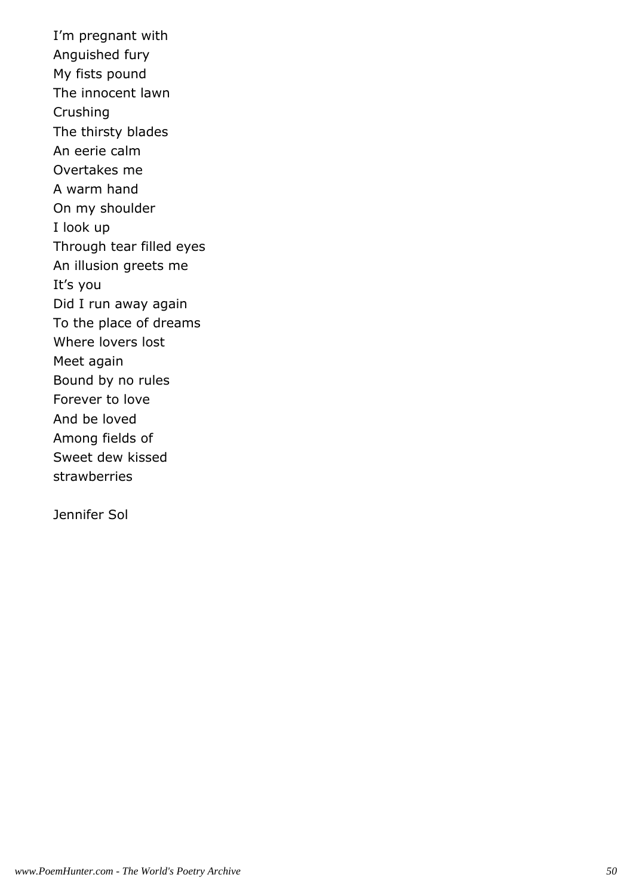I'm pregnant with
Anguished fury
My fists pound
The innocent lawn
Crushing
The thirsty blades
An eerie calm
Overtakes me
A warm hand
On my shoulder
I look up
Through tear filled eyes
An illusion greets me
It's you
Did I run away again
To the place of dreams
Where lovers lost
Meet again
Bound by no rules
Forever to love
And be loved
Among fields of
Sweet dew kissed
strawberries

Jennifer Sol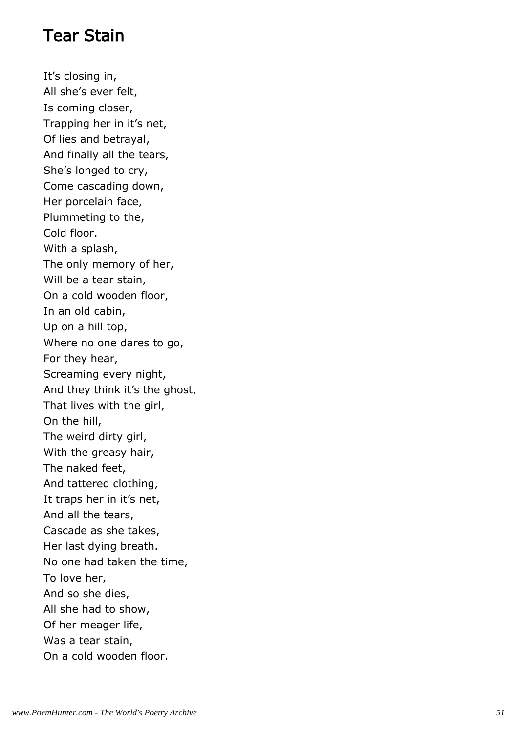## Tear Stain

It's closing in,
All she's ever felt,
Is coming closer,
Trapping her in it's net,
Of lies and betrayal,
And finally all the tears,
She's longed to cry,
Come cascading down,
Her porcelain face,
Plummeting to the,
Cold floor.
With a splash,
The only memory of her,
Will be a tear stain,
On a cold wooden floor,
In an old cabin,
Up on a hill top,
Where no one dares to go,
For they hear,
Screaming every night,
And they think it's the ghost,
That lives with the girl,
On the hill,
The weird dirty girl,
With the greasy hair,
The naked feet,
And tattered clothing,
It traps her in it's net,
And all the tears,
Cascade as she takes,
Her last dying breath.
No one had taken the time,
To love her,
And so she dies,
All she had to show,
Of her meager life,
Was a tear stain,
On a cold wooden floor.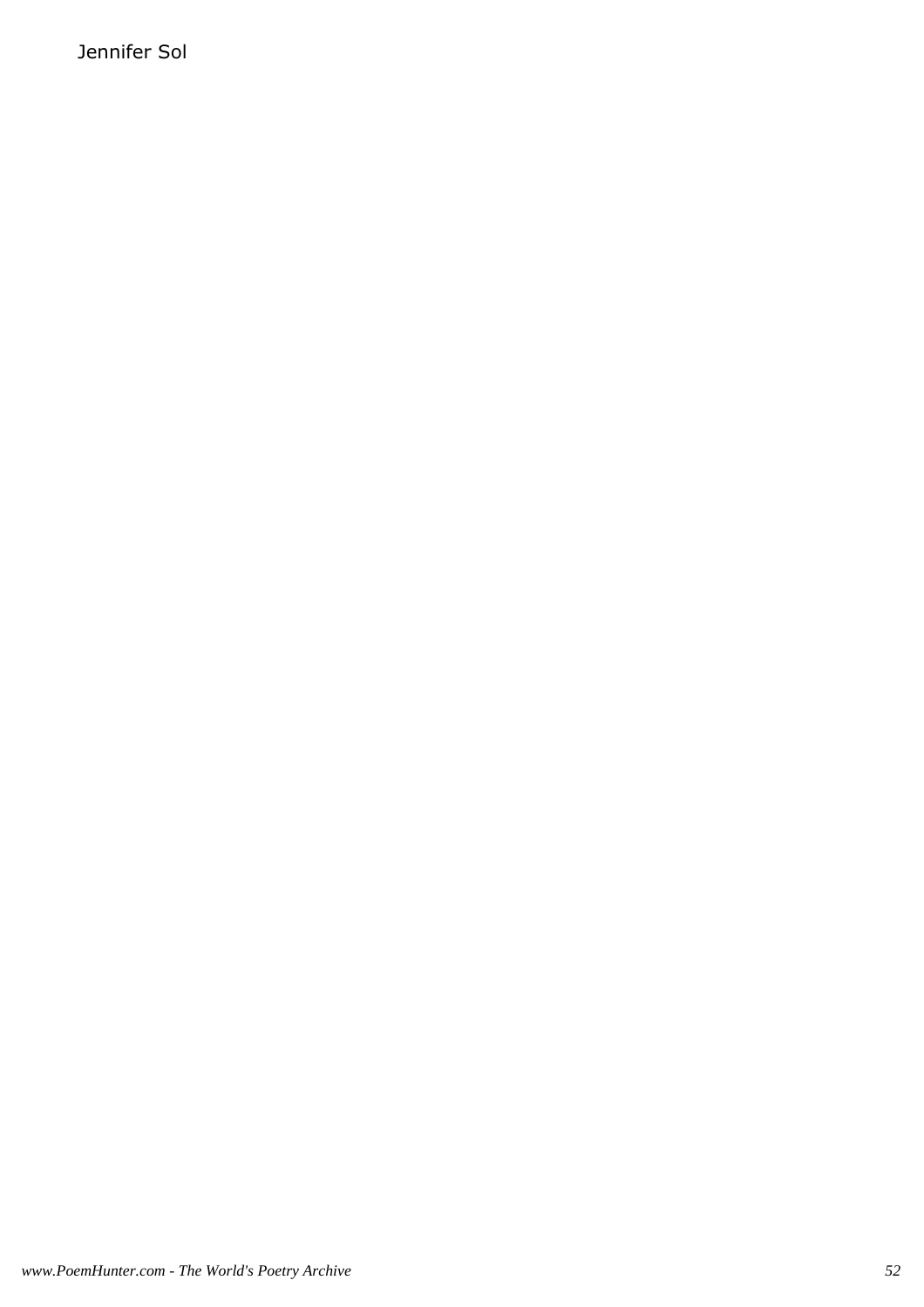Jennifer Sol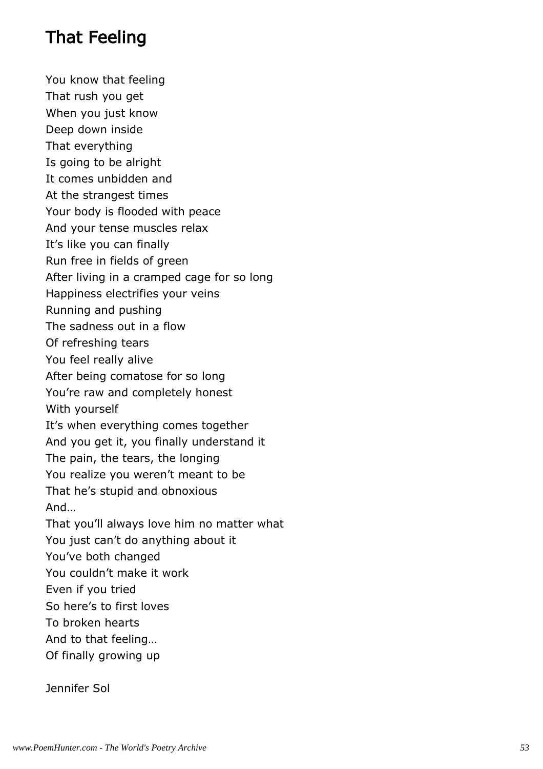## That Feeling

You know that feeling
That rush you get
When you just know
Deep down inside
That everything
Is going to be alright
It comes unbidden and
At the strangest times
Your body is flooded with peace
And your tense muscles relax
It's like you can finally
Run free in fields of green
After living in a cramped cage for so long
Happiness electrifies your veins
Running and pushing
The sadness out in a flow
Of refreshing tears
You feel really alive
After being comatose for so long
You're raw and completely honest
With yourself
It's when everything comes together
And you get it, you finally understand it
The pain, the tears, the longing
You realize you weren't meant to be
That he's stupid and obnoxious
And…
That you'll always love him no matter what
You just can't do anything about it
You've both changed
You couldn't make it work
Even if you tried
So here's to first loves
To broken hearts
And to that feeling…
Of finally growing up

Jennifer Sol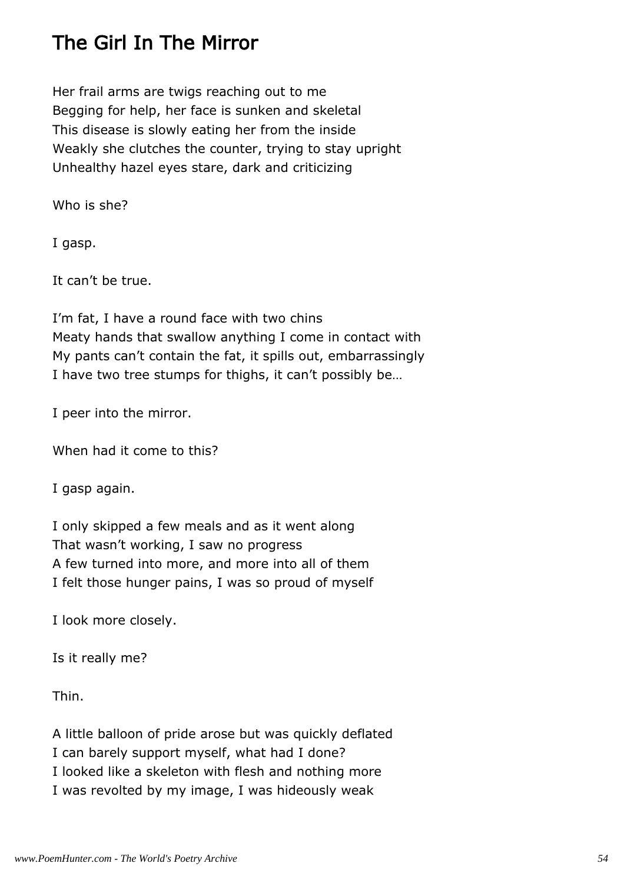# The Girl In The Mirror

Her frail arms are twigs reaching out to me  
Begging for help, her face is sunken and skeletal  
This disease is slowly eating her from the inside  
Weakly she clutches the counter, trying to stay upright  
Unhealthy hazel eyes stare, dark and criticizing

Who is she?

I gasp.

It can't be true.

I'm fat, I have a round face with two chins  
Meaty hands that swallow anything I come in contact with  
My pants can't contain the fat, it spills out, embarrassingly  
I have two tree stumps for thighs, it can't possibly be…

I peer into the mirror.

When had it come to this?

I gasp again.

I only skipped a few meals and as it went along  
That wasn't working, I saw no progress  
A few turned into more, and more into all of them  
I felt those hunger pains, I was so proud of myself

I look more closely.

Is it really me?

Thin.

A little balloon of pride arose but was quickly deflated  
I can barely support myself, what had I done?  
I looked like a skeleton with flesh and nothing more  
I was revolted by my image, I was hideously weak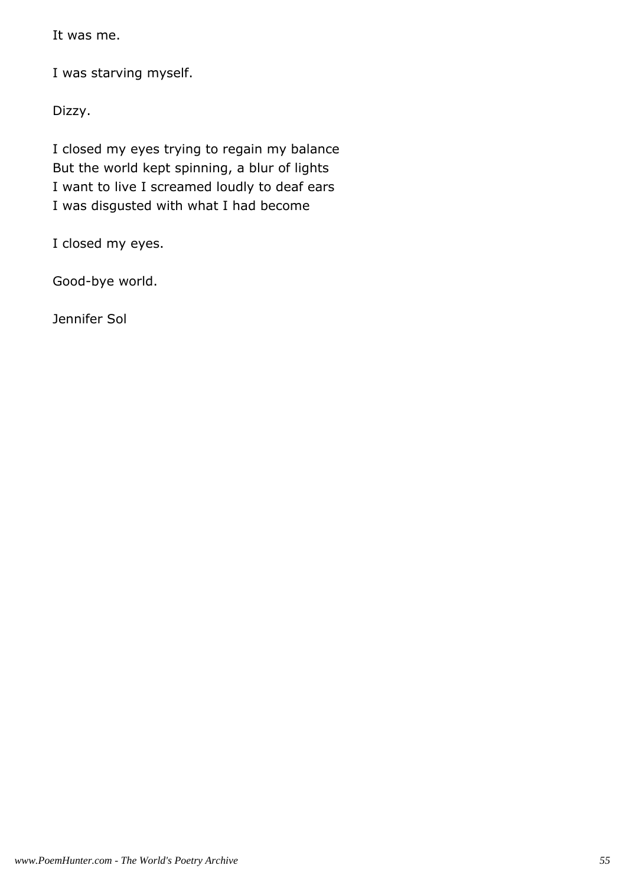It was me.

I was starving myself.

Dizzy.

I closed my eyes trying to regain my balance
But the world kept spinning, a blur of lights
I want to live I screamed loudly to deaf ears
I was disgusted with what I had become

I closed my eyes.

Good-bye world.

Jennifer Sol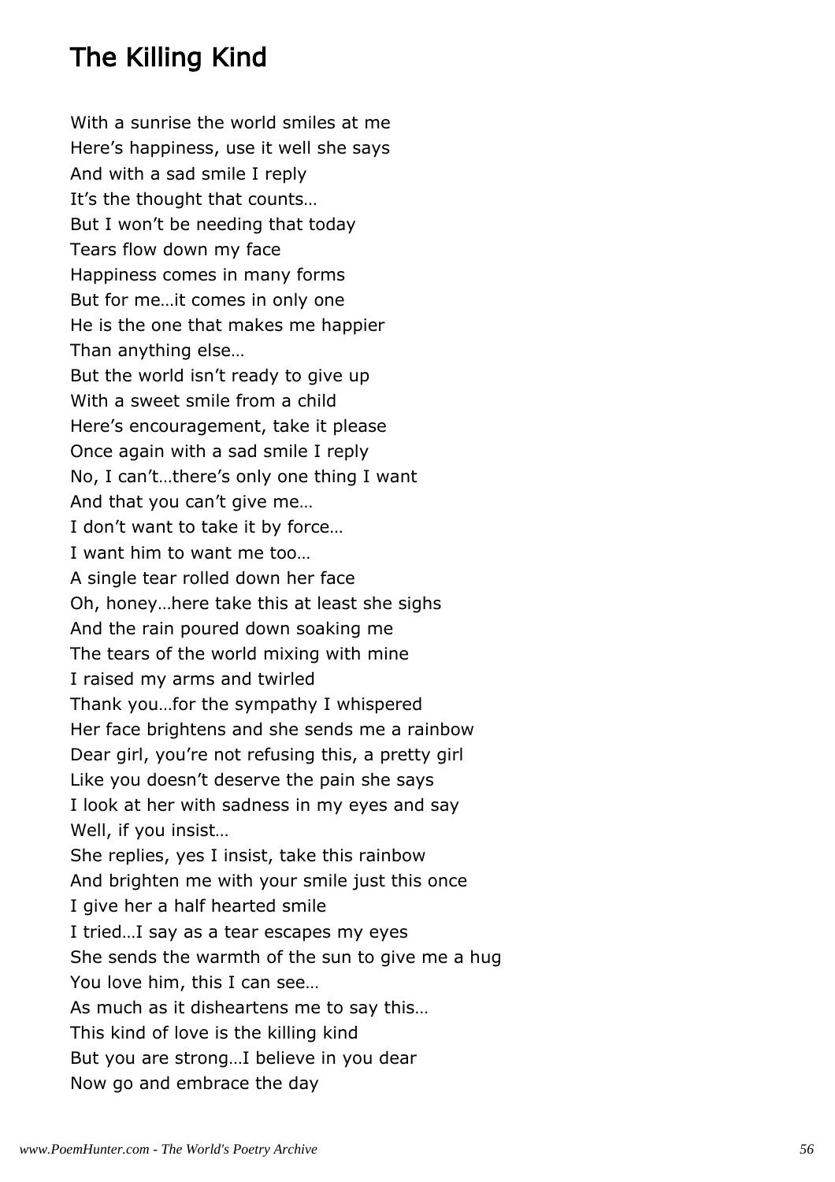# The Killing Kind

With a sunrise the world smiles at me
Here's happiness, use it well she says
And with a sad smile I reply
It's the thought that counts…
But I won't be needing that today
Tears flow down my face
Happiness comes in many forms
But for me…it comes in only one
He is the one that makes me happier
Than anything else…
But the world isn't ready to give up
With a sweet smile from a child
Here's encouragement, take it please
Once again with a sad smile I reply
No, I can't…there's only one thing I want
And that you can't give me…
I don't want to take it by force…
I want him to want me too…
A single tear rolled down her face
Oh, honey…here take this at least she sighs
And the rain poured down soaking me
The tears of the world mixing with mine
I raised my arms and twirled
Thank you…for the sympathy I whispered
Her face brightens and she sends me a rainbow
Dear girl, you're not refusing this, a pretty girl
Like you doesn't deserve the pain she says
I look at her with sadness in my eyes and say
Well, if you insist…
She replies, yes I insist, take this rainbow
And brighten me with your smile just this once
I give her a half hearted smile
I tried…I say as a tear escapes my eyes
She sends the warmth of the sun to give me a hug
You love him, this I can see…
As much as it disheartens me to say this…
This kind of love is the killing kind
But you are strong…I believe in you dear
Now go and embrace the day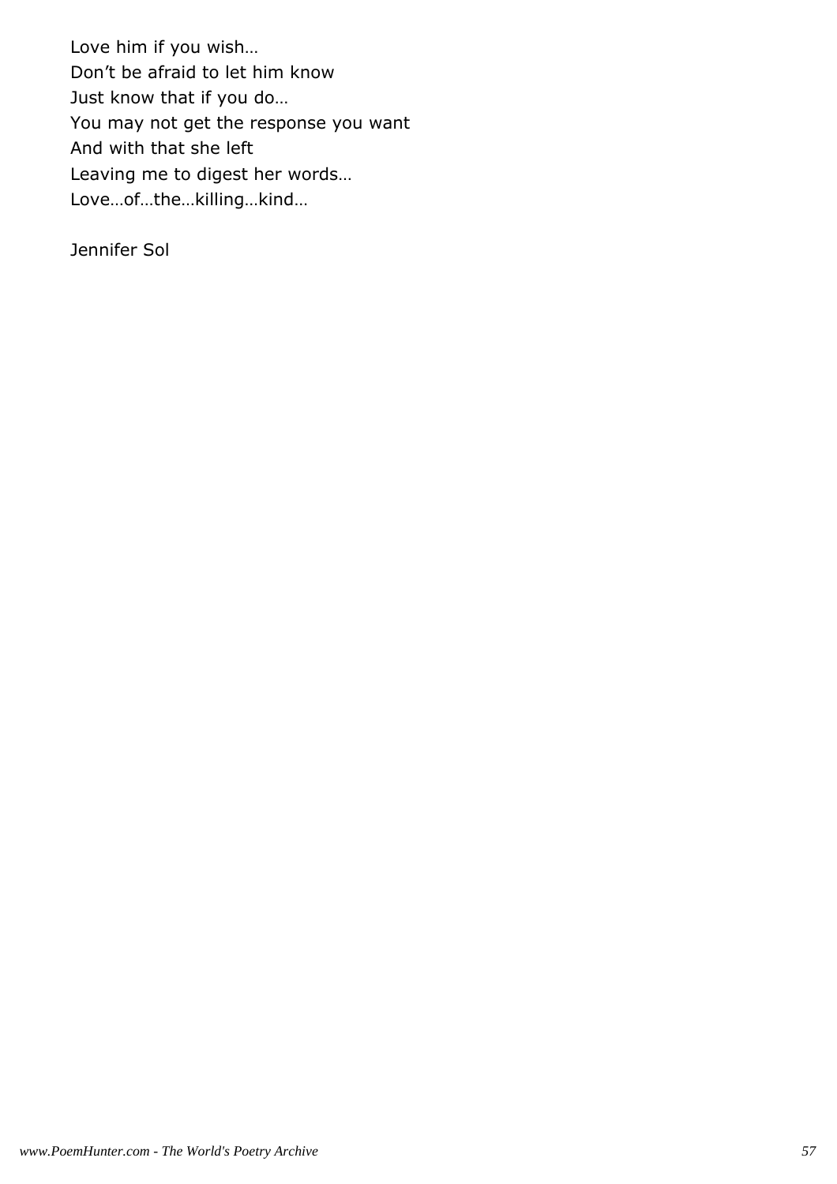Love him if you wish…
Don't be afraid to let him know
Just know that if you do…
You may not get the response you want
And with that she left
Leaving me to digest her words…
Love…of…the…killing…kind…

Jennifer Sol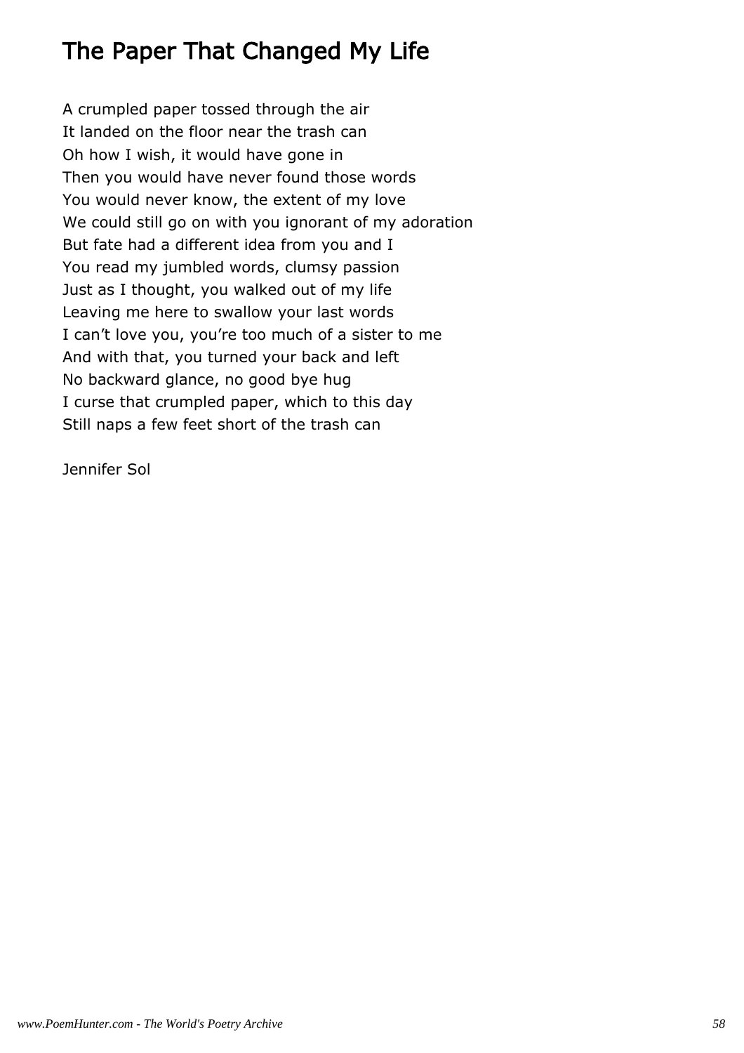# The Paper That Changed My Life

A crumpled paper tossed through the air
It landed on the floor near the trash can
Oh how I wish, it would have gone in
Then you would have never found those words
You would never know, the extent of my love
We could still go on with you ignorant of my adoration
But fate had a different idea from you and I
You read my jumbled words, clumsy passion
Just as I thought, you walked out of my life
Leaving me here to swallow your last words
I can't love you, you're too much of a sister to me
And with that, you turned your back and left
No backward glance, no good bye hug
I curse that crumpled paper, which to this day
Still naps a few feet short of the trash can

Jennifer Sol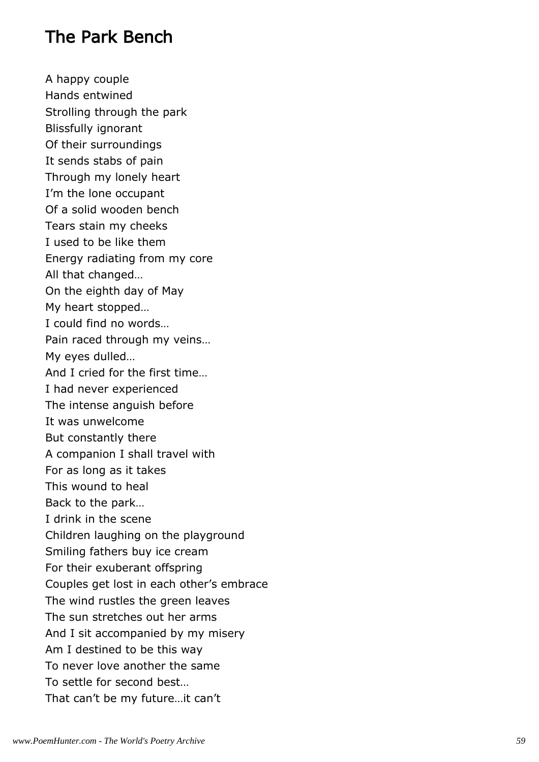# The Park Bench

A happy couple  
Hands entwined  
Strolling through the park  
Blissfully ignorant  
Of their surroundings  
It sends stabs of pain  
Through my lonely heart  
I'm the lone occupant  
Of a solid wooden bench  
Tears stain my cheeks  
I used to be like them  
Energy radiating from my core  
All that changed…  
On the eighth day of May  
My heart stopped…  
I could find no words…  
Pain raced through my veins…  
My eyes dulled…  
And I cried for the first time…  
I had never experienced  
The intense anguish before  
It was unwelcome  
But constantly there  
A companion I shall travel with  
For as long as it takes  
This wound to heal  
Back to the park…  
I drink in the scene  
Children laughing on the playground  
Smiling fathers buy ice cream  
For their exuberant offspring  
Couples get lost in each other's embrace  
The wind rustles the green leaves  
The sun stretches out her arms  
And I sit accompanied by my misery  
Am I destined to be this way  
To never love another the same  
To settle for second best…  
That can't be my future…it can't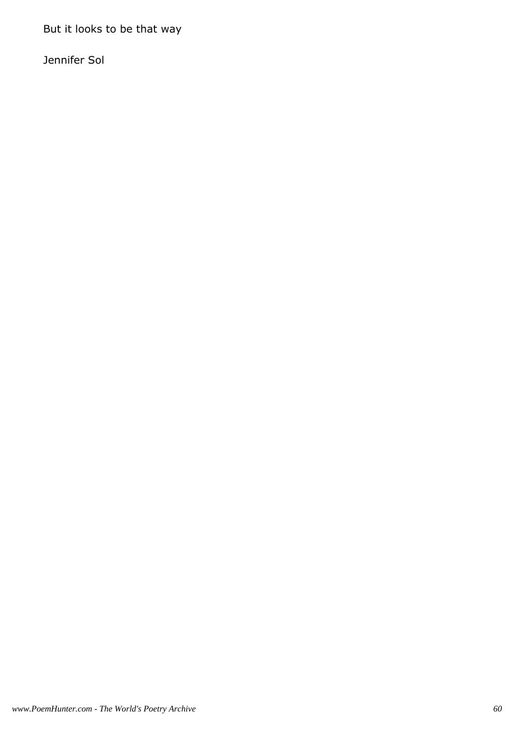But it looks to be that way

Jennifer Sol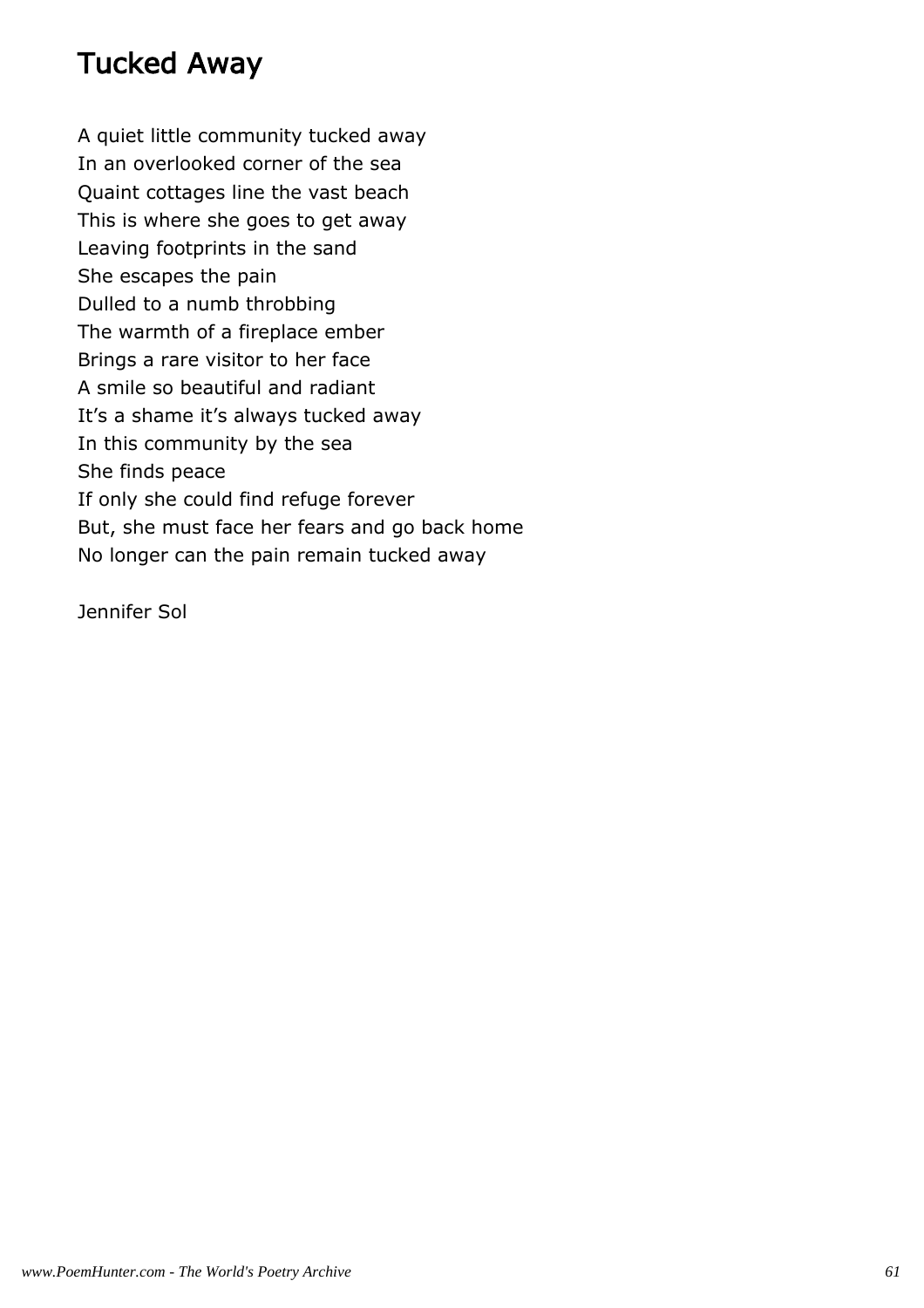# Tucked Away

A quiet little community tucked away  
In an overlooked corner of the sea  
Quaint cottages line the vast beach  
This is where she goes to get away  
Leaving footprints in the sand  
She escapes the pain  
Dulled to a numb throbbing  
The warmth of a fireplace ember  
Brings a rare visitor to her face  
A smile so beautiful and radiant  
It’s a shame it’s always tucked away  
In this community by the sea  
She finds peace  
If only she could find refuge forever  
But, she must face her fears and go back home  
No longer can the pain remain tucked away

Jennifer Sol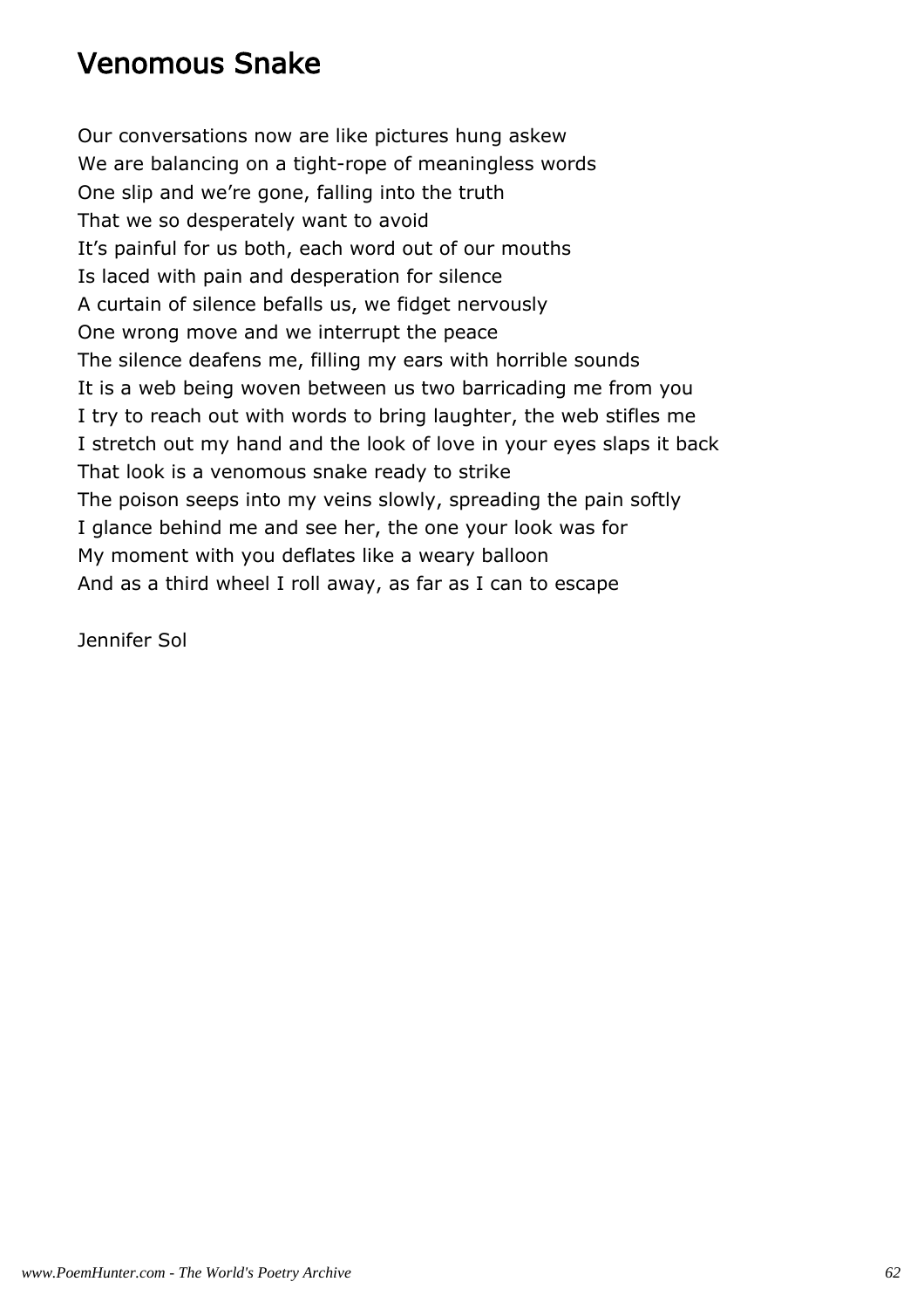# Venomous Snake

Our conversations now are like pictures hung askew  
We are balancing on a tight-rope of meaningless words  
One slip and we’re gone, falling into the truth  
That we so desperately want to avoid  
It’s painful for us both, each word out of our mouths  
Is laced with pain and desperation for silence  
A curtain of silence befalls us, we fidget nervously  
One wrong move and we interrupt the peace  
The silence deafens me, filling my ears with horrible sounds  
It is a web being woven between us two barricading me from you  
I try to reach out with words to bring laughter, the web stifles me  
I stretch out my hand and the look of love in your eyes slaps it back  
That look is a venomous snake ready to strike  
The poison seeps into my veins slowly, spreading the pain softly  
I glance behind me and see her, the one your look was for  
My moment with you deflates like a weary balloon  
And as a third wheel I roll away, as far as I can to escape

Jennifer Sol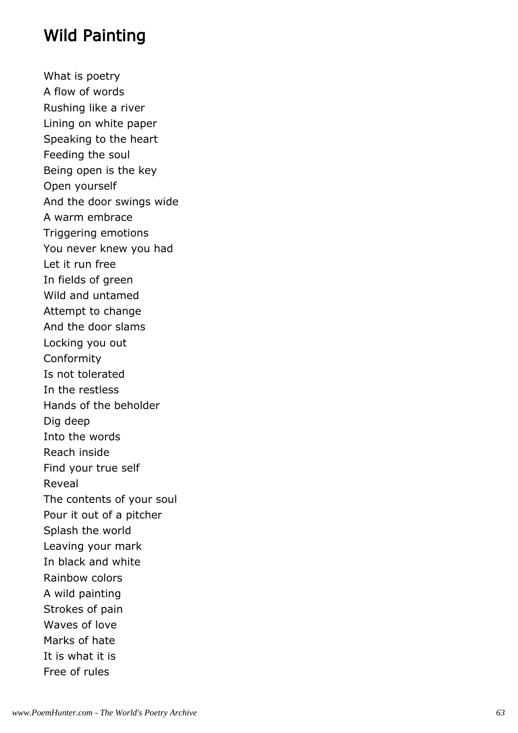# Wild Painting

What is poetry
A flow of words
Rushing like a river
Lining on white paper
Speaking to the heart
Feeding the soul
Being open is the key
Open yourself
And the door swings wide
A warm embrace
Triggering emotions
You never knew you had
Let it run free
In fields of green
Wild and untamed
Attempt to change
And the door slams
Locking you out
Conformity
Is not tolerated
In the restless
Hands of the beholder
Dig deep
Into the words
Reach inside
Find your true self
Reveal
The contents of your soul
Pour it out of a pitcher
Splash the world
Leaving your mark
In black and white
Rainbow colors
A wild painting
Strokes of pain
Waves of love
Marks of hate
It is what it is
Free of rules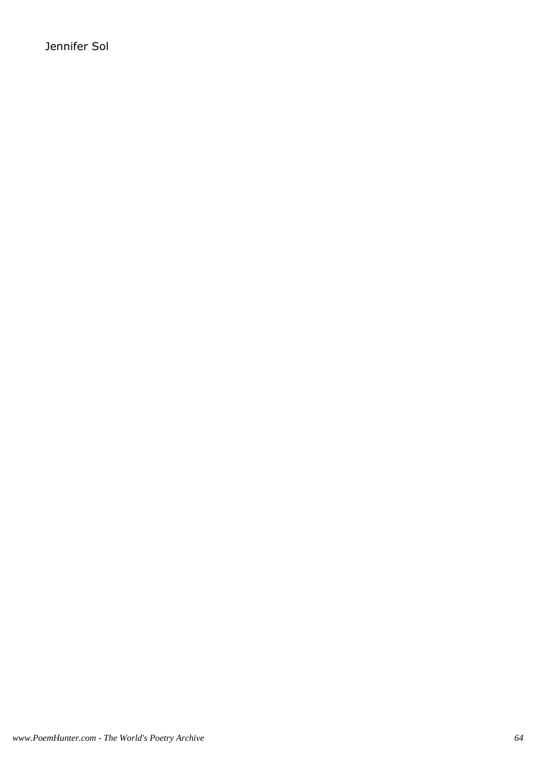Jennifer Sol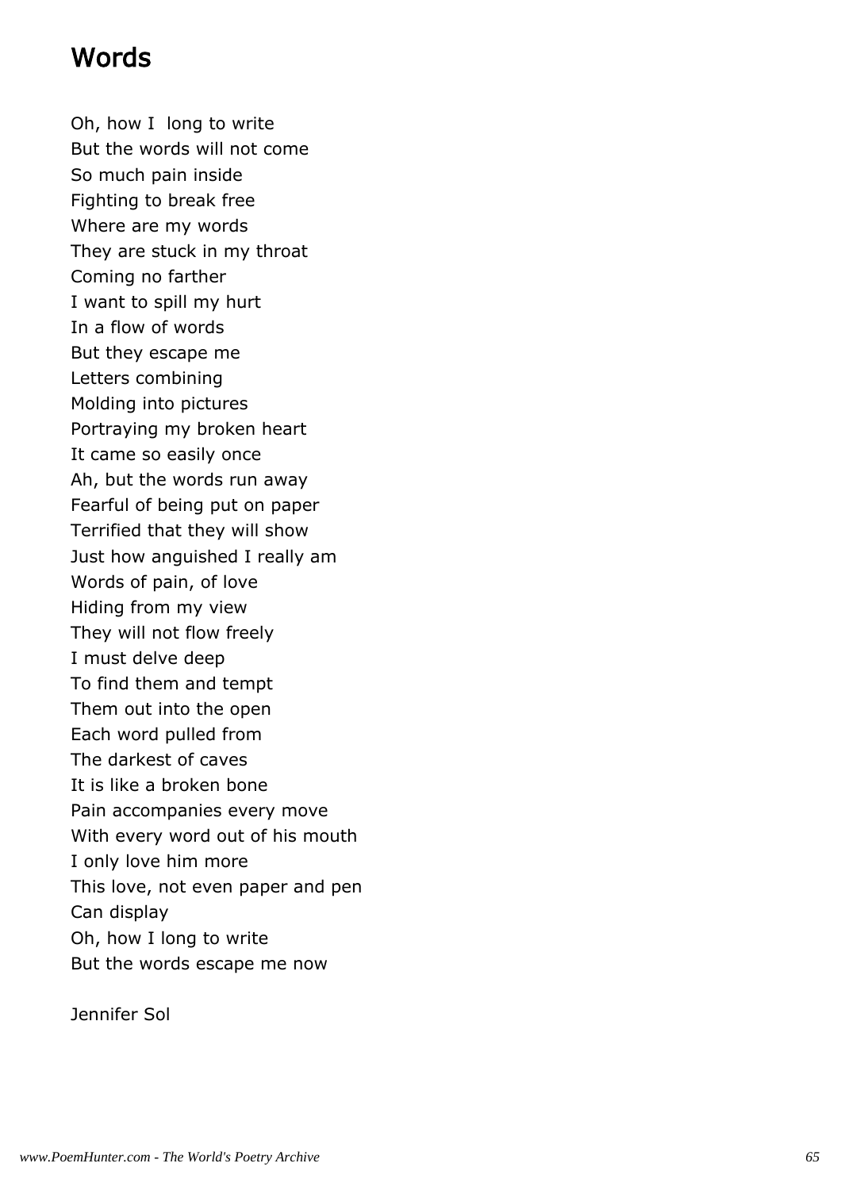# Words

Oh, how I long to write
But the words will not come
So much pain inside
Fighting to break free
Where are my words
They are stuck in my throat
Coming no farther
I want to spill my hurt
In a flow of words
But they escape me
Letters combining
Molding into pictures
Portraying my broken heart
It came so easily once
Ah, but the words run away
Fearful of being put on paper
Terrified that they will show
Just how anguished I really am
Words of pain, of love
Hiding from my view
They will not flow freely
I must delve deep
To find them and tempt
Them out into the open
Each word pulled from
The darkest of caves
It is like a broken bone
Pain accompanies every move
With every word out of his mouth
I only love him more
This love, not even paper and pen
Can display
Oh, how I long to write
But the words escape me now

Jennifer Sol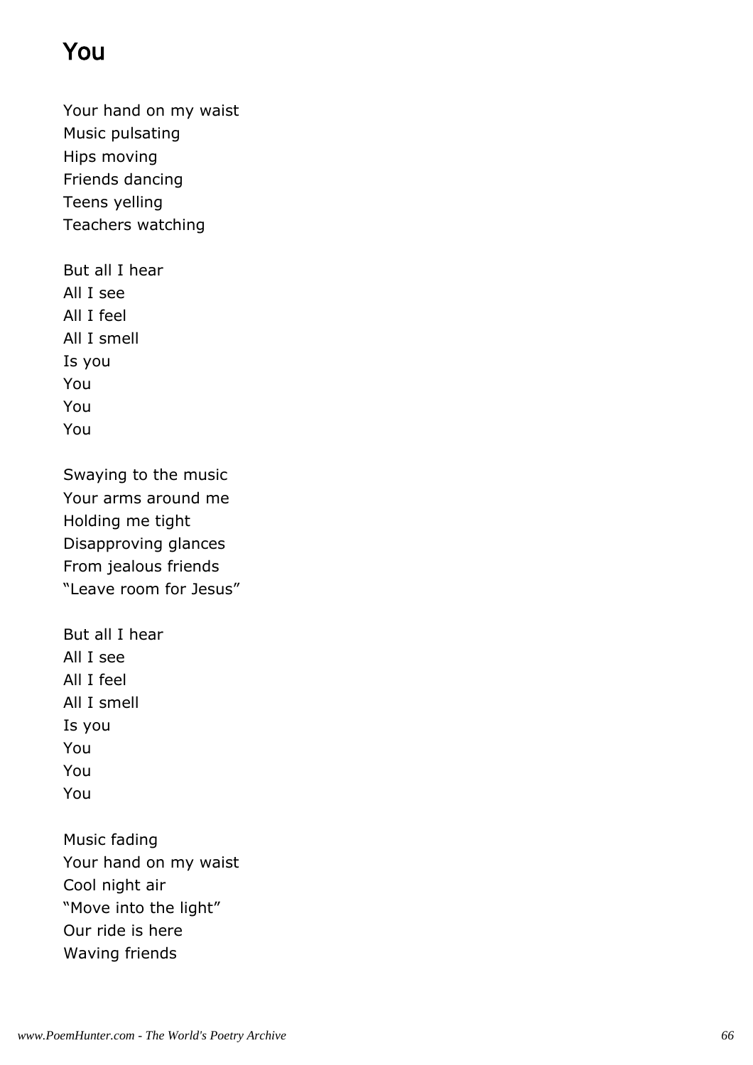# You

Your hand on my waist  
Music pulsating  
Hips moving  
Friends dancing  
Teens yelling  
Teachers watching

But all I hear  
All I see  
All I feel  
All I smell  
Is you  
You  
You  
You

Swaying to the music  
Your arms around me  
Holding me tight  
Disapproving glances  
From jealous friends  
“Leave room for Jesus”

But all I hear  
All I see  
All I feel  
All I smell  
Is you  
You  
You  
You

Music fading  
Your hand on my waist  
Cool night air  
“Move into the light”  
Our ride is here  
Waving friends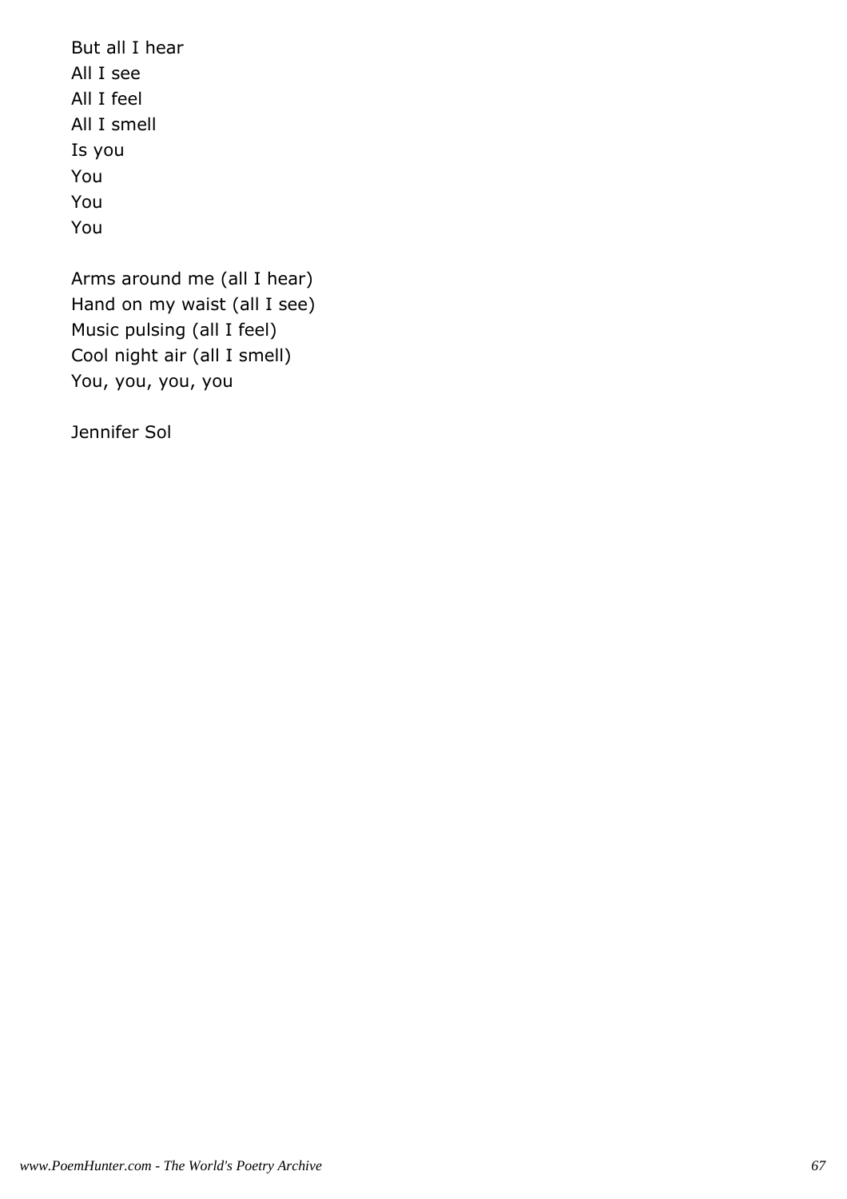But all I hear
All I see
All I feel
All I smell
Is you
You
You
You

Arms around me (all I hear)
Hand on my waist (all I see)
Music pulsing (all I feel)
Cool night air (all I smell)
You, you, you, you

Jennifer Sol